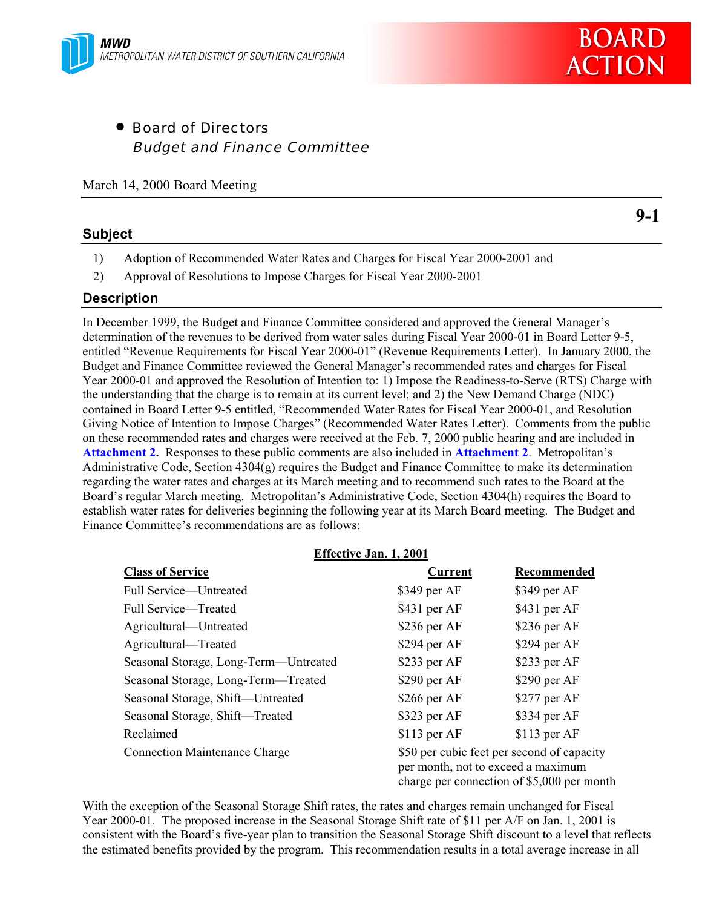MWD
METROPOLITAN WATER DISTRICT OF SOUTHERN CALIFORNIA

# BOARD ACTION

- Board of Directors
  *Budget and Finance Committee*

March 14, 2000 Board Meeting

**9-1**

## Subject

1) Adoption of Recommended Water Rates and Charges for Fiscal Year 2000-2001 and
2) Approval of Resolutions to Impose Charges for Fiscal Year 2000-2001

## Description

In December 1999, the Budget and Finance Committee considered and approved the General Manager's determination of the revenues to be derived from water sales during Fiscal Year 2000-01 in Board Letter 9-5, entitled "Revenue Requirements for Fiscal Year 2000-01" (Revenue Requirements Letter). In January 2000, the Budget and Finance Committee reviewed the General Manager's recommended rates and charges for Fiscal Year 2000-01 and approved the Resolution of Intention to: 1) Impose the Readiness-to-Serve (RTS) Charge with the understanding that the charge is to remain at its current level; and 2) the New Demand Charge (NDC) contained in Board Letter 9-5 entitled, "Recommended Water Rates for Fiscal Year 2000-01, and Resolution Giving Notice of Intention to Impose Charges" (Recommended Water Rates Letter). Comments from the public on these recommended rates and charges were received at the Feb. 7, 2000 public hearing and are included in **Attachment 2.** Responses to these public comments are also included in **Attachment 2**. Metropolitan's Administrative Code, Section 4304(g) requires the Budget and Finance Committee to make its determination regarding the water rates and charges at its March meeting and to recommend such rates to the Board at the Board's regular March meeting. Metropolitan's Administrative Code, Section 4304(h) requires the Board to establish water rates for deliveries beginning the following year at its March Board meeting. The Budget and Finance Committee's recommendations are as follows:

| | Effective Jan. 1, 2001 | |
|---|---|---|
| **Class of Service** | **Current** | **Recommended** |
| Full Service—Untreated | $349 per AF | $349 per AF |
| Full Service—Treated | $431 per AF | $431 per AF |
| Agricultural—Untreated | $236 per AF | $236 per AF |
| Agricultural—Treated | $294 per AF | $294 per AF |
| Seasonal Storage, Long-Term—Untreated | $233 per AF | $233 per AF |
| Seasonal Storage, Long-Term—Treated | $290 per AF | $290 per AF |
| Seasonal Storage, Shift—Untreated | $266 per AF | $277 per AF |
| Seasonal Storage, Shift—Treated | $323 per AF | $334 per AF |
| Reclaimed | $113 per AF | $113 per AF |
| Connection Maintenance Charge | $50 per cubic feet per second of capacity per month, not to exceed a maximum charge per connection of $5,000 per month | |

With the exception of the Seasonal Storage Shift rates, the rates and charges remain unchanged for Fiscal Year 2000-01. The proposed increase in the Seasonal Storage Shift rate of $11 per A/F on Jan. 1, 2001 is consistent with the Board's five-year plan to transition the Seasonal Storage Shift discount to a level that reflects the estimated benefits provided by the program. This recommendation results in a total average increase in all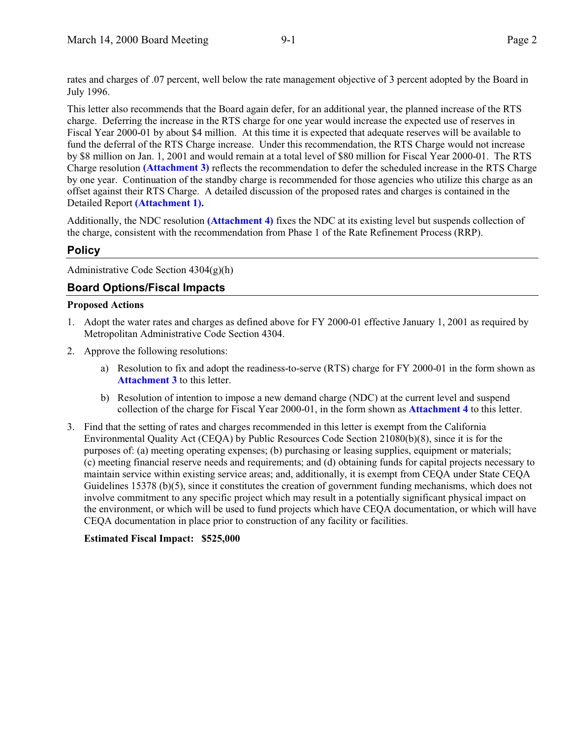rates and charges of .07 percent, well below the rate management objective of 3 percent adopted by the Board in July 1996.

This letter also recommends that the Board again defer, for an additional year, the planned increase of the RTS charge. Deferring the increase in the RTS charge for one year would increase the expected use of reserves in Fiscal Year 2000-01 by about $4 million. At this time it is expected that adequate reserves will be available to fund the deferral of the RTS Charge increase. Under this recommendation, the RTS Charge would not increase by $8 million on Jan. 1, 2001 and would remain at a total level of $80 million for Fiscal Year 2000-01. The RTS Charge resolution **(Attachment 3)** reflects the recommendation to defer the scheduled increase in the RTS Charge by one year. Continuation of the standby charge is recommended for those agencies who utilize this charge as an offset against their RTS Charge. A detailed discussion of the proposed rates and charges is contained in the Detailed Report **(Attachment 1).**

Additionally, the NDC resolution **(Attachment 4)** fixes the NDC at its existing level but suspends collection of the charge, consistent with the recommendation from Phase 1 of the Rate Refinement Process (RRP).

## Policy

Administrative Code Section 4304(g)(h)

## Board Options/Fiscal Impacts

**Proposed Actions**

1. Adopt the water rates and charges as defined above for FY 2000-01 effective January 1, 2001 as required by Metropolitan Administrative Code Section 4304.
2. Approve the following resolutions:
   a) Resolution to fix and adopt the readiness-to-serve (RTS) charge for FY 2000-01 in the form shown as **Attachment 3** to this letter.
   b) Resolution of intention to impose a new demand charge (NDC) at the current level and suspend collection of the charge for Fiscal Year 2000-01, in the form shown as **Attachment 4** to this letter.
3. Find that the setting of rates and charges recommended in this letter is exempt from the California Environmental Quality Act (CEQA) by Public Resources Code Section 21080(b)(8), since it is for the purposes of: (a) meeting operating expenses; (b) purchasing or leasing supplies, equipment or materials; (c) meeting financial reserve needs and requirements; and (d) obtaining funds for capital projects necessary to maintain service within existing service areas; and, additionally, it is exempt from CEQA under State CEQA Guidelines 15378 (b)(5), since it constitutes the creation of government funding mechanisms, which does not involve commitment to any specific project which may result in a potentially significant physical impact on the environment, or which will be used to fund projects which have CEQA documentation, or which will have CEQA documentation in place prior to construction of any facility or facilities.

   **Estimated Fiscal Impact: $525,000**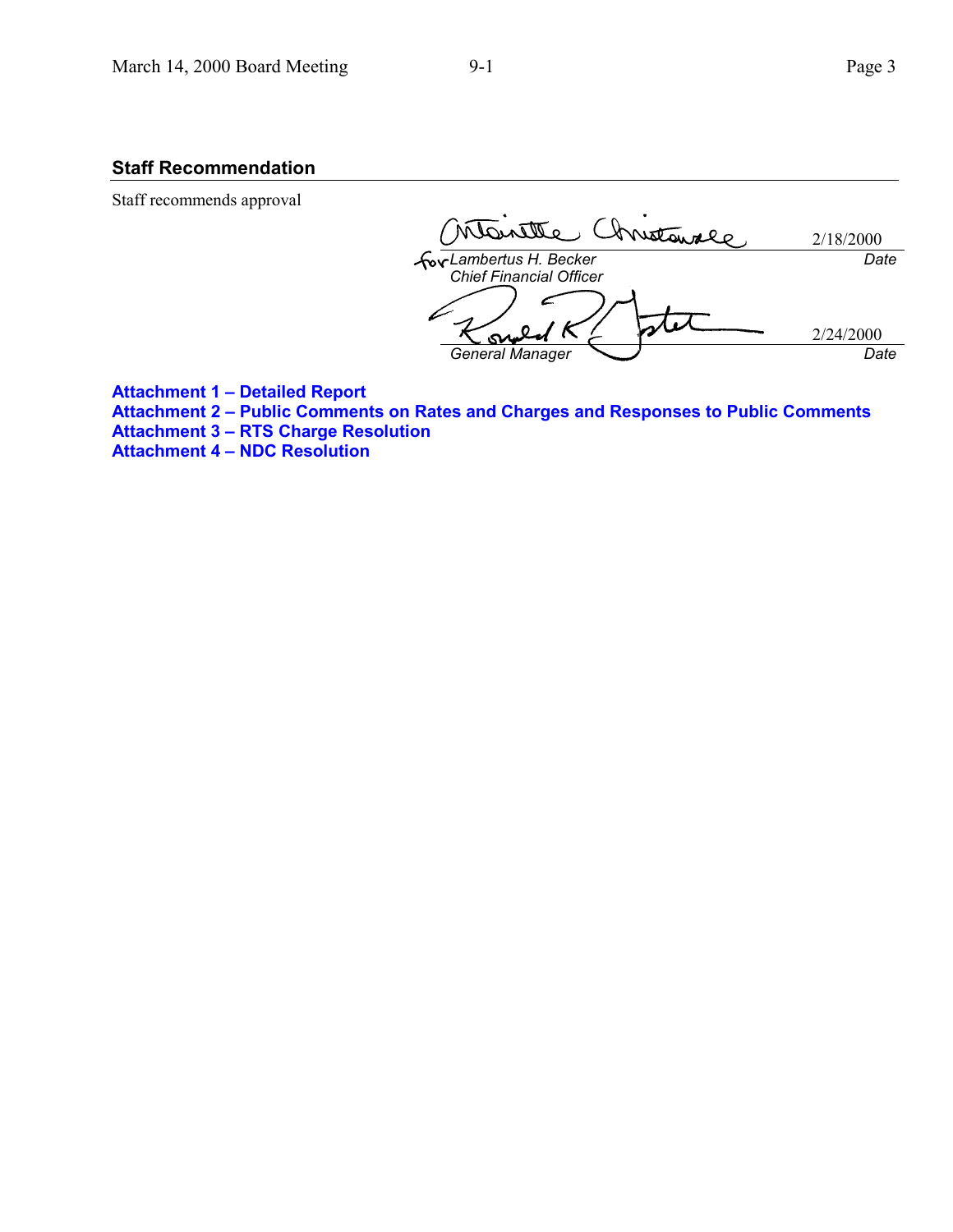## Staff Recommendation

Staff recommends approval

for *Lambertus H. Becker* — 2/18/2000
*Chief Financial Officer* — *Date*

*General Manager* — 2/24/2000
*Date*

**Attachment 1 – Detailed Report**
**Attachment 2 – Public Comments on Rates and Charges and Responses to Public Comments**
**Attachment 3 – RTS Charge Resolution**
**Attachment 4 – NDC Resolution**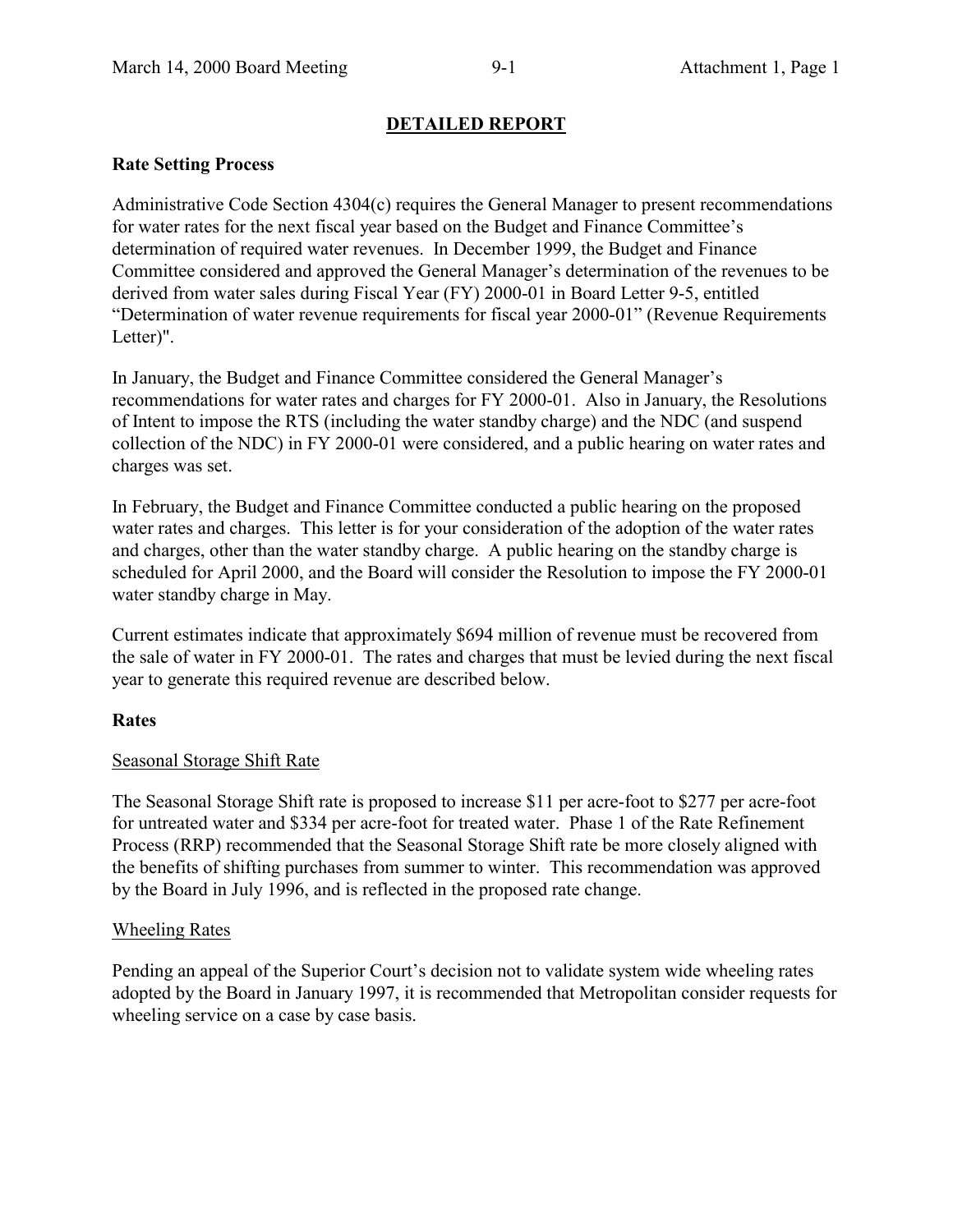# DETAILED REPORT

## Rate Setting Process

Administrative Code Section 4304(c) requires the General Manager to present recommendations for water rates for the next fiscal year based on the Budget and Finance Committee's determination of required water revenues. In December 1999, the Budget and Finance Committee considered and approved the General Manager's determination of the revenues to be derived from water sales during Fiscal Year (FY) 2000-01 in Board Letter 9-5, entitled "Determination of water revenue requirements for fiscal year 2000-01" (Revenue Requirements Letter)".

In January, the Budget and Finance Committee considered the General Manager's recommendations for water rates and charges for FY 2000-01. Also in January, the Resolutions of Intent to impose the RTS (including the water standby charge) and the NDC (and suspend collection of the NDC) in FY 2000-01 were considered, and a public hearing on water rates and charges was set.

In February, the Budget and Finance Committee conducted a public hearing on the proposed water rates and charges. This letter is for your consideration of the adoption of the water rates and charges, other than the water standby charge. A public hearing on the standby charge is scheduled for April 2000, and the Board will consider the Resolution to impose the FY 2000-01 water standby charge in May.

Current estimates indicate that approximately $694 million of revenue must be recovered from the sale of water in FY 2000-01. The rates and charges that must be levied during the next fiscal year to generate this required revenue are described below.

## Rates

### Seasonal Storage Shift Rate

The Seasonal Storage Shift rate is proposed to increase $11 per acre-foot to $277 per acre-foot for untreated water and $334 per acre-foot for treated water. Phase 1 of the Rate Refinement Process (RRP) recommended that the Seasonal Storage Shift rate be more closely aligned with the benefits of shifting purchases from summer to winter. This recommendation was approved by the Board in July 1996, and is reflected in the proposed rate change.

### Wheeling Rates

Pending an appeal of the Superior Court's decision not to validate system wide wheeling rates adopted by the Board in January 1997, it is recommended that Metropolitan consider requests for wheeling service on a case by case basis.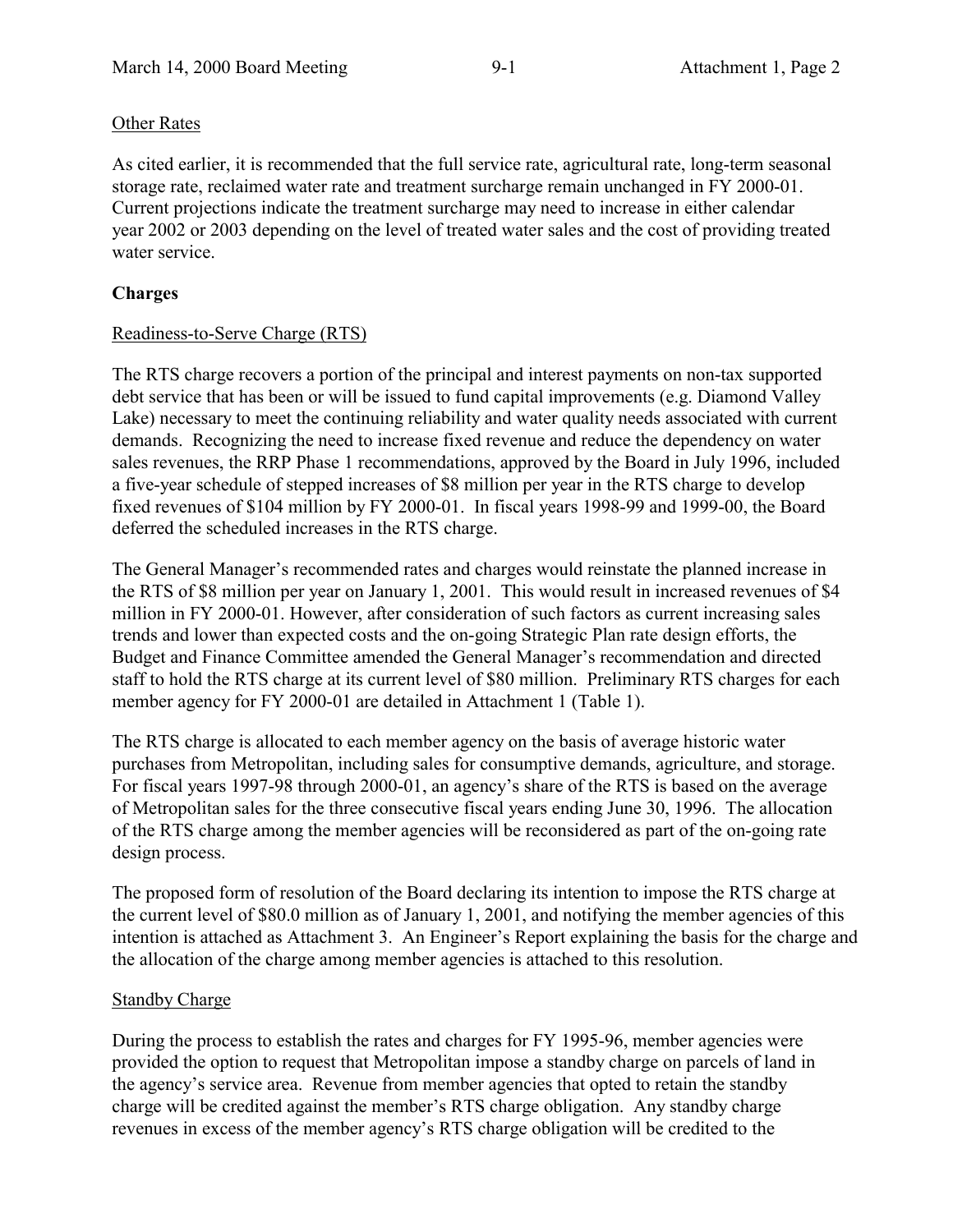Other Rates

As cited earlier, it is recommended that the full service rate, agricultural rate, long-term seasonal storage rate, reclaimed water rate and treatment surcharge remain unchanged in FY 2000-01. Current projections indicate the treatment surcharge may need to increase in either calendar year 2002 or 2003 depending on the level of treated water sales and the cost of providing treated water service.

## Charges

Readiness-to-Serve Charge (RTS)

The RTS charge recovers a portion of the principal and interest payments on non-tax supported debt service that has been or will be issued to fund capital improvements (e.g. Diamond Valley Lake) necessary to meet the continuing reliability and water quality needs associated with current demands. Recognizing the need to increase fixed revenue and reduce the dependency on water sales revenues, the RRP Phase 1 recommendations, approved by the Board in July 1996, included a five-year schedule of stepped increases of $8 million per year in the RTS charge to develop fixed revenues of $104 million by FY 2000-01. In fiscal years 1998-99 and 1999-00, the Board deferred the scheduled increases in the RTS charge.

The General Manager's recommended rates and charges would reinstate the planned increase in the RTS of $8 million per year on January 1, 2001. This would result in increased revenues of $4 million in FY 2000-01. However, after consideration of such factors as current increasing sales trends and lower than expected costs and the on-going Strategic Plan rate design efforts, the Budget and Finance Committee amended the General Manager's recommendation and directed staff to hold the RTS charge at its current level of $80 million. Preliminary RTS charges for each member agency for FY 2000-01 are detailed in Attachment 1 (Table 1).

The RTS charge is allocated to each member agency on the basis of average historic water purchases from Metropolitan, including sales for consumptive demands, agriculture, and storage. For fiscal years 1997-98 through 2000-01, an agency's share of the RTS is based on the average of Metropolitan sales for the three consecutive fiscal years ending June 30, 1996. The allocation of the RTS charge among the member agencies will be reconsidered as part of the on-going rate design process.

The proposed form of resolution of the Board declaring its intention to impose the RTS charge at the current level of $80.0 million as of January 1, 2001, and notifying the member agencies of this intention is attached as Attachment 3. An Engineer's Report explaining the basis for the charge and the allocation of the charge among member agencies is attached to this resolution.

Standby Charge

During the process to establish the rates and charges for FY 1995-96, member agencies were provided the option to request that Metropolitan impose a standby charge on parcels of land in the agency's service area. Revenue from member agencies that opted to retain the standby charge will be credited against the member's RTS charge obligation. Any standby charge revenues in excess of the member agency's RTS charge obligation will be credited to the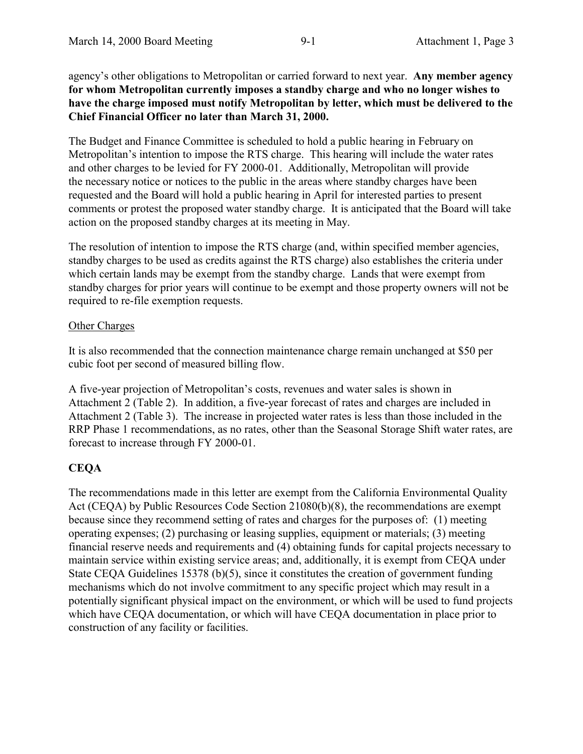agency's other obligations to Metropolitan or carried forward to next year. **Any member agency for whom Metropolitan currently imposes a standby charge and who no longer wishes to have the charge imposed must notify Metropolitan by letter, which must be delivered to the Chief Financial Officer no later than March 31, 2000.**

The Budget and Finance Committee is scheduled to hold a public hearing in February on Metropolitan's intention to impose the RTS charge. This hearing will include the water rates and other charges to be levied for FY 2000-01. Additionally, Metropolitan will provide the necessary notice or notices to the public in the areas where standby charges have been requested and the Board will hold a public hearing in April for interested parties to present comments or protest the proposed water standby charge. It is anticipated that the Board will take action on the proposed standby charges at its meeting in May.

The resolution of intention to impose the RTS charge (and, within specified member agencies, standby charges to be used as credits against the RTS charge) also establishes the criteria under which certain lands may be exempt from the standby charge. Lands that were exempt from standby charges for prior years will continue to be exempt and those property owners will not be required to re-file exemption requests.

Other Charges

It is also recommended that the connection maintenance charge remain unchanged at $50 per cubic foot per second of measured billing flow.

A five-year projection of Metropolitan's costs, revenues and water sales is shown in Attachment 2 (Table 2). In addition, a five-year forecast of rates and charges are included in Attachment 2 (Table 3). The increase in projected water rates is less than those included in the RRP Phase 1 recommendations, as no rates, other than the Seasonal Storage Shift water rates, are forecast to increase through FY 2000-01.

## CEQA

The recommendations made in this letter are exempt from the California Environmental Quality Act (CEQA) by Public Resources Code Section 21080(b)(8), the recommendations are exempt because since they recommend setting of rates and charges for the purposes of: (1) meeting operating expenses; (2) purchasing or leasing supplies, equipment or materials; (3) meeting financial reserve needs and requirements and (4) obtaining funds for capital projects necessary to maintain service within existing service areas; and, additionally, it is exempt from CEQA under State CEQA Guidelines 15378 (b)(5), since it constitutes the creation of government funding mechanisms which do not involve commitment to any specific project which may result in a potentially significant physical impact on the environment, or which will be used to fund projects which have CEQA documentation, or which will have CEQA documentation in place prior to construction of any facility or facilities.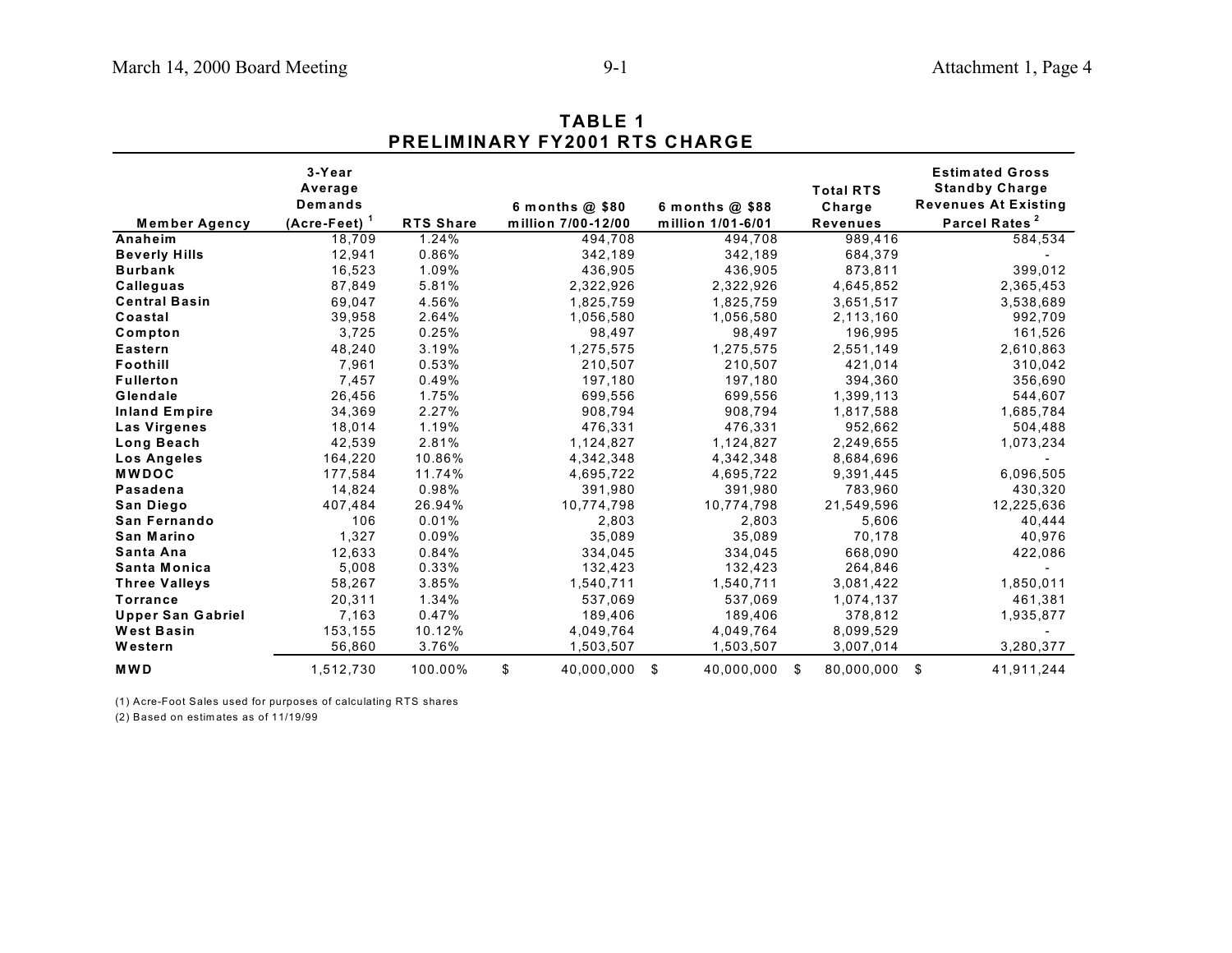# TABLE 1
## PRELIMINARY FY2001 RTS CHARGE

| Member Agency | 3-Year Average Demands (Acre-Feet) [1] | RTS Share | 6 months @ $80 million 7/00-12/00 | 6 months @ $88 million 1/01-6/01 | Total RTS Charge Revenues | Estimated Gross Standby Charge Revenues At Existing Parcel Rates [2] |
|---|---|---|---|---|---|---|
| Anaheim | 18,709 | 1.24% | 494,708 | 494,708 | 989,416 | 584,534 |
| Beverly Hills | 12,941 | 0.86% | 342,189 | 342,189 | 684,379 | - |
| Burbank | 16,523 | 1.09% | 436,905 | 436,905 | 873,811 | 399,012 |
| Calleguas | 87,849 | 5.81% | 2,322,926 | 2,322,926 | 4,645,852 | 2,365,453 |
| Central Basin | 69,047 | 4.56% | 1,825,759 | 1,825,759 | 3,651,517 | 3,538,689 |
| Coastal | 39,958 | 2.64% | 1,056,580 | 1,056,580 | 2,113,160 | 992,709 |
| Compton | 3,725 | 0.25% | 98,497 | 98,497 | 196,995 | 161,526 |
| Eastern | 48,240 | 3.19% | 1,275,575 | 1,275,575 | 2,551,149 | 2,610,863 |
| Foothill | 7,961 | 0.53% | 210,507 | 210,507 | 421,014 | 310,042 |
| Fullerton | 7,457 | 0.49% | 197,180 | 197,180 | 394,360 | 356,690 |
| Glendale | 26,456 | 1.75% | 699,556 | 699,556 | 1,399,113 | 544,607 |
| Inland Empire | 34,369 | 2.27% | 908,794 | 908,794 | 1,817,588 | 1,685,784 |
| Las Virgenes | 18,014 | 1.19% | 476,331 | 476,331 | 952,662 | 504,488 |
| Long Beach | 42,539 | 2.81% | 1,124,827 | 1,124,827 | 2,249,655 | 1,073,234 |
| Los Angeles | 164,220 | 10.86% | 4,342,348 | 4,342,348 | 8,684,696 | - |
| MWDOC | 177,584 | 11.74% | 4,695,722 | 4,695,722 | 9,391,445 | 6,096,505 |
| Pasadena | 14,824 | 0.98% | 391,980 | 391,980 | 783,960 | 430,320 |
| San Diego | 407,484 | 26.94% | 10,774,798 | 10,774,798 | 21,549,596 | 12,225,636 |
| San Fernando | 106 | 0.01% | 2,803 | 2,803 | 5,606 | 40,444 |
| San Marino | 1,327 | 0.09% | 35,089 | 35,089 | 70,178 | 40,976 |
| Santa Ana | 12,633 | 0.84% | 334,045 | 334,045 | 668,090 | 422,086 |
| Santa Monica | 5,008 | 0.33% | 132,423 | 132,423 | 264,846 | - |
| Three Valleys | 58,267 | 3.85% | 1,540,711 | 1,540,711 | 3,081,422 | 1,850,011 |
| Torrance | 20,311 | 1.34% | 537,069 | 537,069 | 1,074,137 | 461,381 |
| Upper San Gabriel | 7,163 | 0.47% | 189,406 | 189,406 | 378,812 | 1,935,877 |
| West Basin | 153,155 | 10.12% | 4,049,764 | 4,049,764 | 8,099,529 | - |
| Western | 56,860 | 3.76% | 1,503,507 | 1,503,507 | 3,007,014 | 3,280,377 |
| MWD | 1,512,730 | 100.00% | $ 40,000,000 | $ 40,000,000 | $ 80,000,000 | $ 41,911,244 |

(1) Acre-Foot Sales used for purposes of calculating RTS shares

(2) Based on estimates as of 11/19/99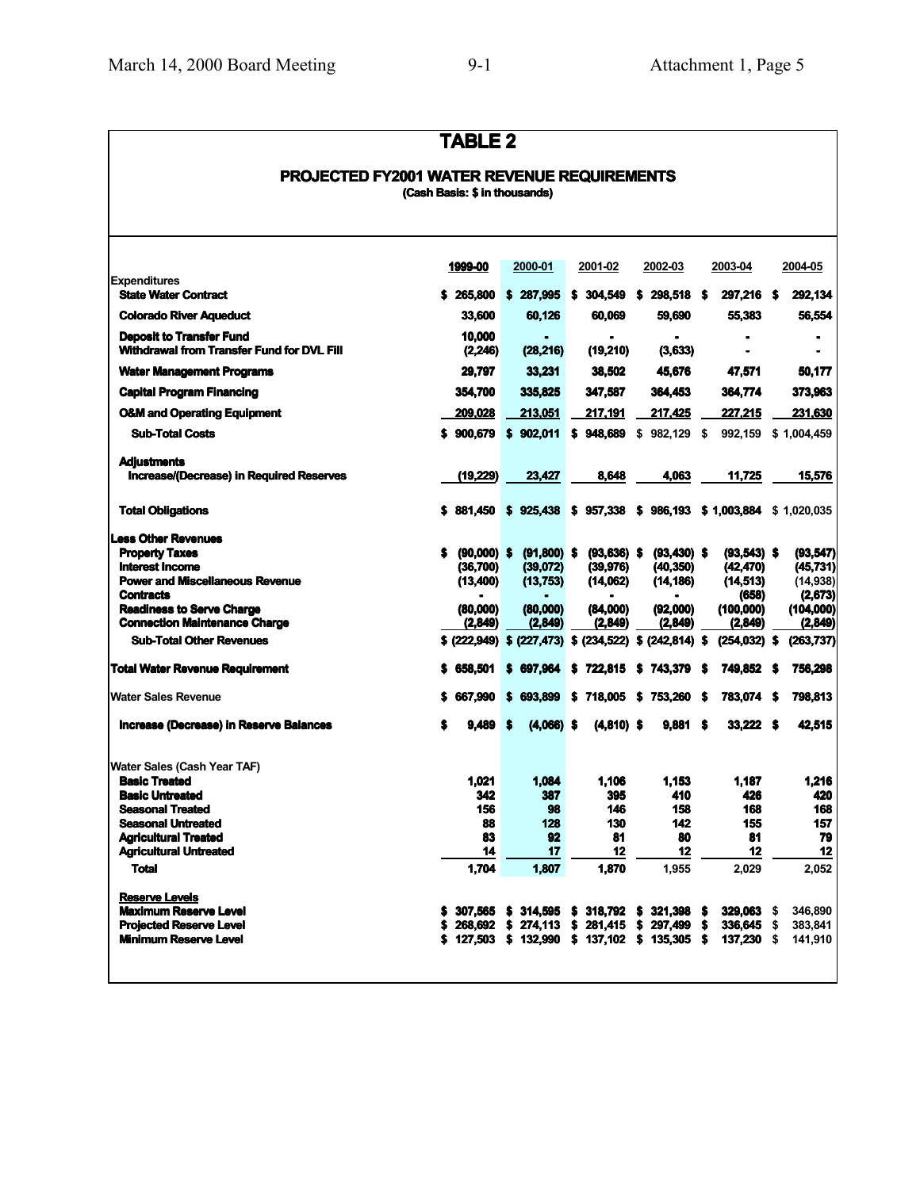# TABLE 2

## PROJECTED FY2001 WATER REVENUE REQUIREMENTS

(Cash Basis: $ in thousands)

| | 1999-00 | 2000-01 | 2001-02 | 2002-03 | 2003-04 | 2004-05 |
|---|---|---|---|---|---|---|
| **Expenditures** | | | | | | |
| **State Water Contract** | $ 265,800 | $ 287,995 | $ 304,549 | $ 298,518 | $ 297,216 | $ 292,134 |
| **Colorado River Aqueduct** | 33,600 | 60,126 | 60,069 | 59,690 | 55,383 | 56,554 |
| **Deposit to Transfer Fund** | 10,000 | - | - | - | - | - |
| **Withdrawal from Transfer Fund for DVL Fill** | (2,246) | (28,216) | (19,210) | (3,633) | - | - |
| **Water Management Programs** | 29,797 | 33,231 | 38,502 | 45,676 | 47,571 | 50,177 |
| **Capital Program Financing** | 354,700 | 335,825 | 347,587 | 364,453 | 364,774 | 373,963 |
| **O&M and Operating Equipment** | 209,028 | 213,051 | 217,191 | 217,425 | 227,215 | 231,630 |
| **Sub-Total Costs** | $ 900,679 | $ 902,011 | $ 948,689 | $ 982,129 | $ 992,159 | $ 1,004,459 |
| **Adjustments** | | | | | | |
| **Increase/(Decrease) in Required Reserves** | (19,229) | 23,427 | 8,648 | 4,063 | 11,725 | 15,576 |
| **Total Obligations** | $ 881,450 | $ 925,438 | $ 957,338 | $ 986,193 | $ 1,003,884 | $ 1,020,035 |
| **Less Other Revenues** | | | | | | |
| **Property Taxes** | $ (90,000) | $ (91,800) | $ (93,636) | $ (93,430) | $ (93,543) | $ (93,547) |
| **Interest Income** | (36,700) | (39,072) | (39,976) | (40,350) | (42,470) | (45,731) |
| **Power and Miscellaneous Revenue** | (13,400) | (13,753) | (14,062) | (14,186) | (14,513) | (14,938) |
| **Contracts** | - | - | - | - | (658) | (2,673) |
| **Readiness to Serve Charge** | (80,000) | (80,000) | (84,000) | (92,000) | (100,000) | (104,000) |
| **Connection Maintenance Charge** | (2,849) | (2,849) | (2,849) | (2,849) | (2,849) | (2,849) |
| **Sub-Total Other Revenues** | $ (222,949) | $ (227,473) | $ (234,522) | $ (242,814) | $ (254,032) | $ (263,737) |
| **Total Water Revenue Requirement** | $ 658,501 | $ 697,964 | $ 722,815 | $ 743,379 | $ 749,852 | $ 756,298 |
| Water Sales Revenue | $ 667,990 | $ 693,899 | $ 718,005 | $ 753,260 | $ 783,074 | $ 798,813 |
| **Increase (Decrease) in Reserve Balances** | $ 9,489 | $ (4,066) | $ (4,810) | $ 9,881 | $ 33,222 | $ 42,515 |
| Water Sales (Cash Year TAF) | | | | | | |
| **Basic Treated** | 1,021 | 1,084 | 1,106 | 1,153 | 1,187 | 1,216 |
| **Basic Untreated** | 342 | 387 | 395 | 410 | 426 | 420 |
| **Seasonal Treated** | 156 | 98 | 146 | 158 | 168 | 168 |
| **Seasonal Untreated** | 88 | 128 | 130 | 142 | 155 | 157 |
| **Agricultural Treated** | 83 | 92 | 81 | 80 | 81 | 79 |
| **Agricultural Untreated** | 14 | 17 | 12 | 12 | 12 | 12 |
| **Total** | 1,704 | 1,807 | 1,870 | 1,955 | 2,029 | 2,052 |
| **Reserve Levels** | | | | | | |
| **Maximum Reserve Level** | $ 307,565 | $ 314,595 | $ 318,792 | $ 321,398 | $ 329,063 | $ 346,890 |
| **Projected Reserve Level** | $ 268,692 | $ 274,113 | $ 281,415 | $ 297,499 | $ 336,645 | $ 383,841 |
| **Minimum Reserve Level** | $ 127,503 | $ 132,990 | $ 137,102 | $ 135,305 | $ 137,230 | $ 141,910 |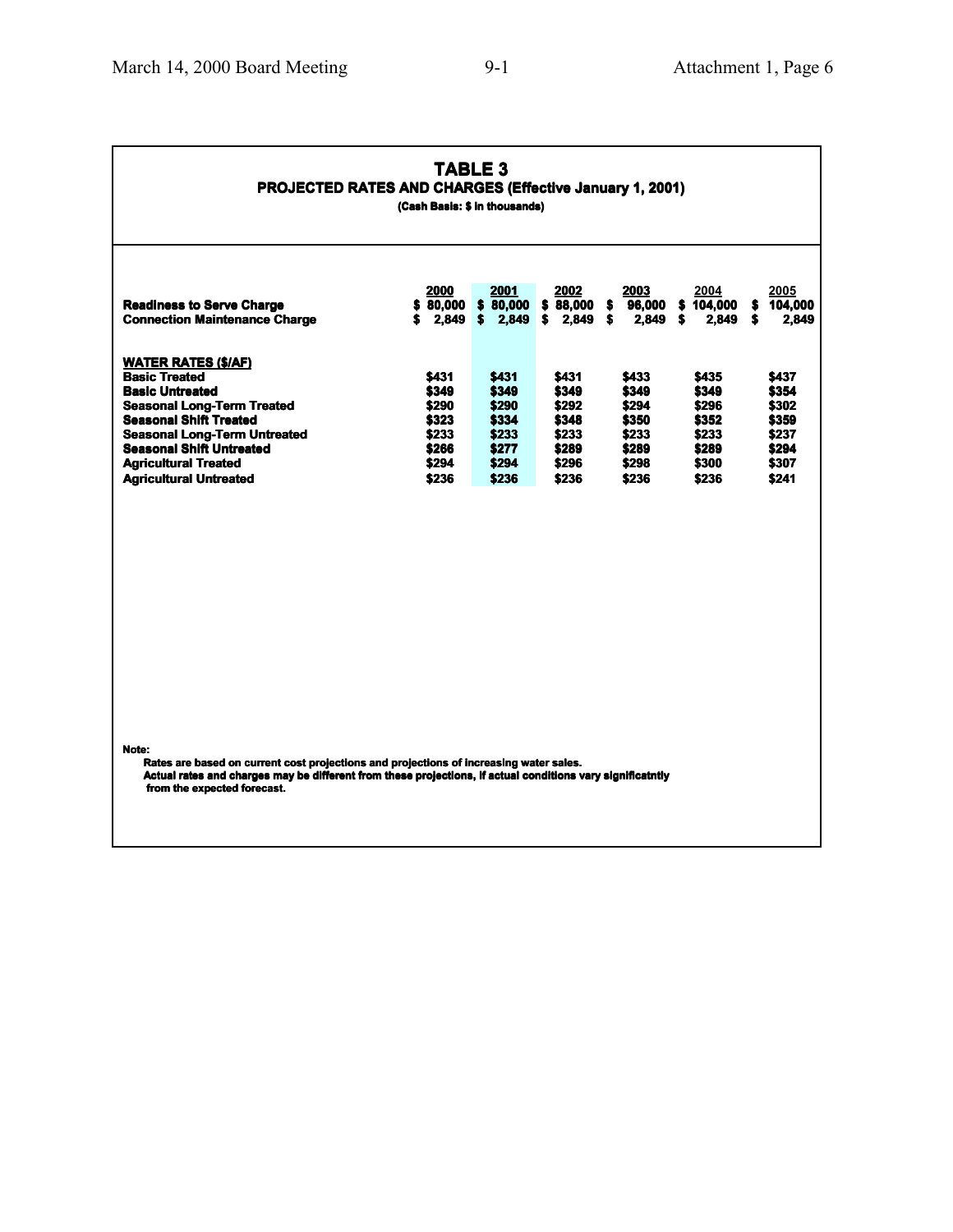# TABLE 3

## PROJECTED RATES AND CHARGES (Effective January 1, 2001)

(Cash Basis: $ in thousands)

| | 2000 | 2001 | 2002 | 2003 | 2004 | 2005 |
|---|---|---|---|---|---|---|
| **Readiness to Serve Charge** | $ 80,000 | $ 80,000 | $ 88,000 | $ 96,000 | $ 104,000 | $ 104,000 |
| **Connection Maintenance Charge** | $ 2,849 | $ 2,849 | $ 2,849 | $ 2,849 | $ 2,849 | $ 2,849 |
| **WATER RATES ($/AF)** | | | | | | |
| **Basic Treated** | $431 | $431 | $431 | $433 | $435 | $437 |
| **Basic Untreated** | $349 | $349 | $349 | $349 | $349 | $354 |
| **Seasonal Long-Term Treated** | $290 | $290 | $292 | $294 | $296 | $302 |
| **Seasonal Shift Treated** | $323 | $334 | $348 | $350 | $352 | $359 |
| **Seasonal Long-Term Untreated** | $233 | $233 | $233 | $233 | $233 | $237 |
| **Seasonal Shift Untreated** | $266 | $277 | $289 | $289 | $289 | $294 |
| **Agricultural Treated** | $294 | $294 | $296 | $298 | $300 | $307 |
| **Agricultural Untreated** | $236 | $236 | $236 | $236 | $236 | $241 |

**Note:**

Rates are based on current cost projections and projections of increasing water sales.
Actual rates and charges may be different from these projections, if actual conditions vary significatntly from the expected forecast.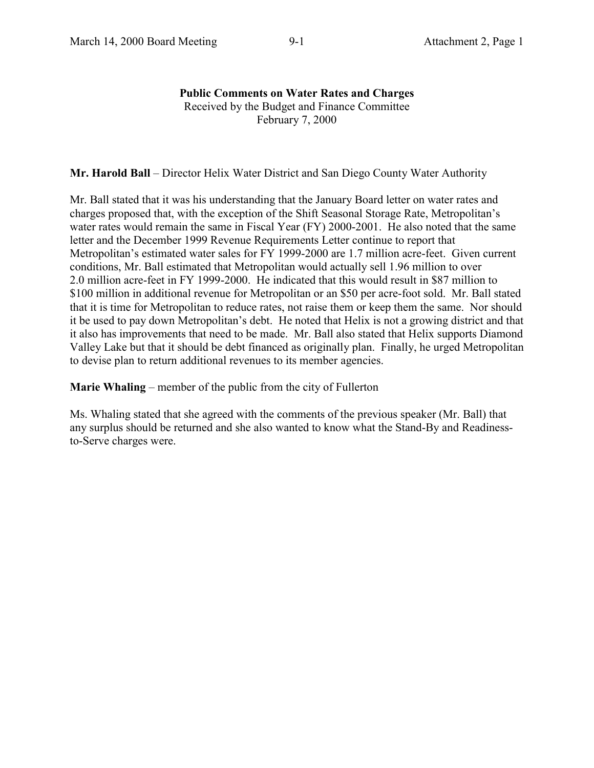**Public Comments on Water Rates and Charges**
Received by the Budget and Finance Committee
February 7, 2000

**Mr. Harold Ball** – Director Helix Water District and San Diego County Water Authority

Mr. Ball stated that it was his understanding that the January Board letter on water rates and charges proposed that, with the exception of the Shift Seasonal Storage Rate, Metropolitan's water rates would remain the same in Fiscal Year (FY) 2000-2001. He also noted that the same letter and the December 1999 Revenue Requirements Letter continue to report that Metropolitan's estimated water sales for FY 1999-2000 are 1.7 million acre-feet. Given current conditions, Mr. Ball estimated that Metropolitan would actually sell 1.96 million to over 2.0 million acre-feet in FY 1999-2000. He indicated that this would result in $87 million to $100 million in additional revenue for Metropolitan or an $50 per acre-foot sold. Mr. Ball stated that it is time for Metropolitan to reduce rates, not raise them or keep them the same. Nor should it be used to pay down Metropolitan's debt. He noted that Helix is not a growing district and that it also has improvements that need to be made. Mr. Ball also stated that Helix supports Diamond Valley Lake but that it should be debt financed as originally plan. Finally, he urged Metropolitan to devise plan to return additional revenues to its member agencies.

**Marie Whaling** – member of the public from the city of Fullerton

Ms. Whaling stated that she agreed with the comments of the previous speaker (Mr. Ball) that any surplus should be returned and she also wanted to know what the Stand-By and Readiness-to-Serve charges were.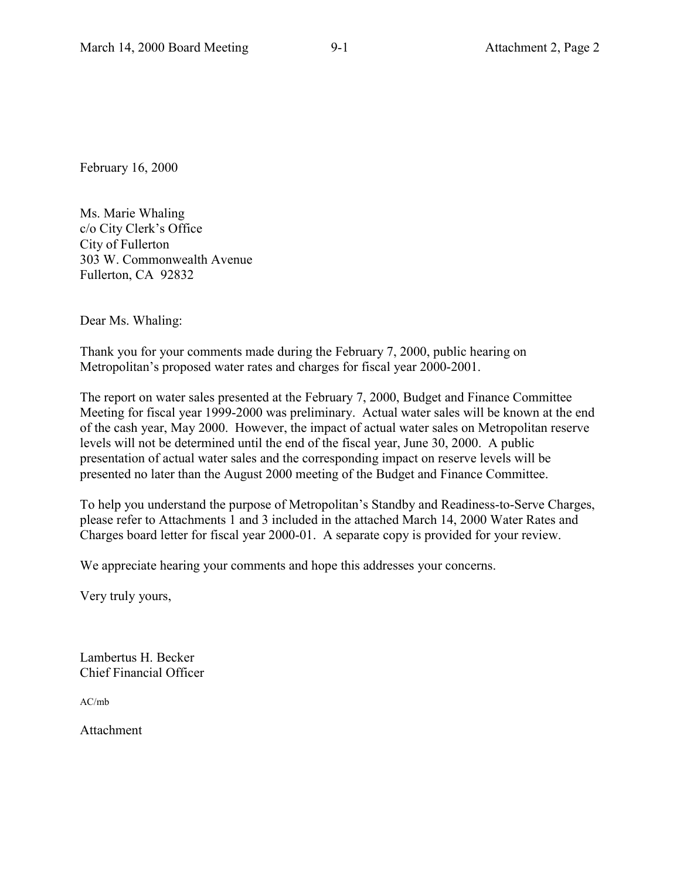February 16, 2000

Ms. Marie Whaling
c/o City Clerk's Office
City of Fullerton
303 W. Commonwealth Avenue
Fullerton, CA 92832

Dear Ms. Whaling:

Thank you for your comments made during the February 7, 2000, public hearing on Metropolitan's proposed water rates and charges for fiscal year 2000-2001.

The report on water sales presented at the February 7, 2000, Budget and Finance Committee Meeting for fiscal year 1999-2000 was preliminary. Actual water sales will be known at the end of the cash year, May 2000. However, the impact of actual water sales on Metropolitan reserve levels will not be determined until the end of the fiscal year, June 30, 2000. A public presentation of actual water sales and the corresponding impact on reserve levels will be presented no later than the August 2000 meeting of the Budget and Finance Committee.

To help you understand the purpose of Metropolitan's Standby and Readiness-to-Serve Charges, please refer to Attachments 1 and 3 included in the attached March 14, 2000 Water Rates and Charges board letter for fiscal year 2000-01. A separate copy is provided for your review.

We appreciate hearing your comments and hope this addresses your concerns.

Very truly yours,

Lambertus H. Becker
Chief Financial Officer

AC/mb

Attachment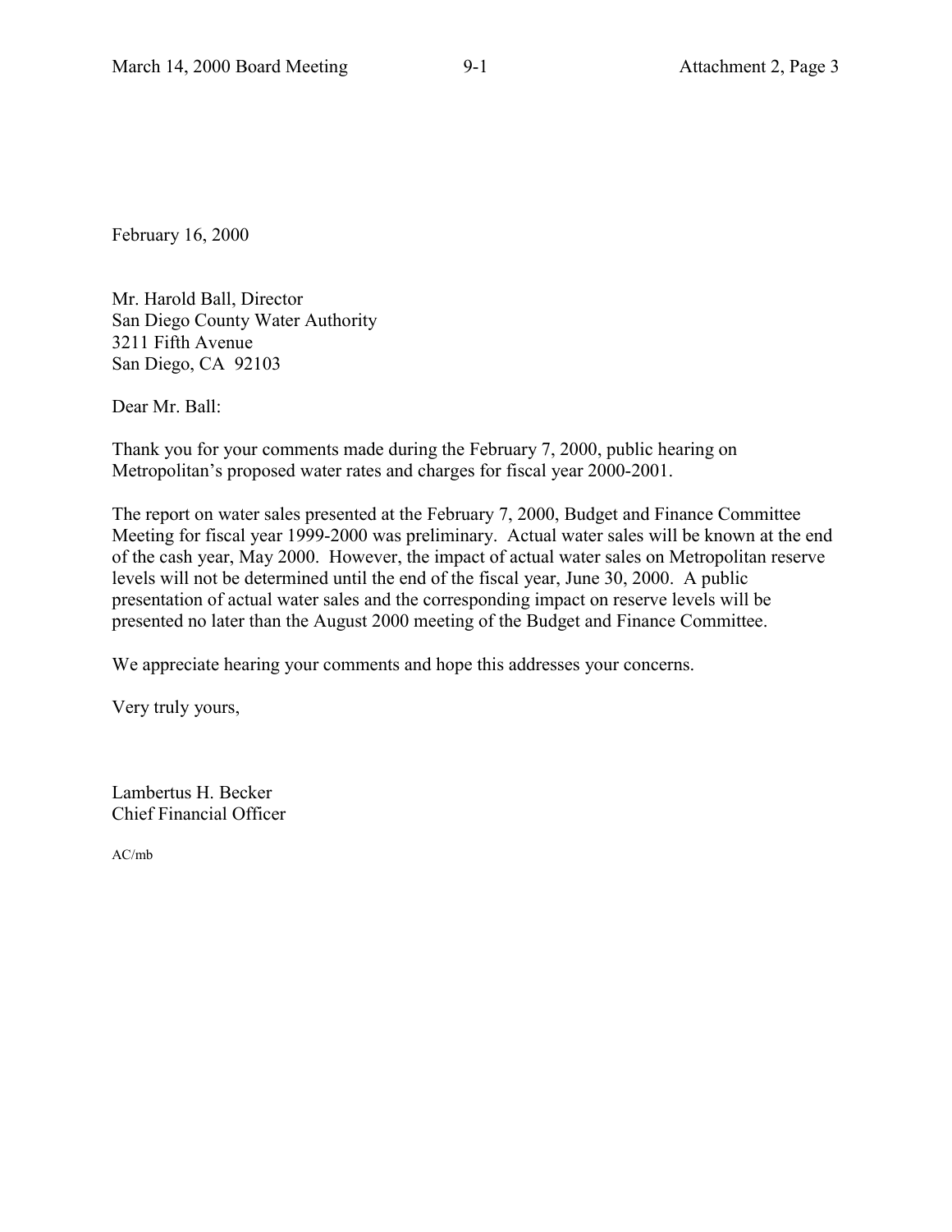February 16, 2000

Mr. Harold Ball, Director
San Diego County Water Authority
3211 Fifth Avenue
San Diego, CA 92103

Dear Mr. Ball:

Thank you for your comments made during the February 7, 2000, public hearing on Metropolitan's proposed water rates and charges for fiscal year 2000-2001.

The report on water sales presented at the February 7, 2000, Budget and Finance Committee Meeting for fiscal year 1999-2000 was preliminary. Actual water sales will be known at the end of the cash year, May 2000. However, the impact of actual water sales on Metropolitan reserve levels will not be determined until the end of the fiscal year, June 30, 2000. A public presentation of actual water sales and the corresponding impact on reserve levels will be presented no later than the August 2000 meeting of the Budget and Finance Committee.

We appreciate hearing your comments and hope this addresses your concerns.

Very truly yours,

Lambertus H. Becker
Chief Financial Officer

AC/mb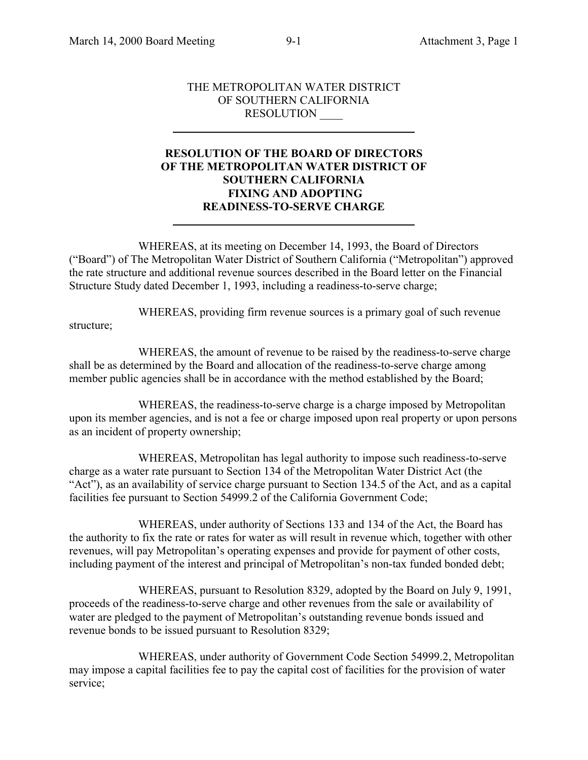THE METROPOLITAN WATER DISTRICT
OF SOUTHERN CALIFORNIA
RESOLUTION ____

---

**RESOLUTION OF THE BOARD OF DIRECTORS
OF THE METROPOLITAN WATER DISTRICT OF
SOUTHERN CALIFORNIA
FIXING AND ADOPTING
READINESS-TO-SERVE CHARGE**

---

WHEREAS, at its meeting on December 14, 1993, the Board of Directors ("Board") of The Metropolitan Water District of Southern California ("Metropolitan") approved the rate structure and additional revenue sources described in the Board letter on the Financial Structure Study dated December 1, 1993, including a readiness-to-serve charge;

WHEREAS, providing firm revenue sources is a primary goal of such revenue structure;

WHEREAS, the amount of revenue to be raised by the readiness-to-serve charge shall be as determined by the Board and allocation of the readiness-to-serve charge among member public agencies shall be in accordance with the method established by the Board;

WHEREAS, the readiness-to-serve charge is a charge imposed by Metropolitan upon its member agencies, and is not a fee or charge imposed upon real property or upon persons as an incident of property ownership;

WHEREAS, Metropolitan has legal authority to impose such readiness-to-serve charge as a water rate pursuant to Section 134 of the Metropolitan Water District Act (the "Act"), as an availability of service charge pursuant to Section 134.5 of the Act, and as a capital facilities fee pursuant to Section 54999.2 of the California Government Code;

WHEREAS, under authority of Sections 133 and 134 of the Act, the Board has the authority to fix the rate or rates for water as will result in revenue which, together with other revenues, will pay Metropolitan's operating expenses and provide for payment of other costs, including payment of the interest and principal of Metropolitan's non-tax funded bonded debt;

WHEREAS, pursuant to Resolution 8329, adopted by the Board on July 9, 1991, proceeds of the readiness-to-serve charge and other revenues from the sale or availability of water are pledged to the payment of Metropolitan's outstanding revenue bonds issued and revenue bonds to be issued pursuant to Resolution 8329;

WHEREAS, under authority of Government Code Section 54999.2, Metropolitan may impose a capital facilities fee to pay the capital cost of facilities for the provision of water service;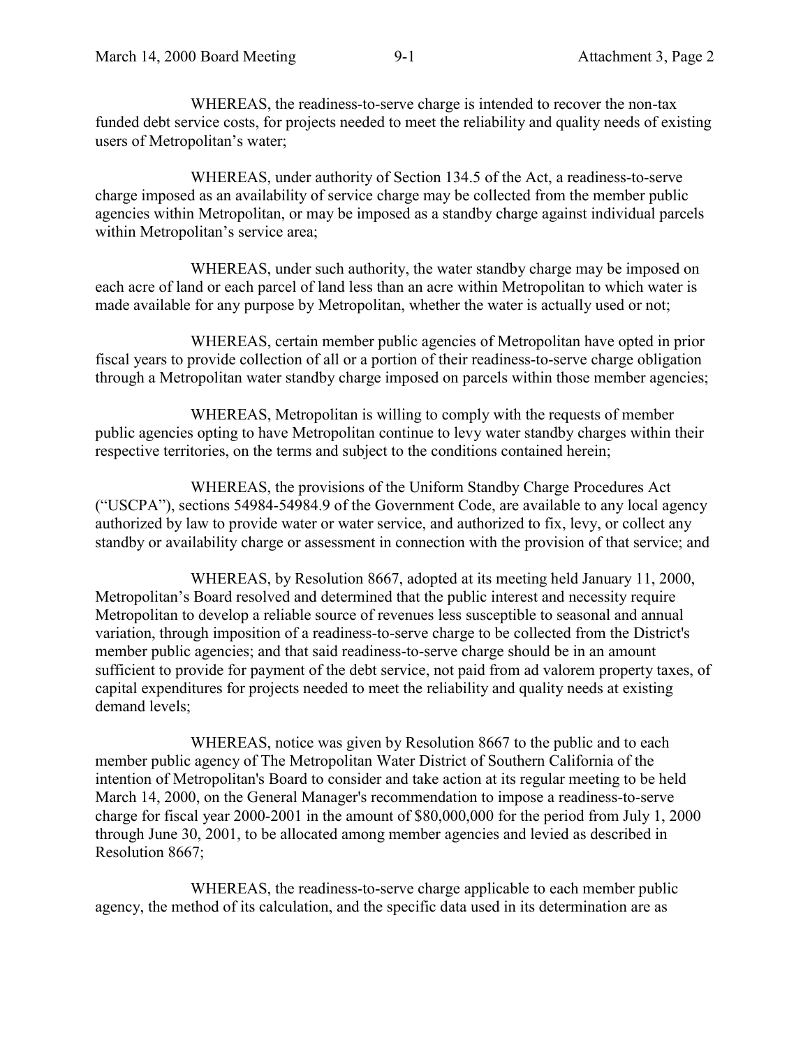WHEREAS, the readiness-to-serve charge is intended to recover the non-tax funded debt service costs, for projects needed to meet the reliability and quality needs of existing users of Metropolitan's water;

WHEREAS, under authority of Section 134.5 of the Act, a readiness-to-serve charge imposed as an availability of service charge may be collected from the member public agencies within Metropolitan, or may be imposed as a standby charge against individual parcels within Metropolitan's service area;

WHEREAS, under such authority, the water standby charge may be imposed on each acre of land or each parcel of land less than an acre within Metropolitan to which water is made available for any purpose by Metropolitan, whether the water is actually used or not;

WHEREAS, certain member public agencies of Metropolitan have opted in prior fiscal years to provide collection of all or a portion of their readiness-to-serve charge obligation through a Metropolitan water standby charge imposed on parcels within those member agencies;

WHEREAS, Metropolitan is willing to comply with the requests of member public agencies opting to have Metropolitan continue to levy water standby charges within their respective territories, on the terms and subject to the conditions contained herein;

WHEREAS, the provisions of the Uniform Standby Charge Procedures Act ("USCPA"), sections 54984-54984.9 of the Government Code, are available to any local agency authorized by law to provide water or water service, and authorized to fix, levy, or collect any standby or availability charge or assessment in connection with the provision of that service; and

WHEREAS, by Resolution 8667, adopted at its meeting held January 11, 2000, Metropolitan's Board resolved and determined that the public interest and necessity require Metropolitan to develop a reliable source of revenues less susceptible to seasonal and annual variation, through imposition of a readiness-to-serve charge to be collected from the District's member public agencies; and that said readiness-to-serve charge should be in an amount sufficient to provide for payment of the debt service, not paid from ad valorem property taxes, of capital expenditures for projects needed to meet the reliability and quality needs at existing demand levels;

WHEREAS, notice was given by Resolution 8667 to the public and to each member public agency of The Metropolitan Water District of Southern California of the intention of Metropolitan's Board to consider and take action at its regular meeting to be held March 14, 2000, on the General Manager's recommendation to impose a readiness-to-serve charge for fiscal year 2000-2001 in the amount of $80,000,000 for the period from July 1, 2000 through June 30, 2001, to be allocated among member agencies and levied as described in Resolution 8667;

WHEREAS, the readiness-to-serve charge applicable to each member public agency, the method of its calculation, and the specific data used in its determination are as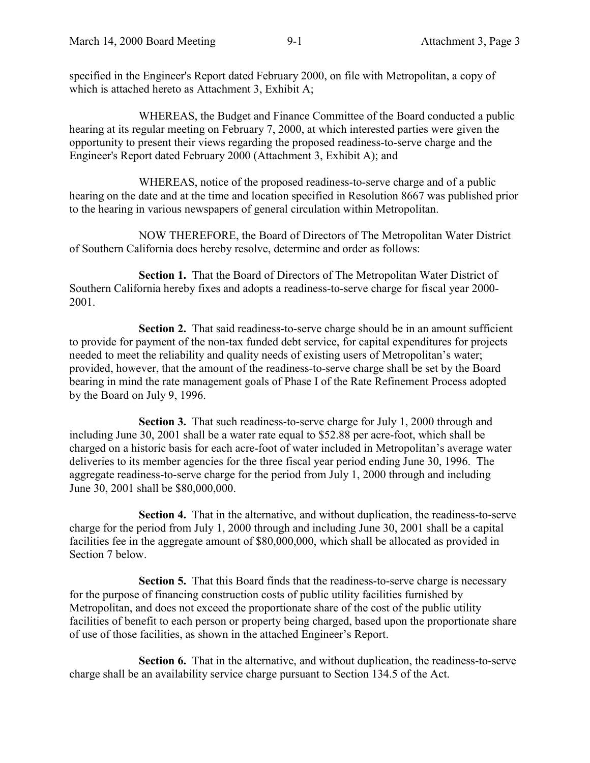specified in the Engineer's Report dated February 2000, on file with Metropolitan, a copy of which is attached hereto as Attachment 3, Exhibit A;

WHEREAS, the Budget and Finance Committee of the Board conducted a public hearing at its regular meeting on February 7, 2000, at which interested parties were given the opportunity to present their views regarding the proposed readiness-to-serve charge and the Engineer's Report dated February 2000 (Attachment 3, Exhibit A); and

WHEREAS, notice of the proposed readiness-to-serve charge and of a public hearing on the date and at the time and location specified in Resolution 8667 was published prior to the hearing in various newspapers of general circulation within Metropolitan.

NOW THEREFORE, the Board of Directors of The Metropolitan Water District of Southern California does hereby resolve, determine and order as follows:

**Section 1.** That the Board of Directors of The Metropolitan Water District of Southern California hereby fixes and adopts a readiness-to-serve charge for fiscal year 2000-2001.

**Section 2.** That said readiness-to-serve charge should be in an amount sufficient to provide for payment of the non-tax funded debt service, for capital expenditures for projects needed to meet the reliability and quality needs of existing users of Metropolitan's water; provided, however, that the amount of the readiness-to-serve charge shall be set by the Board bearing in mind the rate management goals of Phase I of the Rate Refinement Process adopted by the Board on July 9, 1996.

**Section 3.** That such readiness-to-serve charge for July 1, 2000 through and including June 30, 2001 shall be a water rate equal to $52.88 per acre-foot, which shall be charged on a historic basis for each acre-foot of water included in Metropolitan's average water deliveries to its member agencies for the three fiscal year period ending June 30, 1996. The aggregate readiness-to-serve charge for the period from July 1, 2000 through and including June 30, 2001 shall be $80,000,000.

**Section 4.** That in the alternative, and without duplication, the readiness-to-serve charge for the period from July 1, 2000 through and including June 30, 2001 shall be a capital facilities fee in the aggregate amount of $80,000,000, which shall be allocated as provided in Section 7 below.

**Section 5.** That this Board finds that the readiness-to-serve charge is necessary for the purpose of financing construction costs of public utility facilities furnished by Metropolitan, and does not exceed the proportionate share of the cost of the public utility facilities of benefit to each person or property being charged, based upon the proportionate share of use of those facilities, as shown in the attached Engineer's Report.

**Section 6.** That in the alternative, and without duplication, the readiness-to-serve charge shall be an availability service charge pursuant to Section 134.5 of the Act.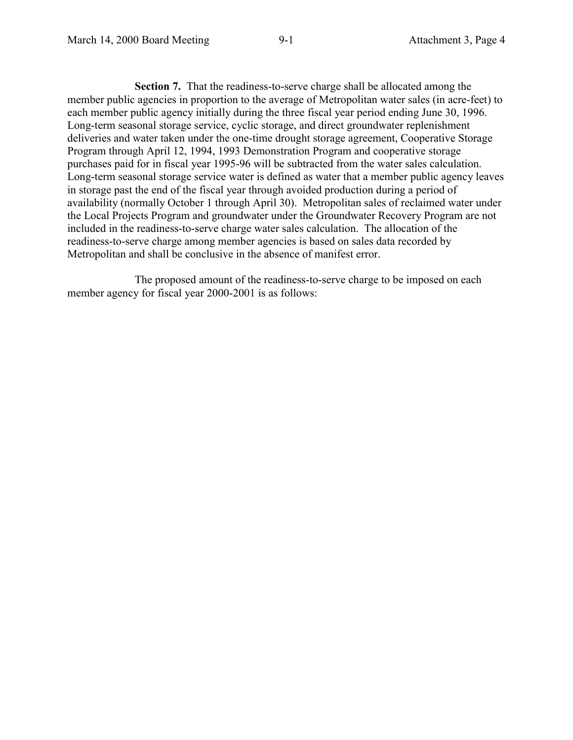**Section 7.** That the readiness-to-serve charge shall be allocated among the member public agencies in proportion to the average of Metropolitan water sales (in acre-feet) to each member public agency initially during the three fiscal year period ending June 30, 1996. Long-term seasonal storage service, cyclic storage, and direct groundwater replenishment deliveries and water taken under the one-time drought storage agreement, Cooperative Storage Program through April 12, 1994, 1993 Demonstration Program and cooperative storage purchases paid for in fiscal year 1995-96 will be subtracted from the water sales calculation. Long-term seasonal storage service water is defined as water that a member public agency leaves in storage past the end of the fiscal year through avoided production during a period of availability (normally October 1 through April 30). Metropolitan sales of reclaimed water under the Local Projects Program and groundwater under the Groundwater Recovery Program are not included in the readiness-to-serve charge water sales calculation. The allocation of the readiness-to-serve charge among member agencies is based on sales data recorded by Metropolitan and shall be conclusive in the absence of manifest error.

The proposed amount of the readiness-to-serve charge to be imposed on each member agency for fiscal year 2000-2001 is as follows: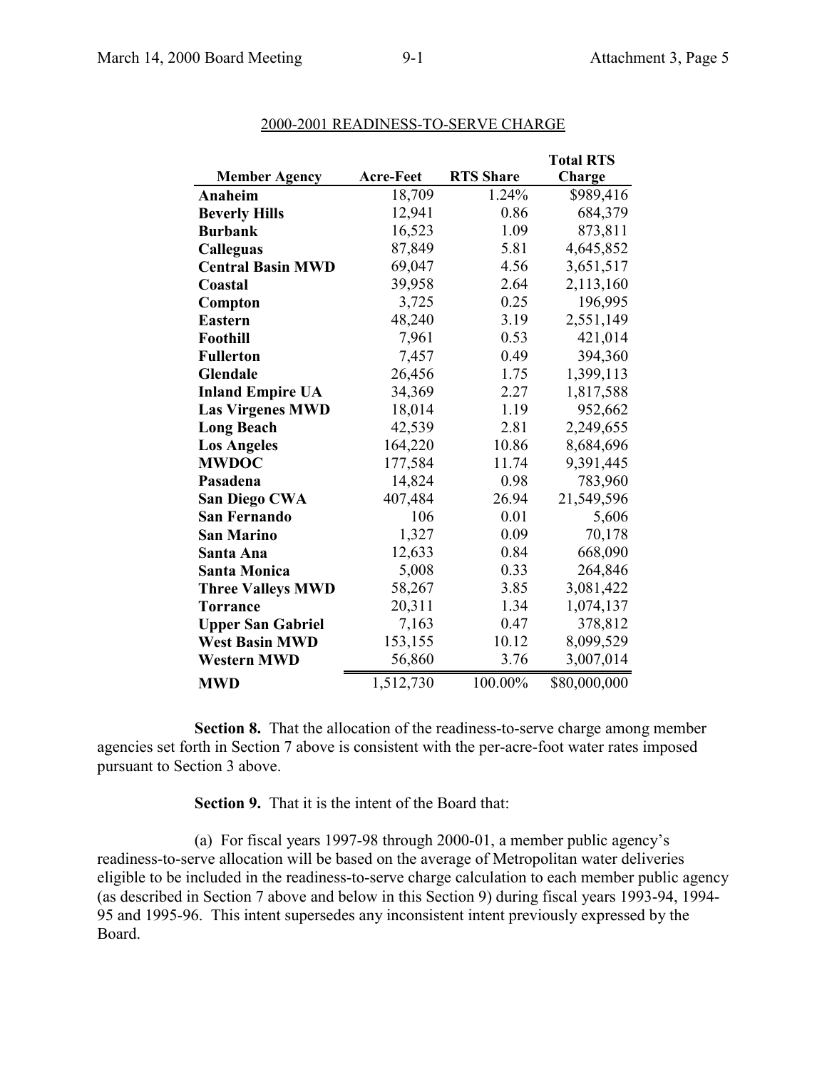2000-2001 READINESS-TO-SERVE CHARGE

| Member Agency | Acre-Feet | RTS Share | Total RTS Charge |
|---|---|---|---|
| **Anaheim** | 18,709 | 1.24% | $989,416 |
| **Beverly Hills** | 12,941 | 0.86 | 684,379 |
| **Burbank** | 16,523 | 1.09 | 873,811 |
| **Calleguas** | 87,849 | 5.81 | 4,645,852 |
| **Central Basin MWD** | 69,047 | 4.56 | 3,651,517 |
| **Coastal** | 39,958 | 2.64 | 2,113,160 |
| **Compton** | 3,725 | 0.25 | 196,995 |
| **Eastern** | 48,240 | 3.19 | 2,551,149 |
| **Foothill** | 7,961 | 0.53 | 421,014 |
| **Fullerton** | 7,457 | 0.49 | 394,360 |
| **Glendale** | 26,456 | 1.75 | 1,399,113 |
| **Inland Empire UA** | 34,369 | 2.27 | 1,817,588 |
| **Las Virgenes MWD** | 18,014 | 1.19 | 952,662 |
| **Long Beach** | 42,539 | 2.81 | 2,249,655 |
| **Los Angeles** | 164,220 | 10.86 | 8,684,696 |
| **MWDOC** | 177,584 | 11.74 | 9,391,445 |
| **Pasadena** | 14,824 | 0.98 | 783,960 |
| **San Diego CWA** | 407,484 | 26.94 | 21,549,596 |
| **San Fernando** | 106 | 0.01 | 5,606 |
| **San Marino** | 1,327 | 0.09 | 70,178 |
| **Santa Ana** | 12,633 | 0.84 | 668,090 |
| **Santa Monica** | 5,008 | 0.33 | 264,846 |
| **Three Valleys MWD** | 58,267 | 3.85 | 3,081,422 |
| **Torrance** | 20,311 | 1.34 | 1,074,137 |
| **Upper San Gabriel** | 7,163 | 0.47 | 378,812 |
| **West Basin MWD** | 153,155 | 10.12 | 8,099,529 |
| **Western MWD** | 56,860 | 3.76 | 3,007,014 |
| **MWD** | 1,512,730 | 100.00% | $80,000,000 |

**Section 8.** That the allocation of the readiness-to-serve charge among member agencies set forth in Section 7 above is consistent with the per-acre-foot water rates imposed pursuant to Section 3 above.

**Section 9.** That it is the intent of the Board that:

(a) For fiscal years 1997-98 through 2000-01, a member public agency's readiness-to-serve allocation will be based on the average of Metropolitan water deliveries eligible to be included in the readiness-to-serve charge calculation to each member public agency (as described in Section 7 above and below in this Section 9) during fiscal years 1993-94, 1994-95 and 1995-96. This intent supersedes any inconsistent intent previously expressed by the Board.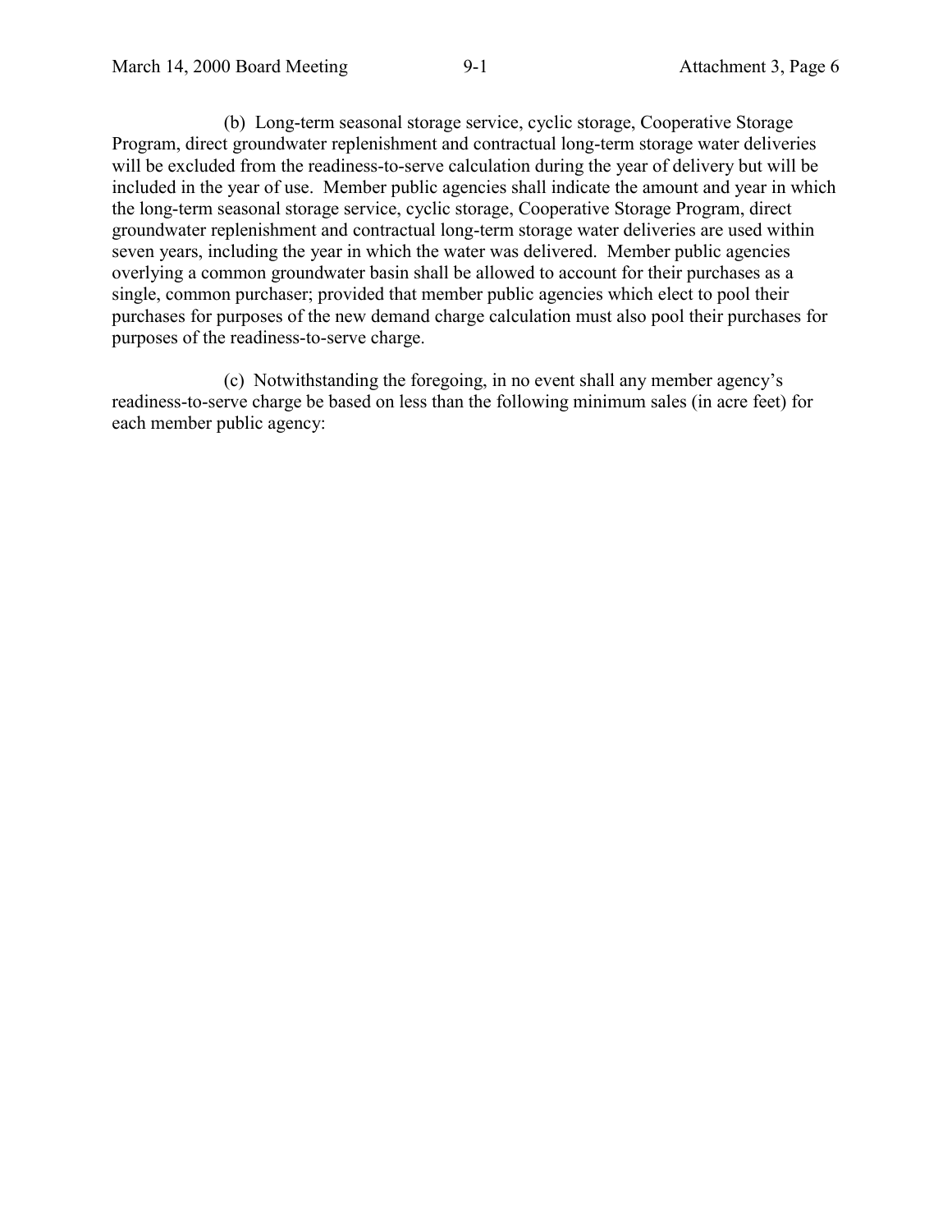(b) Long-term seasonal storage service, cyclic storage, Cooperative Storage Program, direct groundwater replenishment and contractual long-term storage water deliveries will be excluded from the readiness-to-serve calculation during the year of delivery but will be included in the year of use. Member public agencies shall indicate the amount and year in which the long-term seasonal storage service, cyclic storage, Cooperative Storage Program, direct groundwater replenishment and contractual long-term storage water deliveries are used within seven years, including the year in which the water was delivered. Member public agencies overlying a common groundwater basin shall be allowed to account for their purchases as a single, common purchaser; provided that member public agencies which elect to pool their purchases for purposes of the new demand charge calculation must also pool their purchases for purposes of the readiness-to-serve charge.

(c) Notwithstanding the foregoing, in no event shall any member agency's readiness-to-serve charge be based on less than the following minimum sales (in acre feet) for each member public agency: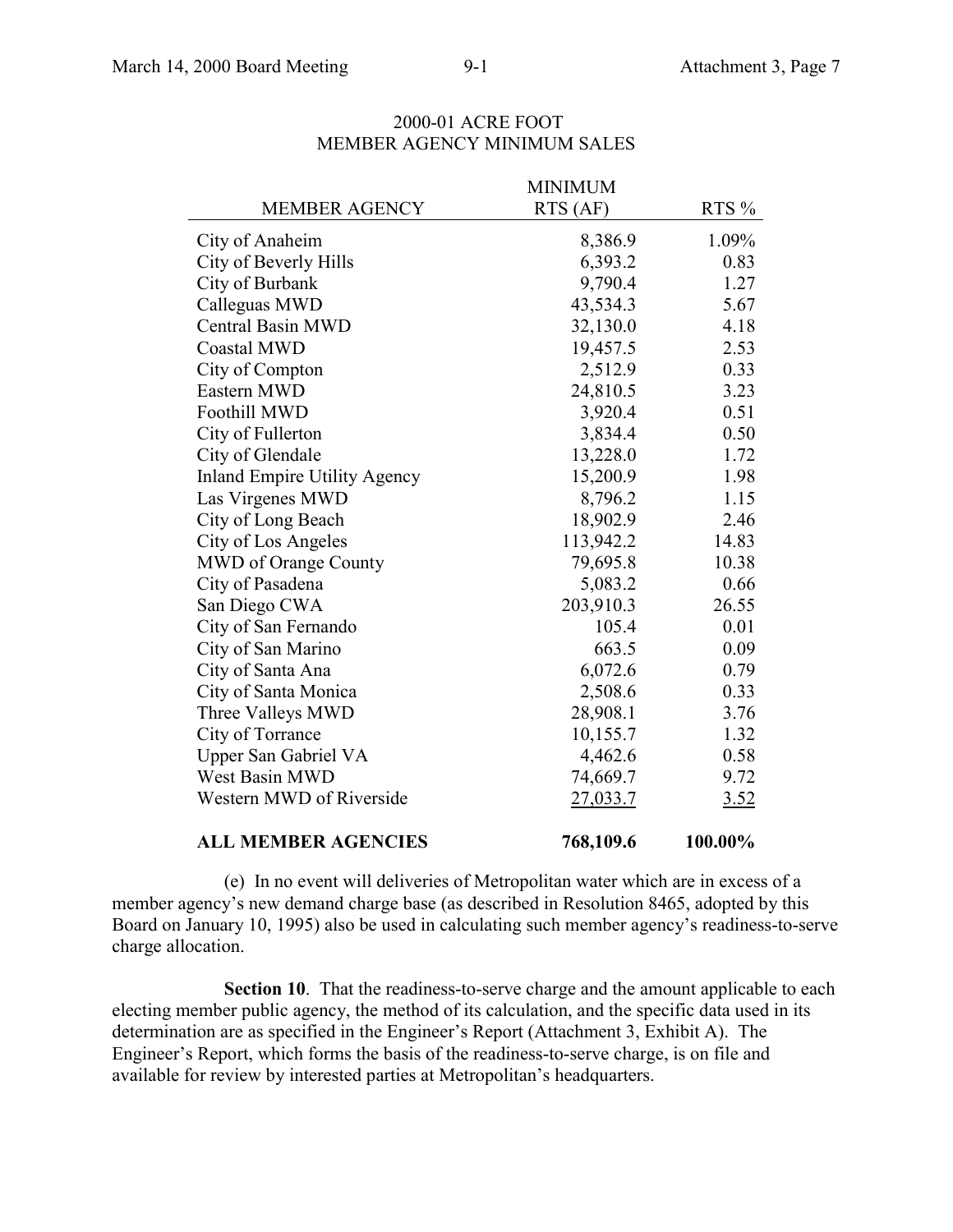## 2000-01 ACRE FOOT
## MEMBER AGENCY MINIMUM SALES

| MEMBER AGENCY | MINIMUM RTS (AF) | RTS % |
|---|---|---|
| City of Anaheim | 8,386.9 | 1.09% |
| City of Beverly Hills | 6,393.2 | 0.83 |
| City of Burbank | 9,790.4 | 1.27 |
| Calleguas MWD | 43,534.3 | 5.67 |
| Central Basin MWD | 32,130.0 | 4.18 |
| Coastal MWD | 19,457.5 | 2.53 |
| City of Compton | 2,512.9 | 0.33 |
| Eastern MWD | 24,810.5 | 3.23 |
| Foothill MWD | 3,920.4 | 0.51 |
| City of Fullerton | 3,834.4 | 0.50 |
| City of Glendale | 13,228.0 | 1.72 |
| Inland Empire Utility Agency | 15,200.9 | 1.98 |
| Las Virgenes MWD | 8,796.2 | 1.15 |
| City of Long Beach | 18,902.9 | 2.46 |
| City of Los Angeles | 113,942.2 | 14.83 |
| MWD of Orange County | 79,695.8 | 10.38 |
| City of Pasadena | 5,083.2 | 0.66 |
| San Diego CWA | 203,910.3 | 26.55 |
| City of San Fernando | 105.4 | 0.01 |
| City of San Marino | 663.5 | 0.09 |
| City of Santa Ana | 6,072.6 | 0.79 |
| City of Santa Monica | 2,508.6 | 0.33 |
| Three Valleys MWD | 28,908.1 | 3.76 |
| City of Torrance | 10,155.7 | 1.32 |
| Upper San Gabriel VA | 4,462.6 | 0.58 |
| West Basin MWD | 74,669.7 | 9.72 |
| Western MWD of Riverside | 27,033.7 | 3.52 |
| **ALL MEMBER AGENCIES** | **768,109.6** | **100.00%** |

(e) In no event will deliveries of Metropolitan water which are in excess of a member agency's new demand charge base (as described in Resolution 8465, adopted by this Board on January 10, 1995) also be used in calculating such member agency's readiness-to-serve charge allocation.

**Section 10**. That the readiness-to-serve charge and the amount applicable to each electing member public agency, the method of its calculation, and the specific data used in its determination are as specified in the Engineer's Report (Attachment 3, Exhibit A). The Engineer's Report, which forms the basis of the readiness-to-serve charge, is on file and available for review by interested parties at Metropolitan's headquarters.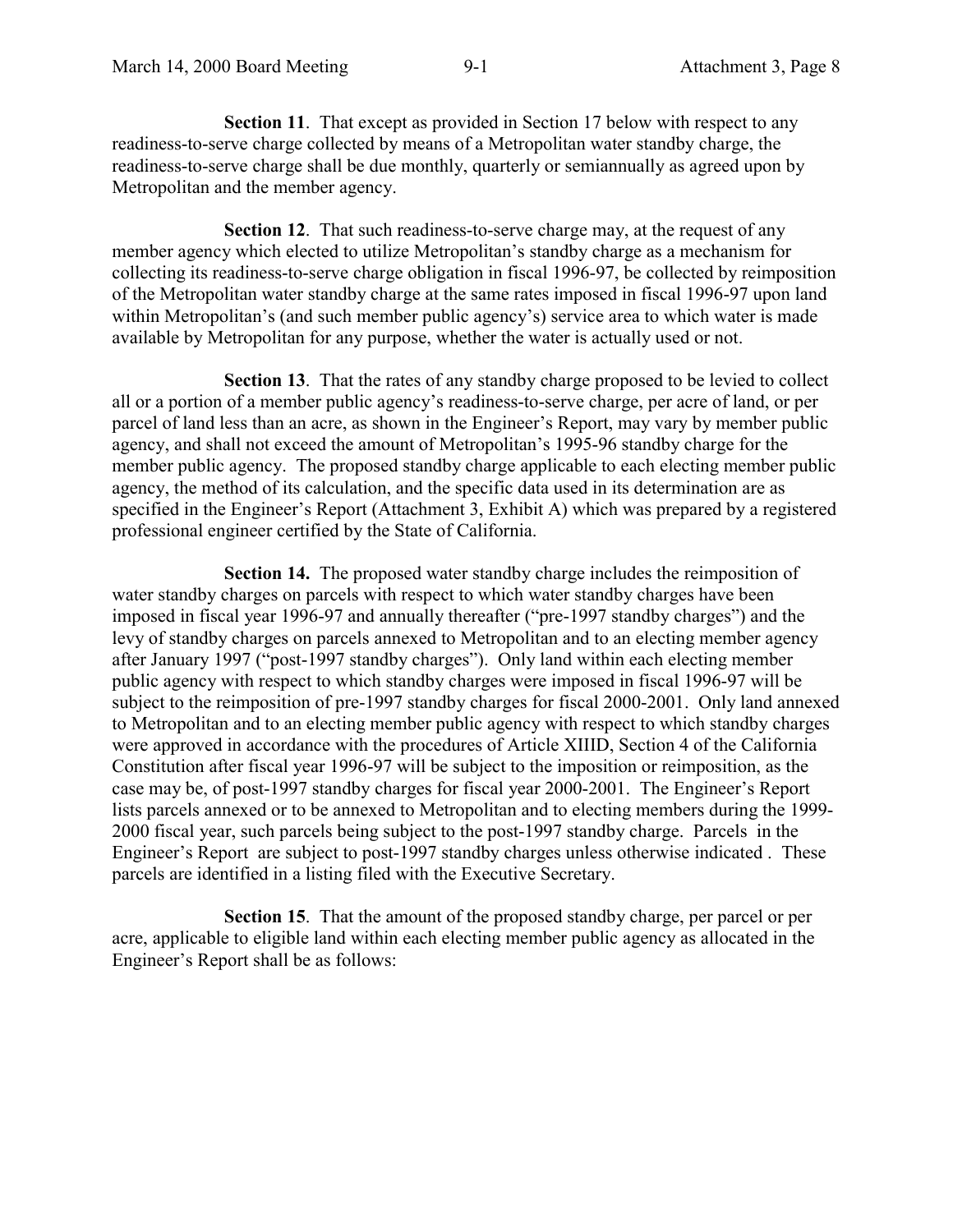**Section 11**. That except as provided in Section 17 below with respect to any readiness-to-serve charge collected by means of a Metropolitan water standby charge, the readiness-to-serve charge shall be due monthly, quarterly or semiannually as agreed upon by Metropolitan and the member agency.

**Section 12**. That such readiness-to-serve charge may, at the request of any member agency which elected to utilize Metropolitan's standby charge as a mechanism for collecting its readiness-to-serve charge obligation in fiscal 1996-97, be collected by reimposition of the Metropolitan water standby charge at the same rates imposed in fiscal 1996-97 upon land within Metropolitan's (and such member public agency's) service area to which water is made available by Metropolitan for any purpose, whether the water is actually used or not.

**Section 13**. That the rates of any standby charge proposed to be levied to collect all or a portion of a member public agency's readiness-to-serve charge, per acre of land, or per parcel of land less than an acre, as shown in the Engineer's Report, may vary by member public agency, and shall not exceed the amount of Metropolitan's 1995-96 standby charge for the member public agency. The proposed standby charge applicable to each electing member public agency, the method of its calculation, and the specific data used in its determination are as specified in the Engineer's Report (Attachment 3, Exhibit A) which was prepared by a registered professional engineer certified by the State of California.

**Section 14.** The proposed water standby charge includes the reimposition of water standby charges on parcels with respect to which water standby charges have been imposed in fiscal year 1996-97 and annually thereafter ("pre-1997 standby charges") and the levy of standby charges on parcels annexed to Metropolitan and to an electing member agency after January 1997 ("post-1997 standby charges"). Only land within each electing member public agency with respect to which standby charges were imposed in fiscal 1996-97 will be subject to the reimposition of pre-1997 standby charges for fiscal 2000-2001. Only land annexed to Metropolitan and to an electing member public agency with respect to which standby charges were approved in accordance with the procedures of Article XIIID, Section 4 of the California Constitution after fiscal year 1996-97 will be subject to the imposition or reimposition, as the case may be, of post-1997 standby charges for fiscal year 2000-2001. The Engineer's Report lists parcels annexed or to be annexed to Metropolitan and to electing members during the 1999-2000 fiscal year, such parcels being subject to the post-1997 standby charge. Parcels in the Engineer's Report are subject to post-1997 standby charges unless otherwise indicated . These parcels are identified in a listing filed with the Executive Secretary.

**Section 15**. That the amount of the proposed standby charge, per parcel or per acre, applicable to eligible land within each electing member public agency as allocated in the Engineer's Report shall be as follows: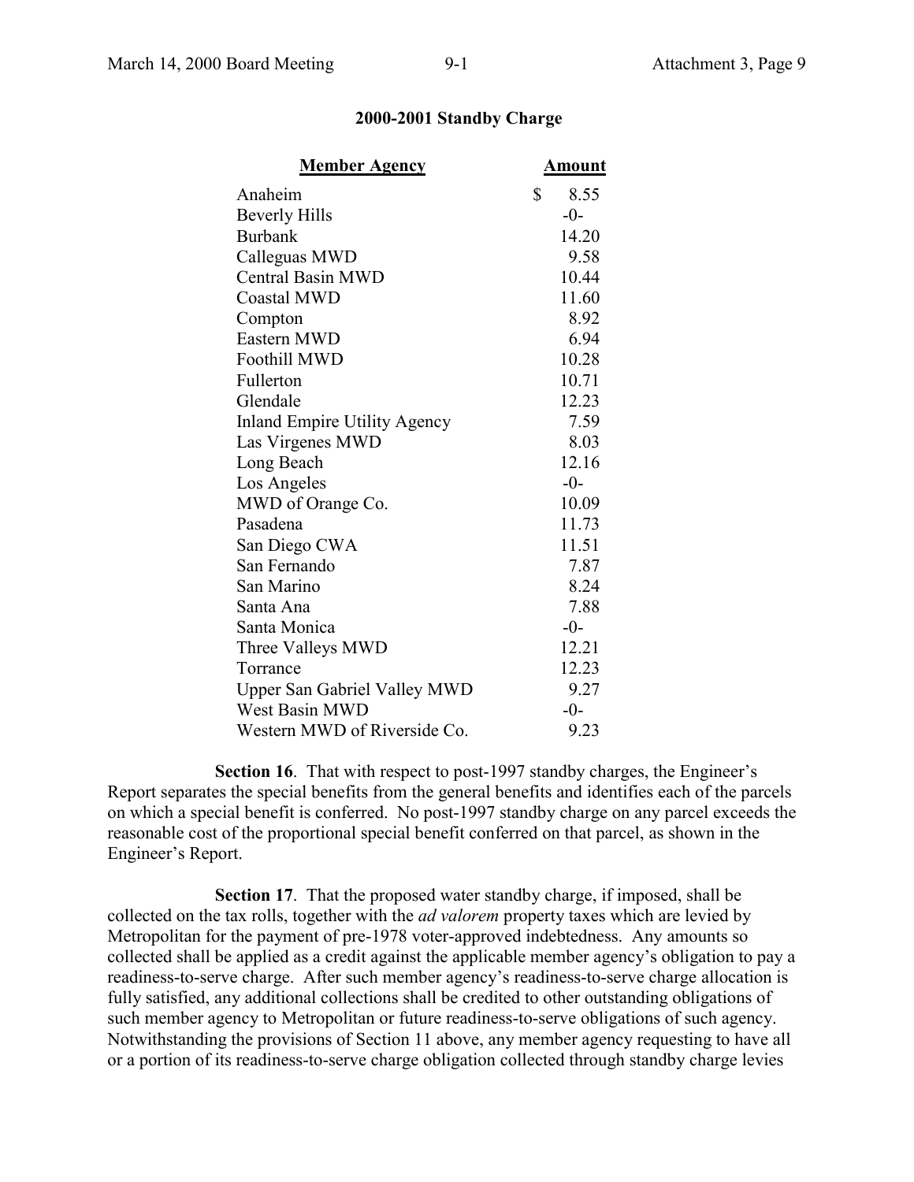**2000-2001 Standby Charge**

| Member Agency | Amount |
|---|---|
| Anaheim | $ 8.55 |
| Beverly Hills | -0- |
| Burbank | 14.20 |
| Calleguas MWD | 9.58 |
| Central Basin MWD | 10.44 |
| Coastal MWD | 11.60 |
| Compton | 8.92 |
| Eastern MWD | 6.94 |
| Foothill MWD | 10.28 |
| Fullerton | 10.71 |
| Glendale | 12.23 |
| Inland Empire Utility Agency | 7.59 |
| Las Virgenes MWD | 8.03 |
| Long Beach | 12.16 |
| Los Angeles | -0- |
| MWD of Orange Co. | 10.09 |
| Pasadena | 11.73 |
| San Diego CWA | 11.51 |
| San Fernando | 7.87 |
| San Marino | 8.24 |
| Santa Ana | 7.88 |
| Santa Monica | -0- |
| Three Valleys MWD | 12.21 |
| Torrance | 12.23 |
| Upper San Gabriel Valley MWD | 9.27 |
| West Basin MWD | -0- |
| Western MWD of Riverside Co. | 9.23 |

**Section 16**. That with respect to post-1997 standby charges, the Engineer's Report separates the special benefits from the general benefits and identifies each of the parcels on which a special benefit is conferred. No post-1997 standby charge on any parcel exceeds the reasonable cost of the proportional special benefit conferred on that parcel, as shown in the Engineer's Report.

**Section 17**. That the proposed water standby charge, if imposed, shall be collected on the tax rolls, together with the *ad valorem* property taxes which are levied by Metropolitan for the payment of pre-1978 voter-approved indebtedness. Any amounts so collected shall be applied as a credit against the applicable member agency's obligation to pay a readiness-to-serve charge. After such member agency's readiness-to-serve charge allocation is fully satisfied, any additional collections shall be credited to other outstanding obligations of such member agency to Metropolitan or future readiness-to-serve obligations of such agency. Notwithstanding the provisions of Section 11 above, any member agency requesting to have all or a portion of its readiness-to-serve charge obligation collected through standby charge levies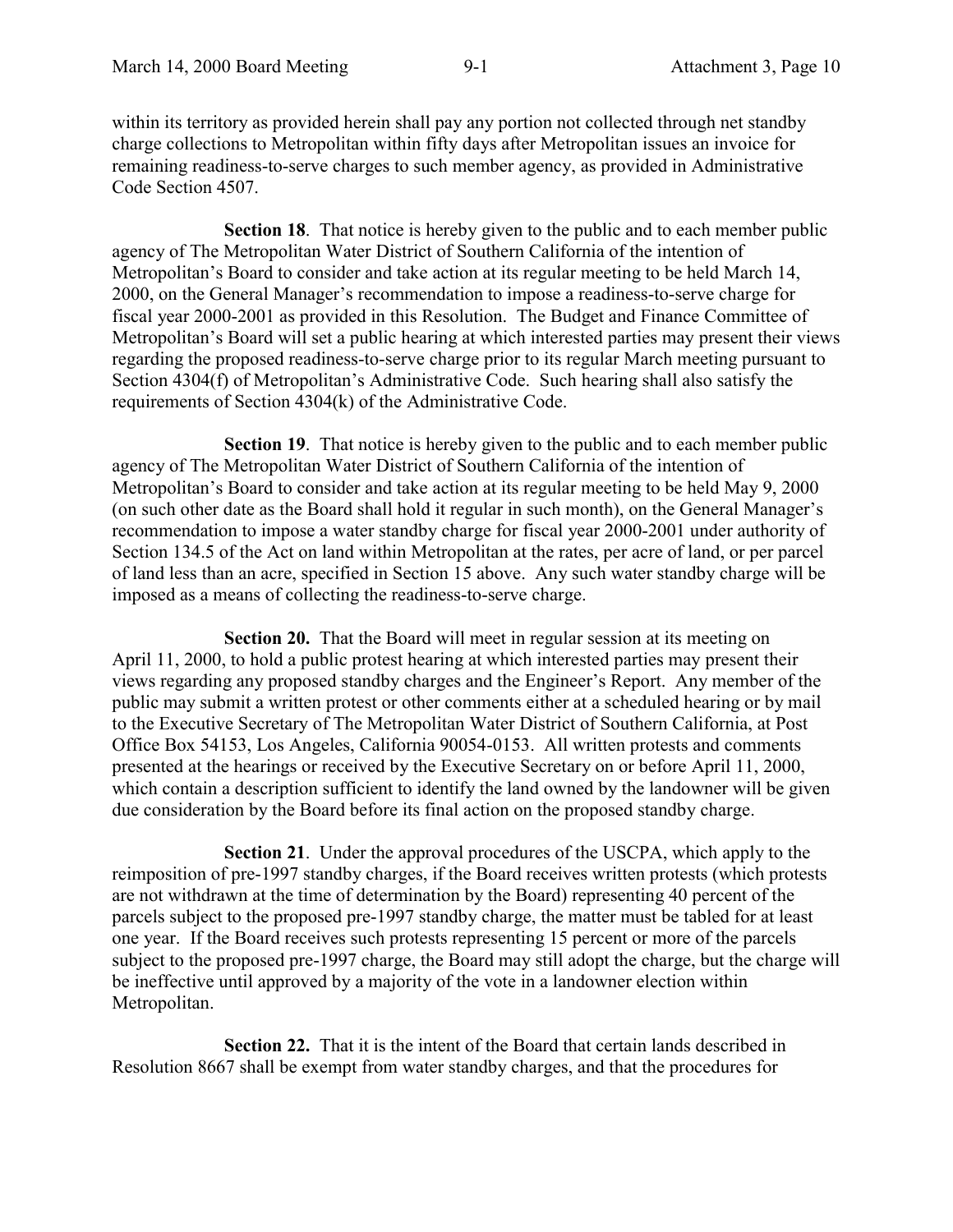within its territory as provided herein shall pay any portion not collected through net standby charge collections to Metropolitan within fifty days after Metropolitan issues an invoice for remaining readiness-to-serve charges to such member agency, as provided in Administrative Code Section 4507.

**Section 18**. That notice is hereby given to the public and to each member public agency of The Metropolitan Water District of Southern California of the intention of Metropolitan's Board to consider and take action at its regular meeting to be held March 14, 2000, on the General Manager's recommendation to impose a readiness-to-serve charge for fiscal year 2000-2001 as provided in this Resolution. The Budget and Finance Committee of Metropolitan's Board will set a public hearing at which interested parties may present their views regarding the proposed readiness-to-serve charge prior to its regular March meeting pursuant to Section 4304(f) of Metropolitan's Administrative Code. Such hearing shall also satisfy the requirements of Section 4304(k) of the Administrative Code.

**Section 19**. That notice is hereby given to the public and to each member public agency of The Metropolitan Water District of Southern California of the intention of Metropolitan's Board to consider and take action at its regular meeting to be held May 9, 2000 (on such other date as the Board shall hold it regular in such month), on the General Manager's recommendation to impose a water standby charge for fiscal year 2000-2001 under authority of Section 134.5 of the Act on land within Metropolitan at the rates, per acre of land, or per parcel of land less than an acre, specified in Section 15 above. Any such water standby charge will be imposed as a means of collecting the readiness-to-serve charge.

**Section 20.** That the Board will meet in regular session at its meeting on April 11, 2000, to hold a public protest hearing at which interested parties may present their views regarding any proposed standby charges and the Engineer's Report. Any member of the public may submit a written protest or other comments either at a scheduled hearing or by mail to the Executive Secretary of The Metropolitan Water District of Southern California, at Post Office Box 54153, Los Angeles, California 90054-0153. All written protests and comments presented at the hearings or received by the Executive Secretary on or before April 11, 2000, which contain a description sufficient to identify the land owned by the landowner will be given due consideration by the Board before its final action on the proposed standby charge.

**Section 21**. Under the approval procedures of the USCPA, which apply to the reimposition of pre-1997 standby charges, if the Board receives written protests (which protests are not withdrawn at the time of determination by the Board) representing 40 percent of the parcels subject to the proposed pre-1997 standby charge, the matter must be tabled for at least one year. If the Board receives such protests representing 15 percent or more of the parcels subject to the proposed pre-1997 charge, the Board may still adopt the charge, but the charge will be ineffective until approved by a majority of the vote in a landowner election within Metropolitan.

**Section 22.** That it is the intent of the Board that certain lands described in Resolution 8667 shall be exempt from water standby charges, and that the procedures for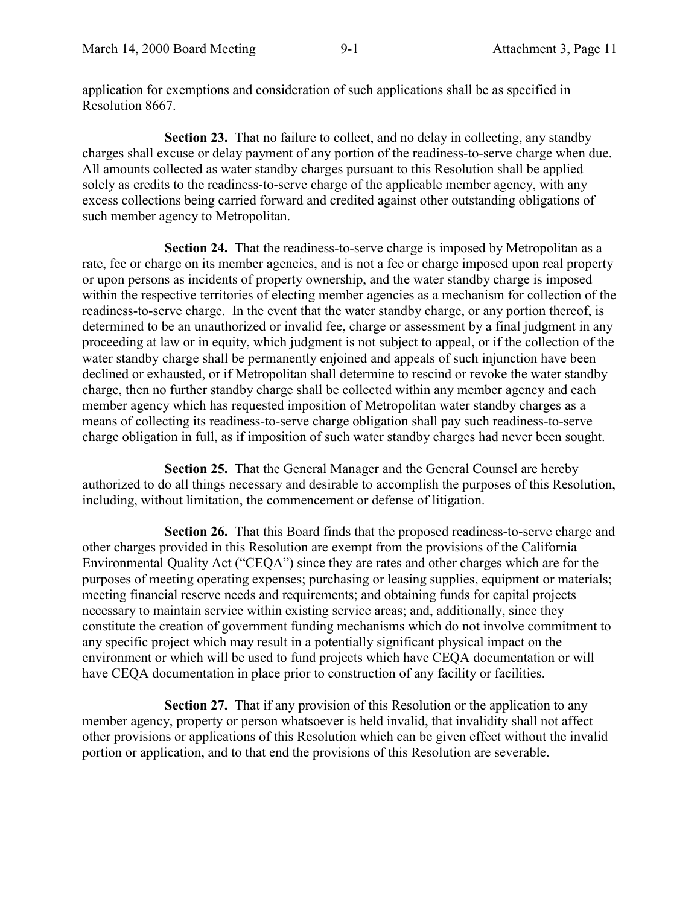application for exemptions and consideration of such applications shall be as specified in Resolution 8667.

**Section 23.** That no failure to collect, and no delay in collecting, any standby charges shall excuse or delay payment of any portion of the readiness-to-serve charge when due. All amounts collected as water standby charges pursuant to this Resolution shall be applied solely as credits to the readiness-to-serve charge of the applicable member agency, with any excess collections being carried forward and credited against other outstanding obligations of such member agency to Metropolitan.

**Section 24.** That the readiness-to-serve charge is imposed by Metropolitan as a rate, fee or charge on its member agencies, and is not a fee or charge imposed upon real property or upon persons as incidents of property ownership, and the water standby charge is imposed within the respective territories of electing member agencies as a mechanism for collection of the readiness-to-serve charge. In the event that the water standby charge, or any portion thereof, is determined to be an unauthorized or invalid fee, charge or assessment by a final judgment in any proceeding at law or in equity, which judgment is not subject to appeal, or if the collection of the water standby charge shall be permanently enjoined and appeals of such injunction have been declined or exhausted, or if Metropolitan shall determine to rescind or revoke the water standby charge, then no further standby charge shall be collected within any member agency and each member agency which has requested imposition of Metropolitan water standby charges as a means of collecting its readiness-to-serve charge obligation shall pay such readiness-to-serve charge obligation in full, as if imposition of such water standby charges had never been sought.

**Section 25.** That the General Manager and the General Counsel are hereby authorized to do all things necessary and desirable to accomplish the purposes of this Resolution, including, without limitation, the commencement or defense of litigation.

**Section 26.** That this Board finds that the proposed readiness-to-serve charge and other charges provided in this Resolution are exempt from the provisions of the California Environmental Quality Act ("CEQA") since they are rates and other charges which are for the purposes of meeting operating expenses; purchasing or leasing supplies, equipment or materials; meeting financial reserve needs and requirements; and obtaining funds for capital projects necessary to maintain service within existing service areas; and, additionally, since they constitute the creation of government funding mechanisms which do not involve commitment to any specific project which may result in a potentially significant physical impact on the environment or which will be used to fund projects which have CEQA documentation or will have CEQA documentation in place prior to construction of any facility or facilities.

**Section 27.** That if any provision of this Resolution or the application to any member agency, property or person whatsoever is held invalid, that invalidity shall not affect other provisions or applications of this Resolution which can be given effect without the invalid portion or application, and to that end the provisions of this Resolution are severable.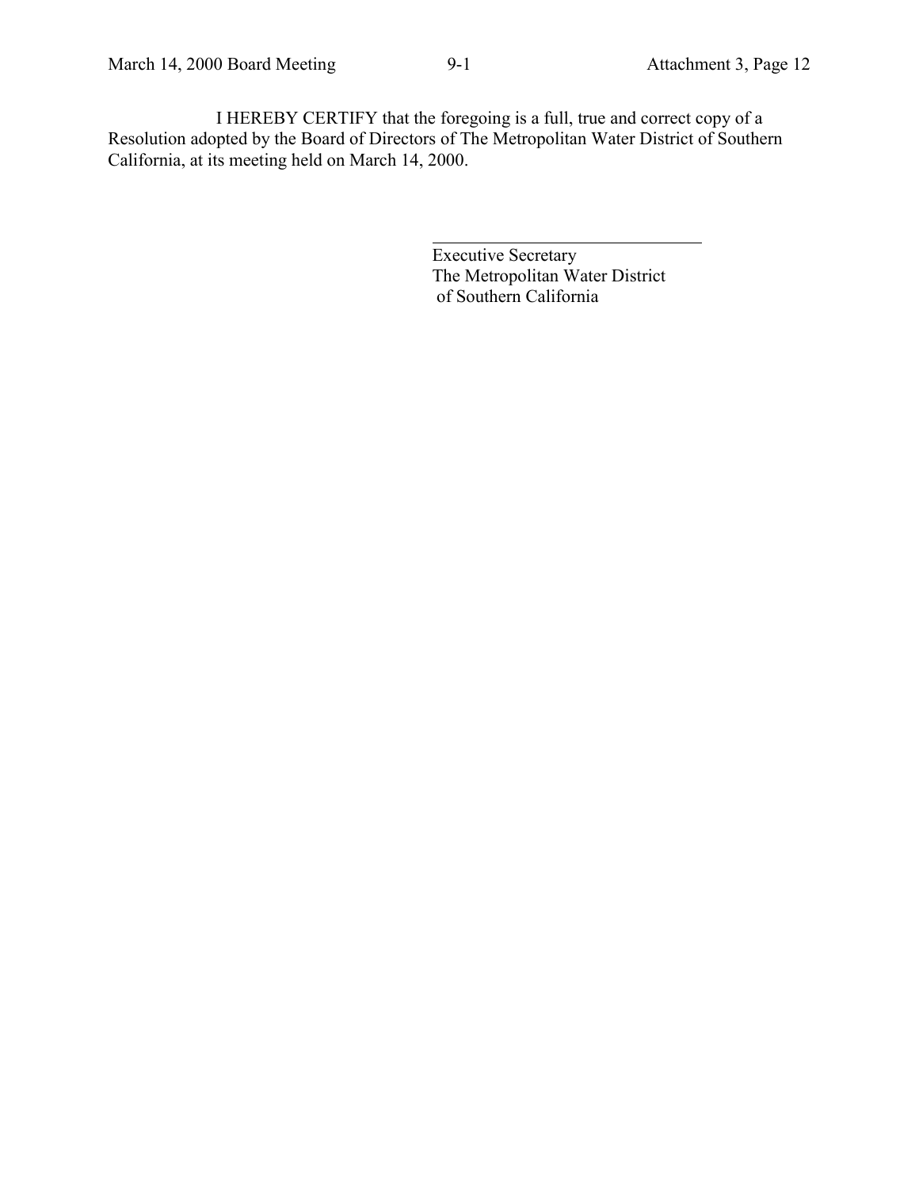I HEREBY CERTIFY that the foregoing is a full, true and correct copy of a Resolution adopted by the Board of Directors of The Metropolitan Water District of Southern California, at its meeting held on March 14, 2000.

\_\_\_\_\_\_\_\_\_\_\_\_\_\_\_\_\_\_\_\_\_\_\_\_\_\_\_\_\_\_\_\_

Executive Secretary
The Metropolitan Water District
of Southern California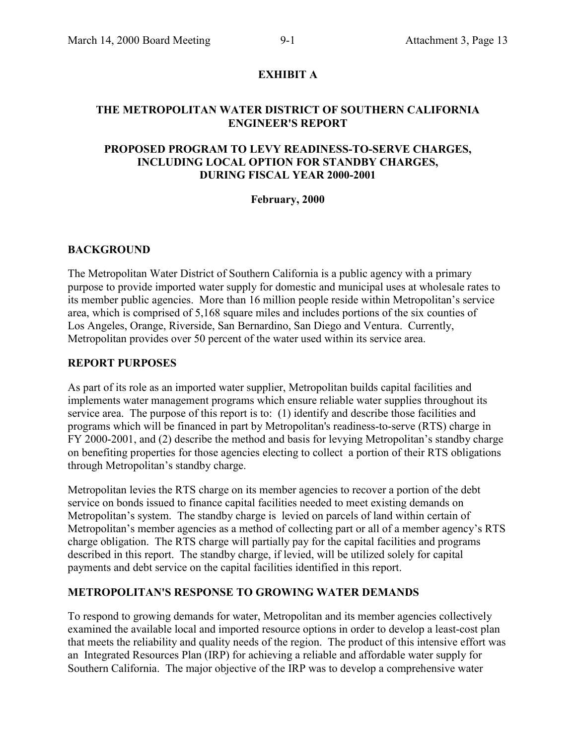**EXHIBIT A**

**THE METROPOLITAN WATER DISTRICT OF SOUTHERN CALIFORNIA ENGINEER'S REPORT**

**PROPOSED PROGRAM TO LEVY READINESS-TO-SERVE CHARGES, INCLUDING LOCAL OPTION FOR STANDBY CHARGES, DURING FISCAL YEAR 2000-2001**

**February, 2000**

## BACKGROUND

The Metropolitan Water District of Southern California is a public agency with a primary purpose to provide imported water supply for domestic and municipal uses at wholesale rates to its member public agencies. More than 16 million people reside within Metropolitan's service area, which is comprised of 5,168 square miles and includes portions of the six counties of Los Angeles, Orange, Riverside, San Bernardino, San Diego and Ventura. Currently, Metropolitan provides over 50 percent of the water used within its service area.

## REPORT PURPOSES

As part of its role as an imported water supplier, Metropolitan builds capital facilities and implements water management programs which ensure reliable water supplies throughout its service area. The purpose of this report is to: (1) identify and describe those facilities and programs which will be financed in part by Metropolitan's readiness-to-serve (RTS) charge in FY 2000-2001, and (2) describe the method and basis for levying Metropolitan's standby charge on benefiting properties for those agencies electing to collect a portion of their RTS obligations through Metropolitan's standby charge.

Metropolitan levies the RTS charge on its member agencies to recover a portion of the debt service on bonds issued to finance capital facilities needed to meet existing demands on Metropolitan's system. The standby charge is levied on parcels of land within certain of Metropolitan's member agencies as a method of collecting part or all of a member agency's RTS charge obligation. The RTS charge will partially pay for the capital facilities and programs described in this report. The standby charge, if levied, will be utilized solely for capital payments and debt service on the capital facilities identified in this report.

## METROPOLITAN'S RESPONSE TO GROWING WATER DEMANDS

To respond to growing demands for water, Metropolitan and its member agencies collectively examined the available local and imported resource options in order to develop a least-cost plan that meets the reliability and quality needs of the region. The product of this intensive effort was an Integrated Resources Plan (IRP) for achieving a reliable and affordable water supply for Southern California. The major objective of the IRP was to develop a comprehensive water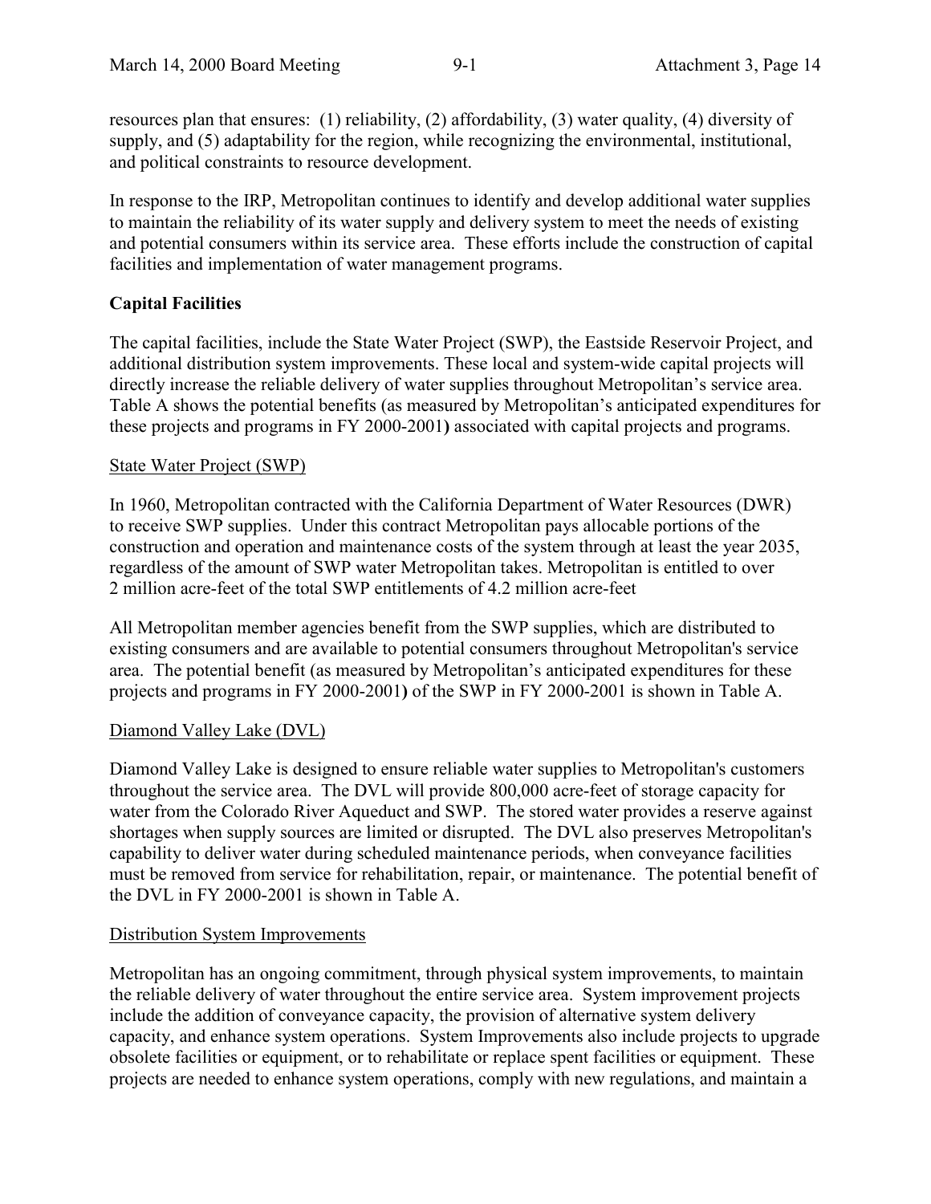resources plan that ensures: (1) reliability, (2) affordability, (3) water quality, (4) diversity of supply, and (5) adaptability for the region, while recognizing the environmental, institutional, and political constraints to resource development.

In response to the IRP, Metropolitan continues to identify and develop additional water supplies to maintain the reliability of its water supply and delivery system to meet the needs of existing and potential consumers within its service area. These efforts include the construction of capital facilities and implementation of water management programs.

**Capital Facilities**

The capital facilities, include the State Water Project (SWP), the Eastside Reservoir Project, and additional distribution system improvements. These local and system-wide capital projects will directly increase the reliable delivery of water supplies throughout Metropolitan's service area. Table A shows the potential benefits (as measured by Metropolitan's anticipated expenditures for these projects and programs in FY 2000-2001**)** associated with capital projects and programs.

State Water Project (SWP)

In 1960, Metropolitan contracted with the California Department of Water Resources (DWR) to receive SWP supplies. Under this contract Metropolitan pays allocable portions of the construction and operation and maintenance costs of the system through at least the year 2035, regardless of the amount of SWP water Metropolitan takes. Metropolitan is entitled to over 2 million acre-feet of the total SWP entitlements of 4.2 million acre-feet

All Metropolitan member agencies benefit from the SWP supplies, which are distributed to existing consumers and are available to potential consumers throughout Metropolitan's service area. The potential benefit (as measured by Metropolitan's anticipated expenditures for these projects and programs in FY 2000-2001**)** of the SWP in FY 2000-2001 is shown in Table A.

Diamond Valley Lake (DVL)

Diamond Valley Lake is designed to ensure reliable water supplies to Metropolitan's customers throughout the service area. The DVL will provide 800,000 acre-feet of storage capacity for water from the Colorado River Aqueduct and SWP. The stored water provides a reserve against shortages when supply sources are limited or disrupted. The DVL also preserves Metropolitan's capability to deliver water during scheduled maintenance periods, when conveyance facilities must be removed from service for rehabilitation, repair, or maintenance. The potential benefit of the DVL in FY 2000-2001 is shown in Table A.

Distribution System Improvements

Metropolitan has an ongoing commitment, through physical system improvements, to maintain the reliable delivery of water throughout the entire service area. System improvement projects include the addition of conveyance capacity, the provision of alternative system delivery capacity, and enhance system operations. System Improvements also include projects to upgrade obsolete facilities or equipment, or to rehabilitate or replace spent facilities or equipment. These projects are needed to enhance system operations, comply with new regulations, and maintain a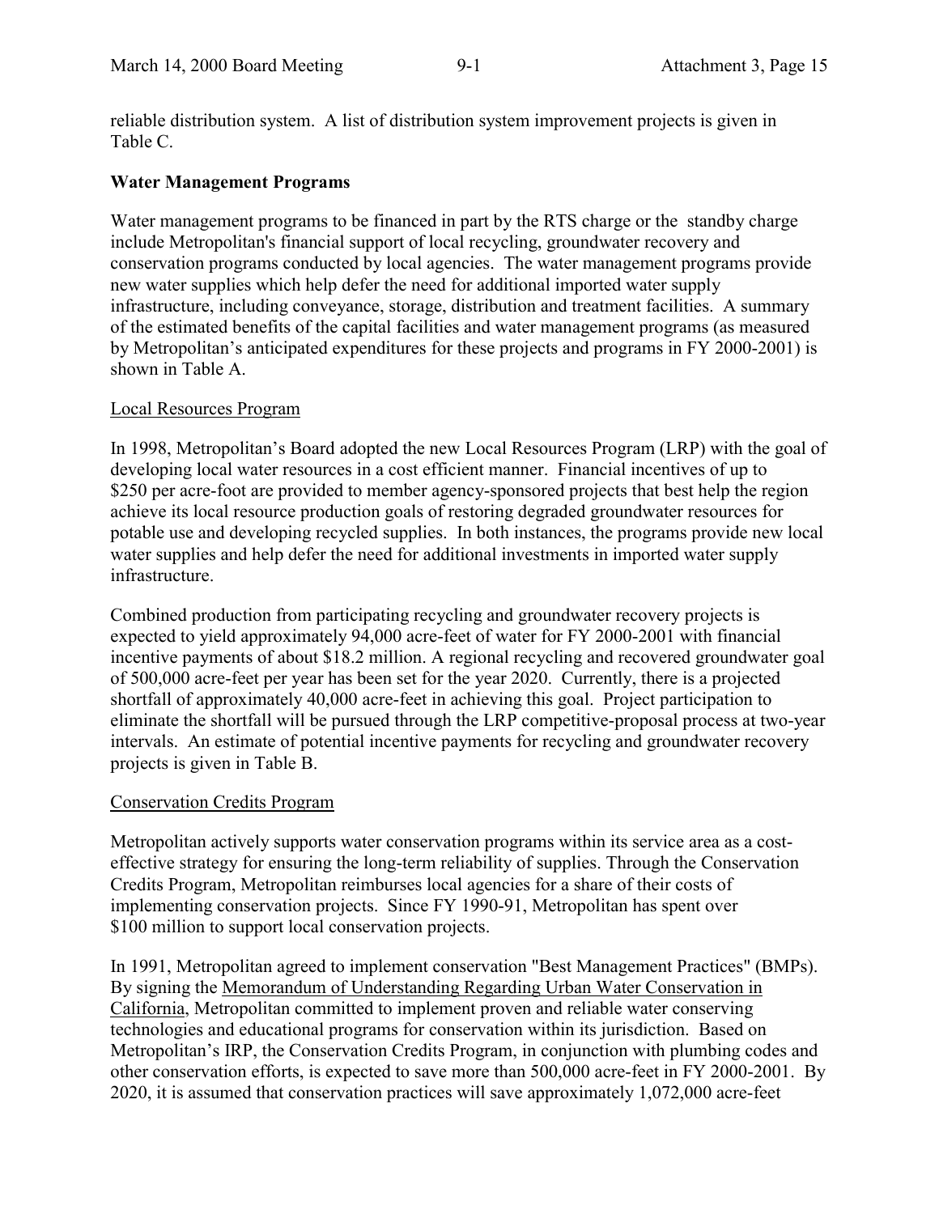reliable distribution system. A list of distribution system improvement projects is given in Table C.

**Water Management Programs**

Water management programs to be financed in part by the RTS charge or the standby charge include Metropolitan's financial support of local recycling, groundwater recovery and conservation programs conducted by local agencies. The water management programs provide new water supplies which help defer the need for additional imported water supply infrastructure, including conveyance, storage, distribution and treatment facilities. A summary of the estimated benefits of the capital facilities and water management programs (as measured by Metropolitan's anticipated expenditures for these projects and programs in FY 2000-2001) is shown in Table A.

Local Resources Program

In 1998, Metropolitan's Board adopted the new Local Resources Program (LRP) with the goal of developing local water resources in a cost efficient manner. Financial incentives of up to $250 per acre-foot are provided to member agency-sponsored projects that best help the region achieve its local resource production goals of restoring degraded groundwater resources for potable use and developing recycled supplies. In both instances, the programs provide new local water supplies and help defer the need for additional investments in imported water supply infrastructure.

Combined production from participating recycling and groundwater recovery projects is expected to yield approximately 94,000 acre-feet of water for FY 2000-2001 with financial incentive payments of about $18.2 million. A regional recycling and recovered groundwater goal of 500,000 acre-feet per year has been set for the year 2020. Currently, there is a projected shortfall of approximately 40,000 acre-feet in achieving this goal. Project participation to eliminate the shortfall will be pursued through the LRP competitive-proposal process at two-year intervals. An estimate of potential incentive payments for recycling and groundwater recovery projects is given in Table B.

Conservation Credits Program

Metropolitan actively supports water conservation programs within its service area as a cost-effective strategy for ensuring the long-term reliability of supplies. Through the Conservation Credits Program, Metropolitan reimburses local agencies for a share of their costs of implementing conservation projects. Since FY 1990-91, Metropolitan has spent over $100 million to support local conservation projects.

In 1991, Metropolitan agreed to implement conservation "Best Management Practices" (BMPs). By signing the Memorandum of Understanding Regarding Urban Water Conservation in California, Metropolitan committed to implement proven and reliable water conserving technologies and educational programs for conservation within its jurisdiction. Based on Metropolitan's IRP, the Conservation Credits Program, in conjunction with plumbing codes and other conservation efforts, is expected to save more than 500,000 acre-feet in FY 2000-2001. By 2020, it is assumed that conservation practices will save approximately 1,072,000 acre-feet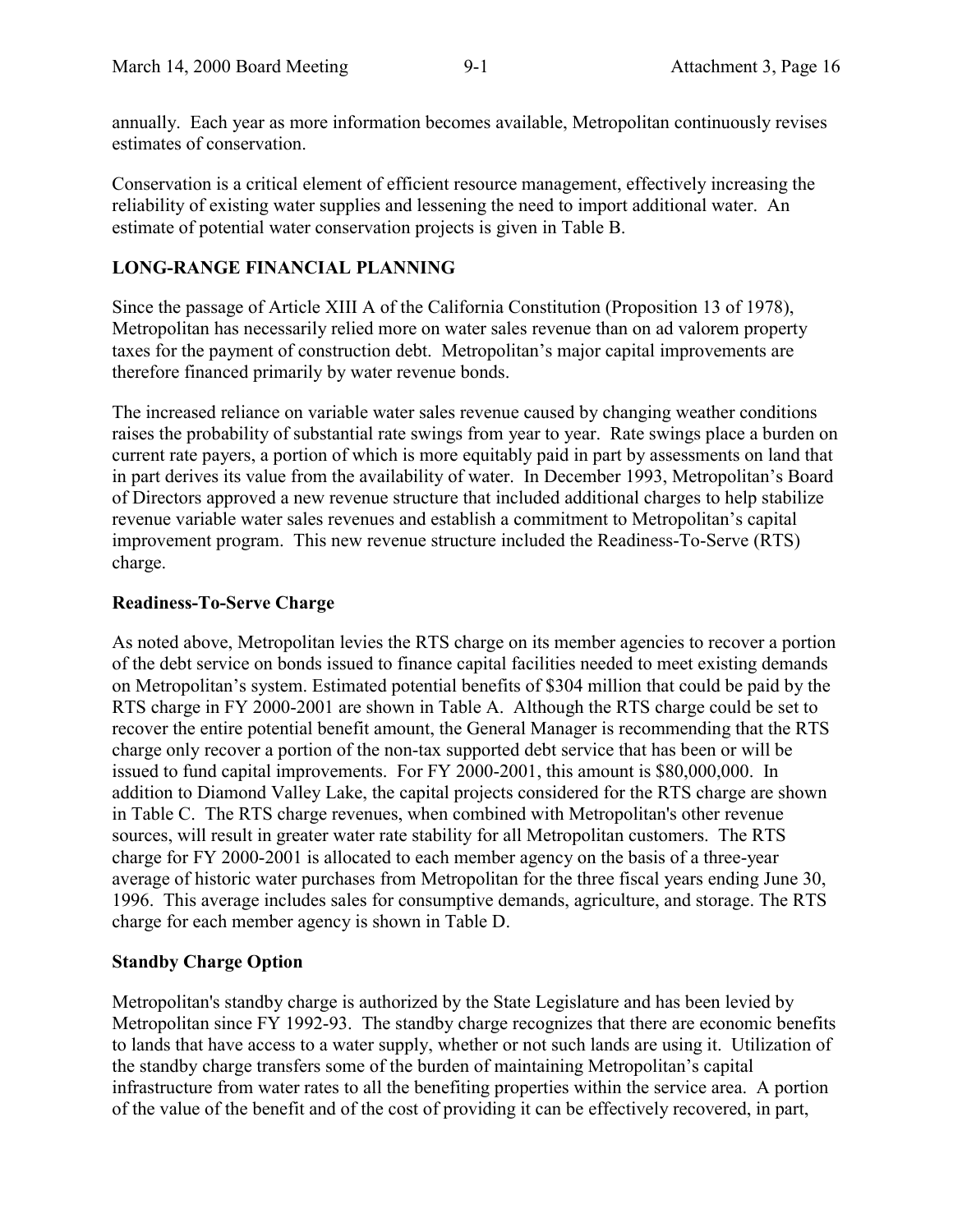annually. Each year as more information becomes available, Metropolitan continuously revises estimates of conservation.

Conservation is a critical element of efficient resource management, effectively increasing the reliability of existing water supplies and lessening the need to import additional water. An estimate of potential water conservation projects is given in Table B.

## LONG-RANGE FINANCIAL PLANNING

Since the passage of Article XIII A of the California Constitution (Proposition 13 of 1978), Metropolitan has necessarily relied more on water sales revenue than on ad valorem property taxes for the payment of construction debt. Metropolitan's major capital improvements are therefore financed primarily by water revenue bonds.

The increased reliance on variable water sales revenue caused by changing weather conditions raises the probability of substantial rate swings from year to year. Rate swings place a burden on current rate payers, a portion of which is more equitably paid in part by assessments on land that in part derives its value from the availability of water. In December 1993, Metropolitan's Board of Directors approved a new revenue structure that included additional charges to help stabilize revenue variable water sales revenues and establish a commitment to Metropolitan's capital improvement program. This new revenue structure included the Readiness-To-Serve (RTS) charge.

### Readiness-To-Serve Charge

As noted above, Metropolitan levies the RTS charge on its member agencies to recover a portion of the debt service on bonds issued to finance capital facilities needed to meet existing demands on Metropolitan's system. Estimated potential benefits of $304 million that could be paid by the RTS charge in FY 2000-2001 are shown in Table A. Although the RTS charge could be set to recover the entire potential benefit amount, the General Manager is recommending that the RTS charge only recover a portion of the non-tax supported debt service that has been or will be issued to fund capital improvements. For FY 2000-2001, this amount is $80,000,000. In addition to Diamond Valley Lake, the capital projects considered for the RTS charge are shown in Table C. The RTS charge revenues, when combined with Metropolitan's other revenue sources, will result in greater water rate stability for all Metropolitan customers. The RTS charge for FY 2000-2001 is allocated to each member agency on the basis of a three-year average of historic water purchases from Metropolitan for the three fiscal years ending June 30, 1996. This average includes sales for consumptive demands, agriculture, and storage. The RTS charge for each member agency is shown in Table D.

### Standby Charge Option

Metropolitan's standby charge is authorized by the State Legislature and has been levied by Metropolitan since FY 1992-93. The standby charge recognizes that there are economic benefits to lands that have access to a water supply, whether or not such lands are using it. Utilization of the standby charge transfers some of the burden of maintaining Metropolitan's capital infrastructure from water rates to all the benefiting properties within the service area. A portion of the value of the benefit and of the cost of providing it can be effectively recovered, in part,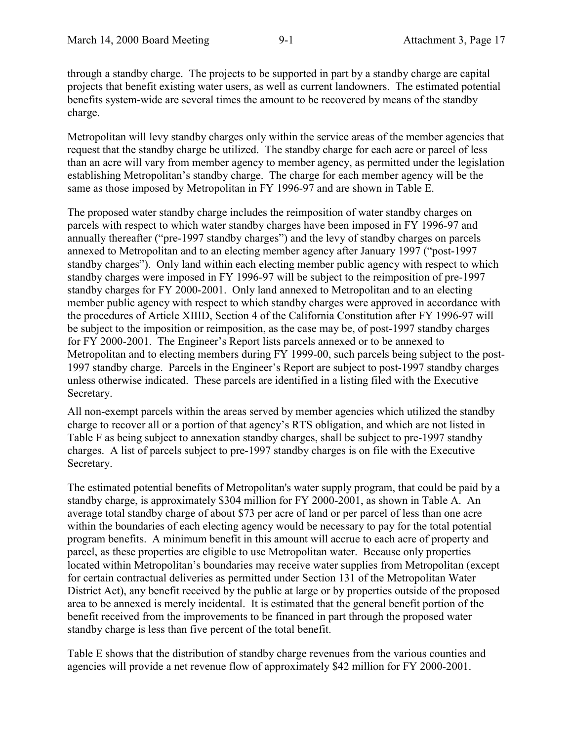through a standby charge. The projects to be supported in part by a standby charge are capital projects that benefit existing water users, as well as current landowners. The estimated potential benefits system-wide are several times the amount to be recovered by means of the standby charge.

Metropolitan will levy standby charges only within the service areas of the member agencies that request that the standby charge be utilized. The standby charge for each acre or parcel of less than an acre will vary from member agency to member agency, as permitted under the legislation establishing Metropolitan's standby charge. The charge for each member agency will be the same as those imposed by Metropolitan in FY 1996-97 and are shown in Table E.

The proposed water standby charge includes the reimposition of water standby charges on parcels with respect to which water standby charges have been imposed in FY 1996-97 and annually thereafter ("pre-1997 standby charges") and the levy of standby charges on parcels annexed to Metropolitan and to an electing member agency after January 1997 ("post-1997 standby charges"). Only land within each electing member public agency with respect to which standby charges were imposed in FY 1996-97 will be subject to the reimposition of pre-1997 standby charges for FY 2000-2001. Only land annexed to Metropolitan and to an electing member public agency with respect to which standby charges were approved in accordance with the procedures of Article XIIID, Section 4 of the California Constitution after FY 1996-97 will be subject to the imposition or reimposition, as the case may be, of post-1997 standby charges for FY 2000-2001. The Engineer's Report lists parcels annexed or to be annexed to Metropolitan and to electing members during FY 1999-00, such parcels being subject to the post-1997 standby charge. Parcels in the Engineer's Report are subject to post-1997 standby charges unless otherwise indicated. These parcels are identified in a listing filed with the Executive Secretary.

All non-exempt parcels within the areas served by member agencies which utilized the standby charge to recover all or a portion of that agency's RTS obligation, and which are not listed in Table F as being subject to annexation standby charges, shall be subject to pre-1997 standby charges. A list of parcels subject to pre-1997 standby charges is on file with the Executive Secretary.

The estimated potential benefits of Metropolitan's water supply program, that could be paid by a standby charge, is approximately $304 million for FY 2000-2001, as shown in Table A. An average total standby charge of about $73 per acre of land or per parcel of less than one acre within the boundaries of each electing agency would be necessary to pay for the total potential program benefits. A minimum benefit in this amount will accrue to each acre of property and parcel, as these properties are eligible to use Metropolitan water. Because only properties located within Metropolitan's boundaries may receive water supplies from Metropolitan (except for certain contractual deliveries as permitted under Section 131 of the Metropolitan Water District Act), any benefit received by the public at large or by properties outside of the proposed area to be annexed is merely incidental. It is estimated that the general benefit portion of the benefit received from the improvements to be financed in part through the proposed water standby charge is less than five percent of the total benefit.

Table E shows that the distribution of standby charge revenues from the various counties and agencies will provide a net revenue flow of approximately $42 million for FY 2000-2001.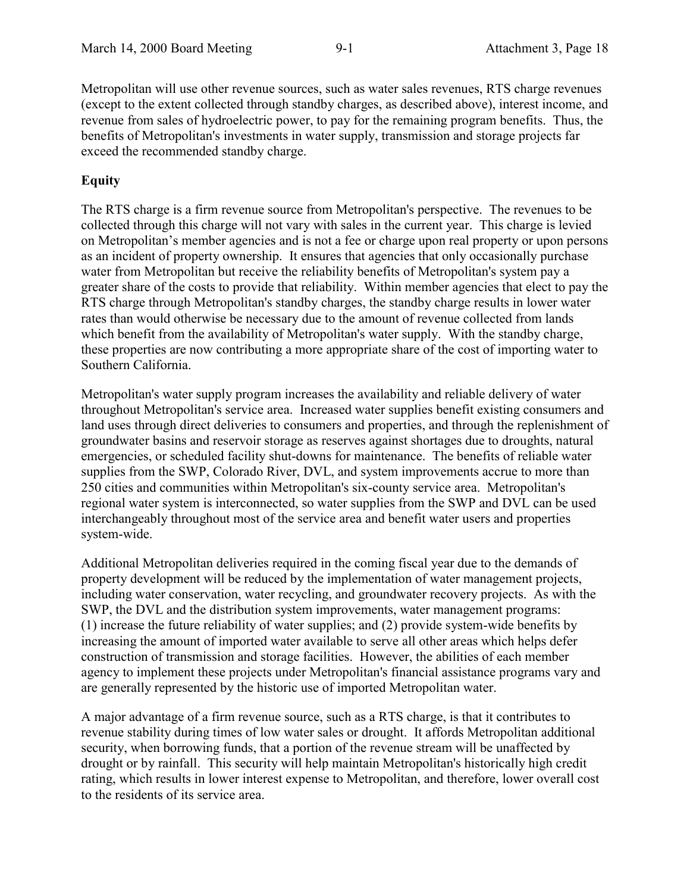Metropolitan will use other revenue sources, such as water sales revenues, RTS charge revenues (except to the extent collected through standby charges, as described above), interest income, and revenue from sales of hydroelectric power, to pay for the remaining program benefits. Thus, the benefits of Metropolitan's investments in water supply, transmission and storage projects far exceed the recommended standby charge.

**Equity**

The RTS charge is a firm revenue source from Metropolitan's perspective. The revenues to be collected through this charge will not vary with sales in the current year. This charge is levied on Metropolitan's member agencies and is not a fee or charge upon real property or upon persons as an incident of property ownership. It ensures that agencies that only occasionally purchase water from Metropolitan but receive the reliability benefits of Metropolitan's system pay a greater share of the costs to provide that reliability. Within member agencies that elect to pay the RTS charge through Metropolitan's standby charges, the standby charge results in lower water rates than would otherwise be necessary due to the amount of revenue collected from lands which benefit from the availability of Metropolitan's water supply. With the standby charge, these properties are now contributing a more appropriate share of the cost of importing water to Southern California.

Metropolitan's water supply program increases the availability and reliable delivery of water throughout Metropolitan's service area. Increased water supplies benefit existing consumers and land uses through direct deliveries to consumers and properties, and through the replenishment of groundwater basins and reservoir storage as reserves against shortages due to droughts, natural emergencies, or scheduled facility shut-downs for maintenance. The benefits of reliable water supplies from the SWP, Colorado River, DVL, and system improvements accrue to more than 250 cities and communities within Metropolitan's six-county service area. Metropolitan's regional water system is interconnected, so water supplies from the SWP and DVL can be used interchangeably throughout most of the service area and benefit water users and properties system-wide.

Additional Metropolitan deliveries required in the coming fiscal year due to the demands of property development will be reduced by the implementation of water management projects, including water conservation, water recycling, and groundwater recovery projects. As with the SWP, the DVL and the distribution system improvements, water management programs: (1) increase the future reliability of water supplies; and (2) provide system-wide benefits by increasing the amount of imported water available to serve all other areas which helps defer construction of transmission and storage facilities. However, the abilities of each member agency to implement these projects under Metropolitan's financial assistance programs vary and are generally represented by the historic use of imported Metropolitan water.

A major advantage of a firm revenue source, such as a RTS charge, is that it contributes to revenue stability during times of low water sales or drought. It affords Metropolitan additional security, when borrowing funds, that a portion of the revenue stream will be unaffected by drought or by rainfall. This security will help maintain Metropolitan's historically high credit rating, which results in lower interest expense to Metropolitan, and therefore, lower overall cost to the residents of its service area.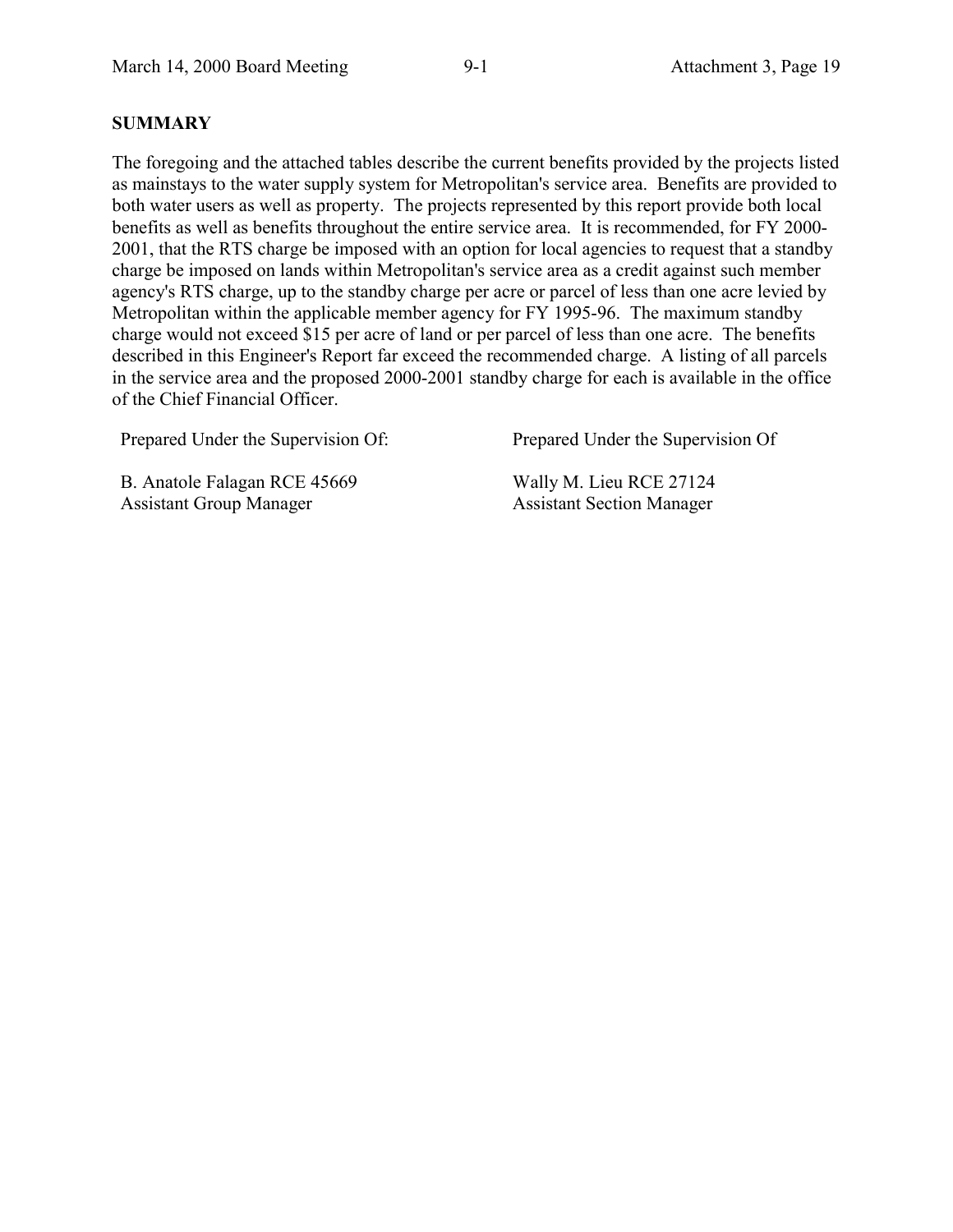## SUMMARY

The foregoing and the attached tables describe the current benefits provided by the projects listed as mainstays to the water supply system for Metropolitan's service area. Benefits are provided to both water users as well as property. The projects represented by this report provide both local benefits as well as benefits throughout the entire service area. It is recommended, for FY 2000-2001, that the RTS charge be imposed with an option for local agencies to request that a standby charge be imposed on lands within Metropolitan's service area as a credit against such member agency's RTS charge, up to the standby charge per acre or parcel of less than one acre levied by Metropolitan within the applicable member agency for FY 1995-96. The maximum standby charge would not exceed $15 per acre of land or per parcel of less than one acre. The benefits described in this Engineer's Report far exceed the recommended charge. A listing of all parcels in the service area and the proposed 2000-2001 standby charge for each is available in the office of the Chief Financial Officer.

Prepared Under the Supervision Of:

B. Anatole Falagan RCE 45669
Assistant Group Manager

Prepared Under the Supervision Of

Wally M. Lieu RCE 27124
Assistant Section Manager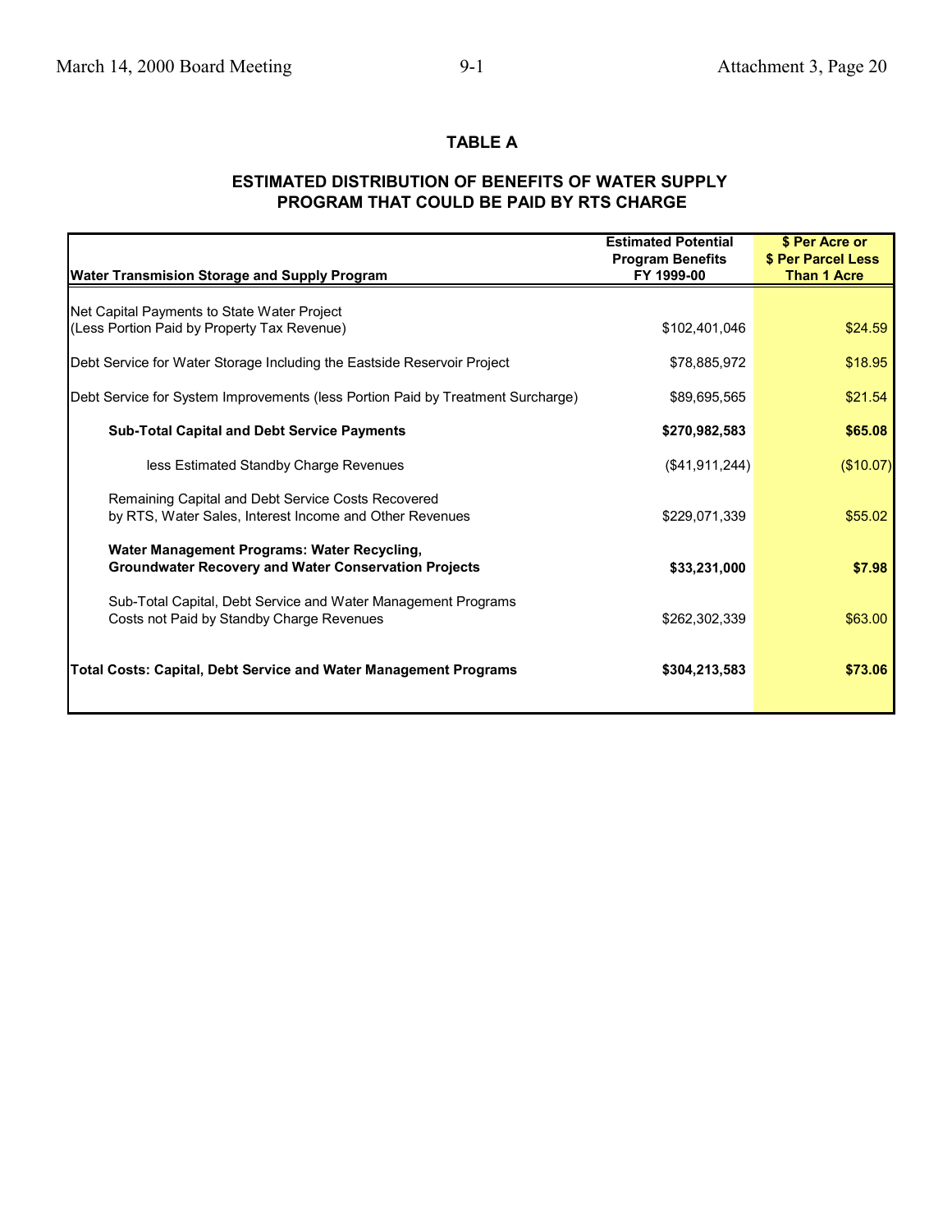## TABLE A

## ESTIMATED DISTRIBUTION OF BENEFITS OF WATER SUPPLY PROGRAM THAT COULD BE PAID BY RTS CHARGE

| Water Transmision Storage and Supply Program | Estimated Potential Program Benefits FY 1999-00 | $ Per Acre or $ Per Parcel Less Than 1 Acre |
|---|---|---|
| Net Capital Payments to State Water Project (Less Portion Paid by Property Tax Revenue) | $102,401,046 | $24.59 |
| Debt Service for Water Storage Including the Eastside Reservoir Project | $78,885,972 | $18.95 |
| Debt Service for System Improvements (less Portion Paid by Treatment Surcharge) | $89,695,565 | $21.54 |
| **Sub-Total Capital and Debt Service Payments** | **$270,982,583** | **$65.08** |
| less Estimated Standby Charge Revenues | ($41,911,244) | ($10.07) |
| Remaining Capital and Debt Service Costs Recovered by RTS, Water Sales, Interest Income and Other Revenues | $229,071,339 | $55.02 |
| **Water Management Programs: Water Recycling, Groundwater Recovery and Water Conservation Projects** | **$33,231,000** | **$7.98** |
| Sub-Total Capital, Debt Service and Water Management Programs Costs not Paid by Standby Charge Revenues | $262,302,339 | $63.00 |
| **Total Costs: Capital, Debt Service and Water Management Programs** | **$304,213,583** | **$73.06** |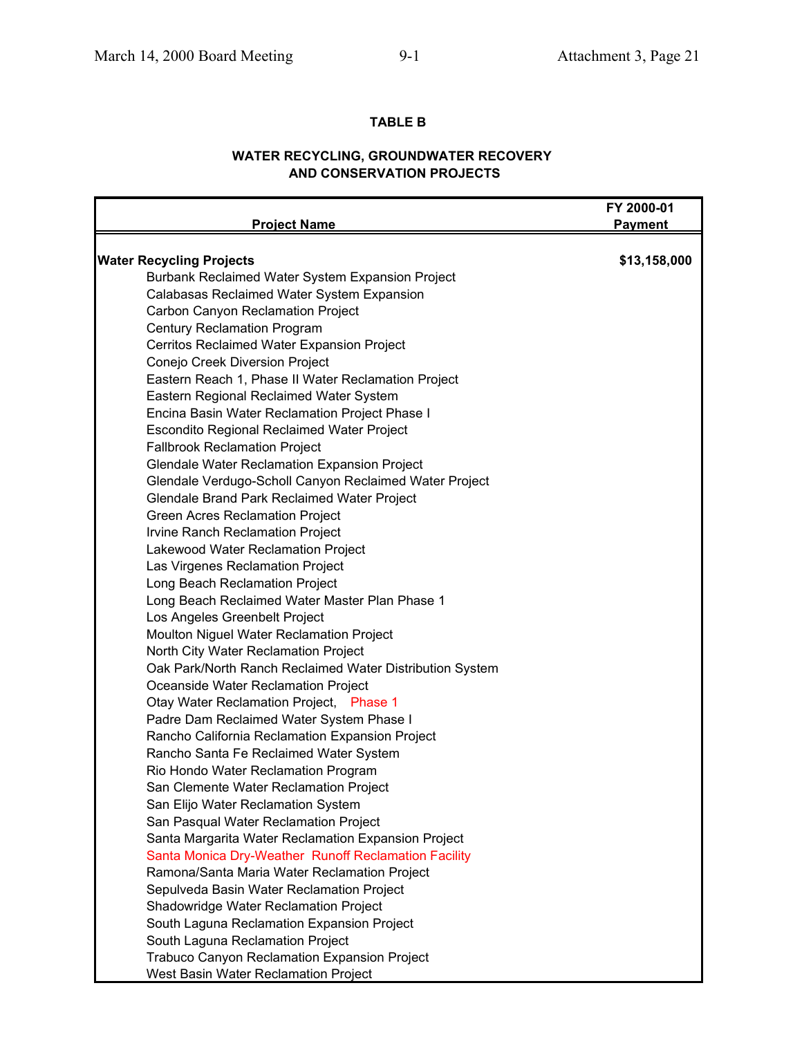**TABLE B**

**WATER RECYCLING, GROUNDWATER RECOVERY AND CONSERVATION PROJECTS**

| Project Name | FY 2000-01 Payment |
|---|---|
| **Water Recycling Projects** | **$13,158,000** |
| Burbank Reclaimed Water System Expansion Project | |
| Calabasas Reclaimed Water System Expansion | |
| Carbon Canyon Reclamation Project | |
| Century Reclamation Program | |
| Cerritos Reclaimed Water Expansion Project | |
| Conejo Creek Diversion Project | |
| Eastern Reach 1, Phase II Water Reclamation Project | |
| Eastern Regional Reclaimed Water System | |
| Encina Basin Water Reclamation Project Phase I | |
| Escondito Regional Reclaimed Water Project | |
| Fallbrook Reclamation Project | |
| Glendale Water Reclamation Expansion Project | |
| Glendale Verdugo-Scholl Canyon Reclaimed Water Project | |
| Glendale Brand Park Reclaimed Water Project | |
| Green Acres Reclamation Project | |
| Irvine Ranch Reclamation Project | |
| Lakewood Water Reclamation Project | |
| Las Virgenes Reclamation Project | |
| Long Beach Reclamation Project | |
| Long Beach Reclaimed Water Master Plan Phase 1 | |
| Los Angeles Greenbelt Project | |
| Moulton Niguel Water Reclamation Project | |
| North City Water Reclamation Project | |
| Oak Park/North Ranch Reclaimed Water Distribution System | |
| Oceanside Water Reclamation Project | |
| Otay Water Reclamation Project, Phase 1 | |
| Padre Dam Reclaimed Water System Phase I | |
| Rancho California Reclamation Expansion Project | |
| Rancho Santa Fe Reclaimed Water System | |
| Rio Hondo Water Reclamation Program | |
| San Clemente Water Reclamation Project | |
| San Elijo Water Reclamation System | |
| San Pasqual Water Reclamation Project | |
| Santa Margarita Water Reclamation Expansion Project | |
| Santa Monica Dry-Weather Runoff Reclamation Facility | |
| Ramona/Santa Maria Water Reclamation Project | |
| Sepulveda Basin Water Reclamation Project | |
| Shadowridge Water Reclamation Project | |
| South Laguna Reclamation Expansion Project | |
| South Laguna Reclamation Project | |
| Trabuco Canyon Reclamation Expansion Project | |
| West Basin Water Reclamation Project | |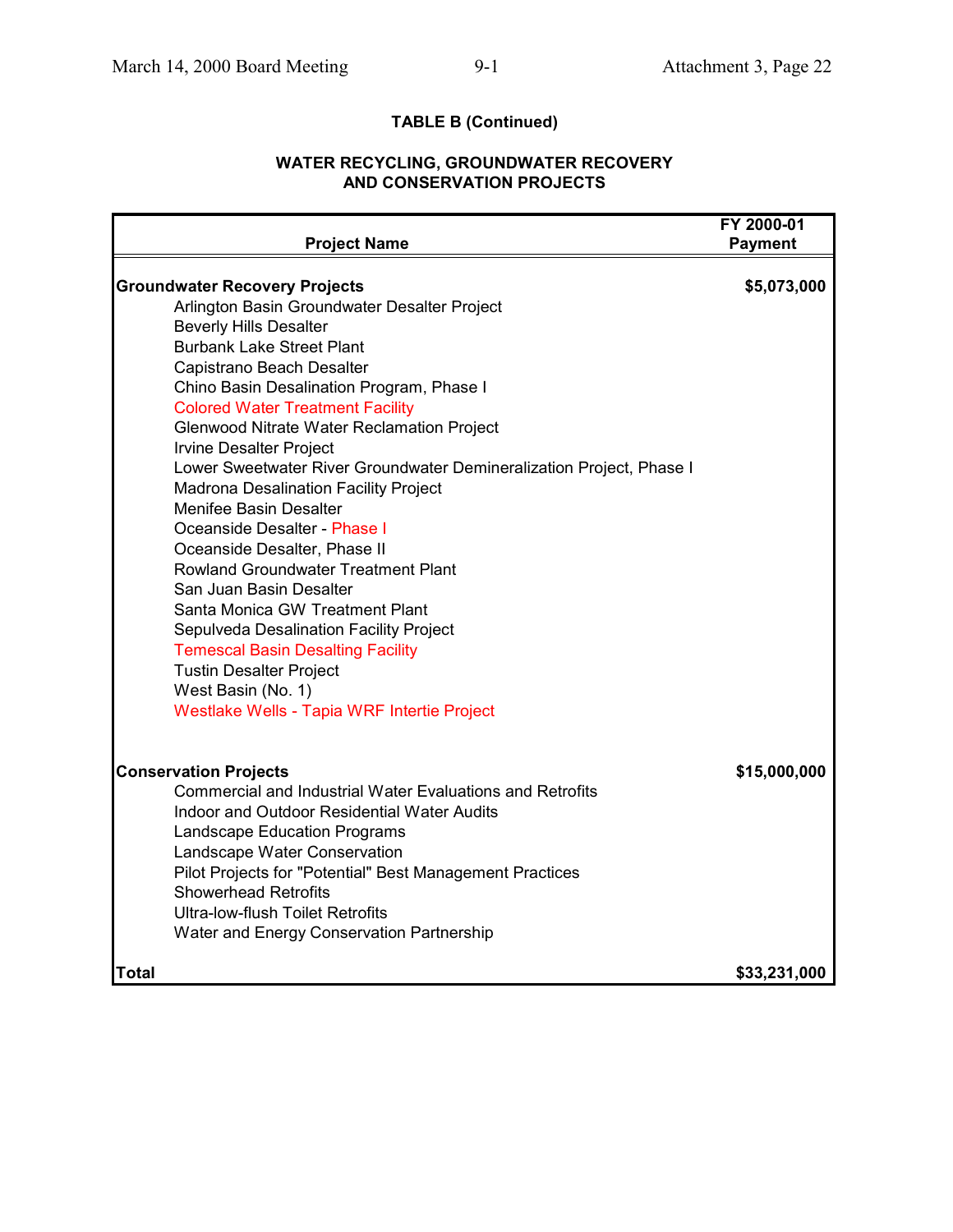### TABLE B (Continued)

### WATER RECYCLING, GROUNDWATER RECOVERY AND CONSERVATION PROJECTS

| Project Name | FY 2000-01 Payment |
|---|---|
| **Groundwater Recovery Projects** | **$5,073,000** |
| Arlington Basin Groundwater Desalter Project | |
| Beverly Hills Desalter | |
| Burbank Lake Street Plant | |
| Capistrano Beach Desalter | |
| Chino Basin Desalination Program, Phase I | |
| Colored Water Treatment Facility | |
| Glenwood Nitrate Water Reclamation Project | |
| Irvine Desalter Project | |
| Lower Sweetwater River Groundwater Demineralization Project, Phase I | |
| Madrona Desalination Facility Project | |
| Menifee Basin Desalter | |
| Oceanside Desalter - Phase I | |
| Oceanside Desalter, Phase II | |
| Rowland Groundwater Treatment Plant | |
| San Juan Basin Desalter | |
| Santa Monica GW Treatment Plant | |
| Sepulveda Desalination Facility Project | |
| Temescal Basin Desalting Facility | |
| Tustin Desalter Project | |
| West Basin (No. 1) | |
| Westlake Wells - Tapia WRF Intertie Project | |
| **Conservation Projects** | **$15,000,000** |
| Commercial and Industrial Water Evaluations and Retrofits | |
| Indoor and Outdoor Residential Water Audits | |
| Landscape Education Programs | |
| Landscape Water Conservation | |
| Pilot Projects for "Potential" Best Management Practices | |
| Showerhead Retrofits | |
| Ultra-low-flush Toilet Retrofits | |
| Water and Energy Conservation Partnership | |
| **Total** | **$33,231,000** |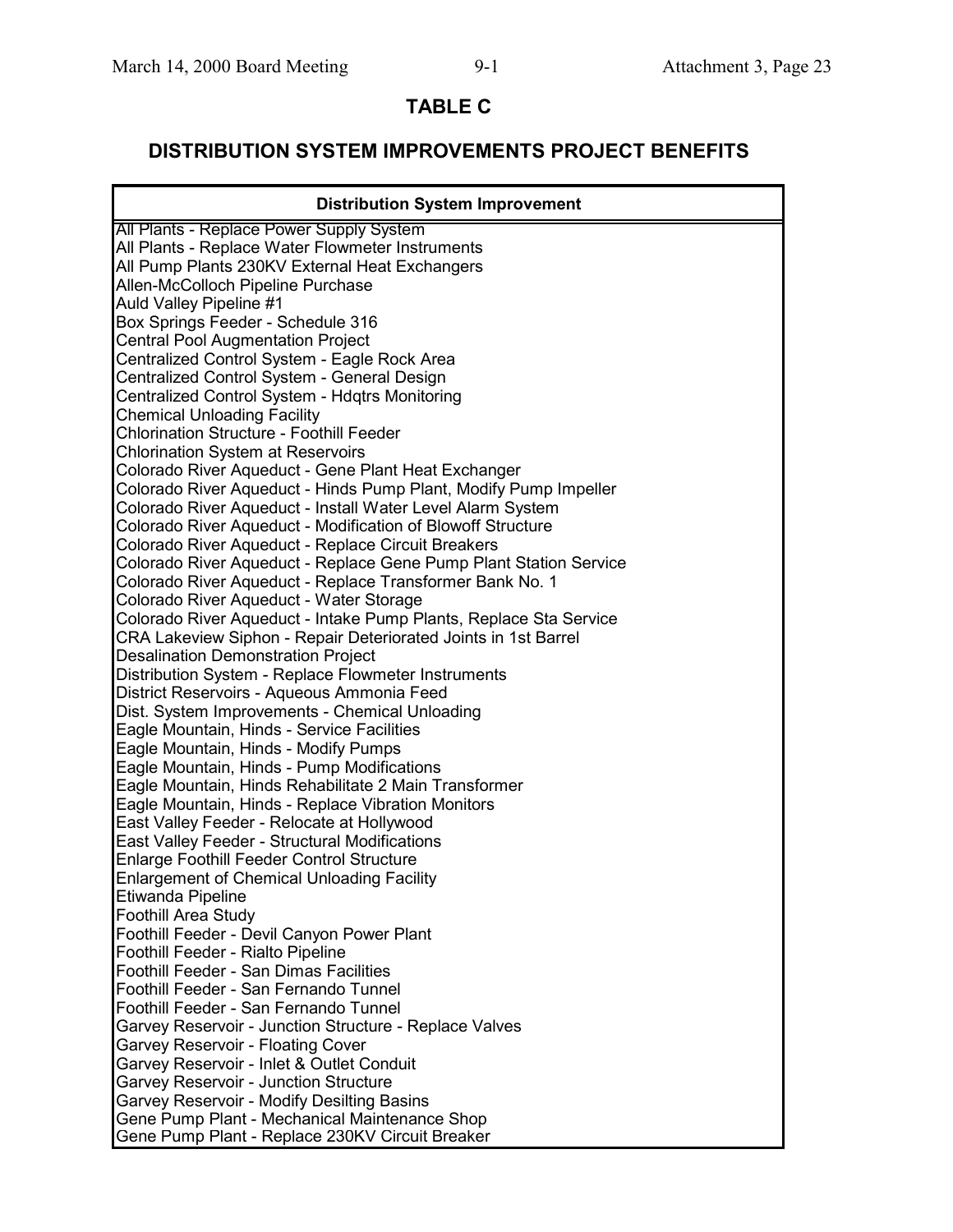# TABLE C

## DISTRIBUTION SYSTEM IMPROVEMENTS PROJECT BENEFITS

| Distribution System Improvement |
|---|
| All Plants - Replace Power Supply System |
| All Plants - Replace Water Flowmeter Instruments |
| All Pump Plants 230KV External Heat Exchangers |
| Allen-McColloch Pipeline Purchase |
| Auld Valley Pipeline #1 |
| Box Springs Feeder - Schedule 316 |
| Central Pool Augmentation Project |
| Centralized Control System - Eagle Rock Area |
| Centralized Control System - General Design |
| Centralized Control System - Hdqtrs Monitoring |
| Chemical Unloading Facility |
| Chlorination Structure - Foothill Feeder |
| Chlorination System at Reservoirs |
| Colorado River Aqueduct - Gene Plant Heat Exchanger |
| Colorado River Aqueduct - Hinds Pump Plant, Modify Pump Impeller |
| Colorado River Aqueduct - Install Water Level Alarm System |
| Colorado River Aqueduct - Modification of Blowoff Structure |
| Colorado River Aqueduct - Replace Circuit Breakers |
| Colorado River Aqueduct - Replace Gene Pump Plant Station Service |
| Colorado River Aqueduct - Replace Transformer Bank No. 1 |
| Colorado River Aqueduct - Water Storage |
| Colorado River Aqueduct - Intake Pump Plants, Replace Sta Service |
| CRA Lakeview Siphon - Repair Deteriorated Joints in 1st Barrel |
| Desalination Demonstration Project |
| Distribution System - Replace Flowmeter Instruments |
| District Reservoirs - Aqueous Ammonia Feed |
| Dist. System Improvements - Chemical Unloading |
| Eagle Mountain, Hinds - Service Facilities |
| Eagle Mountain, Hinds - Modify Pumps |
| Eagle Mountain, Hinds - Pump Modifications |
| Eagle Mountain, Hinds Rehabilitate 2 Main Transformer |
| Eagle Mountain, Hinds - Replace Vibration Monitors |
| East Valley Feeder - Relocate at Hollywood |
| East Valley Feeder - Structural Modifications |
| Enlarge Foothill Feeder Control Structure |
| Enlargement of Chemical Unloading Facility |
| Etiwanda Pipeline |
| Foothill Area Study |
| Foothill Feeder - Devil Canyon Power Plant |
| Foothill Feeder - Rialto Pipeline |
| Foothill Feeder - San Dimas Facilities |
| Foothill Feeder - San Fernando Tunnel |
| Foothill Feeder - San Fernando Tunnel |
| Garvey Reservoir - Junction Structure - Replace Valves |
| Garvey Reservoir - Floating Cover |
| Garvey Reservoir - Inlet & Outlet Conduit |
| Garvey Reservoir - Junction Structure |
| Garvey Reservoir - Modify Desilting Basins |
| Gene Pump Plant - Mechanical Maintenance Shop |
| Gene Pump Plant - Replace 230KV Circuit Breaker |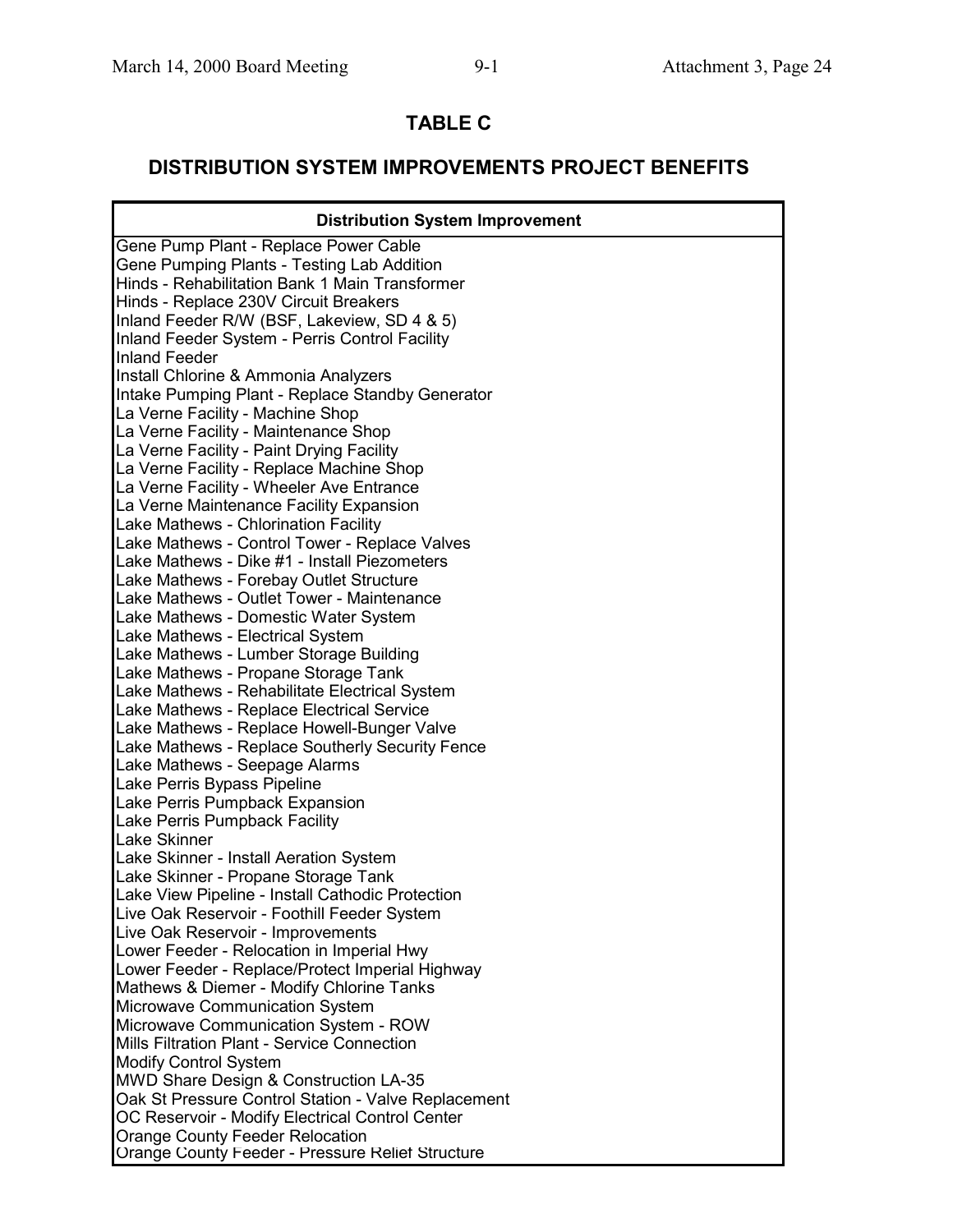## TABLE C

## DISTRIBUTION SYSTEM IMPROVEMENTS PROJECT BENEFITS

| Distribution System Improvement |
|---|
| Gene Pump Plant - Replace Power Cable |
| Gene Pumping Plants - Testing Lab Addition |
| Hinds - Rehabilitation Bank 1 Main Transformer |
| Hinds - Replace 230V Circuit Breakers |
| Inland Feeder R/W (BSF, Lakeview, SD 4 & 5) |
| Inland Feeder System - Perris Control Facility |
| Inland Feeder |
| Install Chlorine & Ammonia Analyzers |
| Intake Pumping Plant - Replace Standby Generator |
| La Verne Facility - Machine Shop |
| La Verne Facility - Maintenance Shop |
| La Verne Facility - Paint Drying Facility |
| La Verne Facility - Replace Machine Shop |
| La Verne Facility - Wheeler Ave Entrance |
| La Verne Maintenance Facility Expansion |
| Lake Mathews - Chlorination Facility |
| Lake Mathews - Control Tower - Replace Valves |
| Lake Mathews - Dike #1 - Install Piezometers |
| Lake Mathews - Forebay Outlet Structure |
| Lake Mathews - Outlet Tower - Maintenance |
| Lake Mathews - Domestic Water System |
| Lake Mathews - Electrical System |
| Lake Mathews - Lumber Storage Building |
| Lake Mathews - Propane Storage Tank |
| Lake Mathews - Rehabilitate Electrical System |
| Lake Mathews - Replace Electrical Service |
| Lake Mathews - Replace Howell-Bunger Valve |
| Lake Mathews - Replace Southerly Security Fence |
| Lake Mathews - Seepage Alarms |
| Lake Perris Bypass Pipeline |
| Lake Perris Pumpback Expansion |
| Lake Perris Pumpback Facility |
| Lake Skinner |
| Lake Skinner - Install Aeration System |
| Lake Skinner - Propane Storage Tank |
| Lake View Pipeline - Install Cathodic Protection |
| Live Oak Reservoir - Foothill Feeder System |
| Live Oak Reservoir - Improvements |
| Lower Feeder - Relocation in Imperial Hwy |
| Lower Feeder - Replace/Protect Imperial Highway |
| Mathews & Diemer - Modify Chlorine Tanks |
| Microwave Communication System |
| Microwave Communication System - ROW |
| Mills Filtration Plant - Service Connection |
| Modify Control System |
| MWD Share Design & Construction LA-35 |
| Oak St Pressure Control Station - Valve Replacement |
| OC Reservoir - Modify Electrical Control Center |
| Orange County Feeder Relocation |
| Orange County Feeder - Pressure Relief Structure |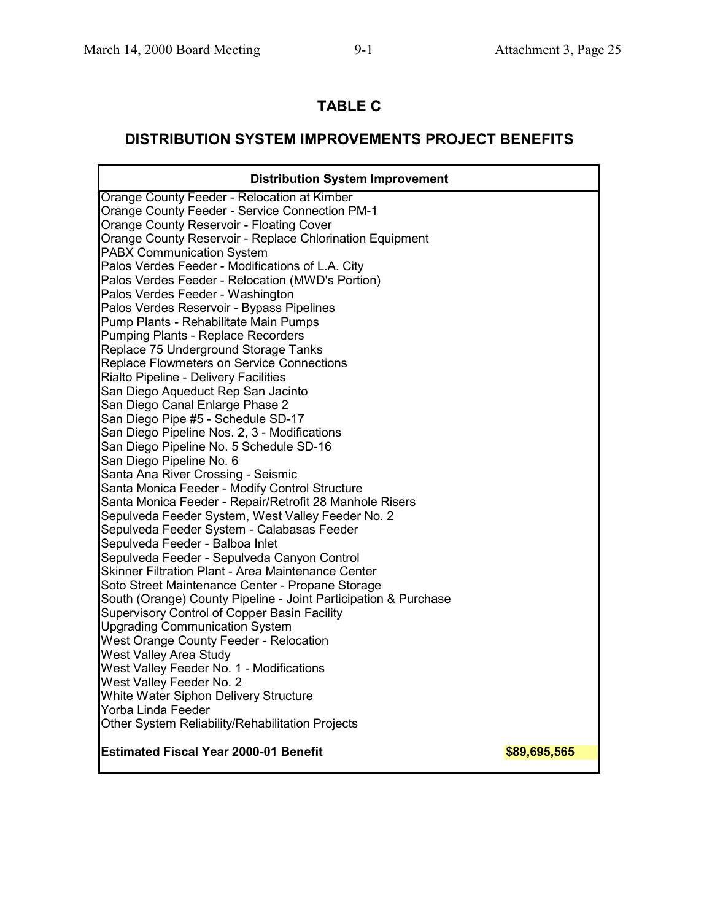# TABLE C

## DISTRIBUTION SYSTEM IMPROVEMENTS PROJECT BENEFITS

| Distribution System Improvement | |
|---|---|
| Orange County Feeder - Relocation at Kimber | |
| Orange County Feeder - Service Connection PM-1 | |
| Orange County Reservoir - Floating Cover | |
| Orange County Reservoir - Replace Chlorination Equipment | |
| PABX Communication System | |
| Palos Verdes Feeder - Modifications of L.A. City | |
| Palos Verdes Feeder - Relocation (MWD's Portion) | |
| Palos Verdes Feeder - Washington | |
| Palos Verdes Reservoir - Bypass Pipelines | |
| Pump Plants - Rehabilitate Main Pumps | |
| Pumping Plants - Replace Recorders | |
| Replace 75 Underground Storage Tanks | |
| Replace Flowmeters on Service Connections | |
| Rialto Pipeline - Delivery Facilities | |
| San Diego Aqueduct Rep San Jacinto | |
| San Diego Canal Enlarge Phase 2 | |
| San Diego Pipe #5 - Schedule SD-17 | |
| San Diego Pipeline Nos. 2, 3 - Modifications | |
| San Diego Pipeline No. 5 Schedule SD-16 | |
| San Diego Pipeline No. 6 | |
| Santa Ana River Crossing - Seismic | |
| Santa Monica Feeder - Modify Control Structure | |
| Santa Monica Feeder - Repair/Retrofit 28 Manhole Risers | |
| Sepulveda Feeder System, West Valley Feeder No. 2 | |
| Sepulveda Feeder System - Calabasas Feeder | |
| Sepulveda Feeder - Balboa Inlet | |
| Sepulveda Feeder - Sepulveda Canyon Control | |
| Skinner Filtration Plant - Area Maintenance Center | |
| Soto Street Maintenance Center - Propane Storage | |
| South (Orange) County Pipeline - Joint Participation & Purchase | |
| Supervisory Control of Copper Basin Facility | |
| Upgrading Communication System | |
| West Orange County Feeder - Relocation | |
| West Valley Area Study | |
| West Valley Feeder No. 1 - Modifications | |
| West Valley Feeder No. 2 | |
| White Water Siphon Delivery Structure | |
| Yorba Linda Feeder | |
| Other System Reliability/Rehabilitation Projects | |
| **Estimated Fiscal Year 2000-01 Benefit** | **$89,695,565** |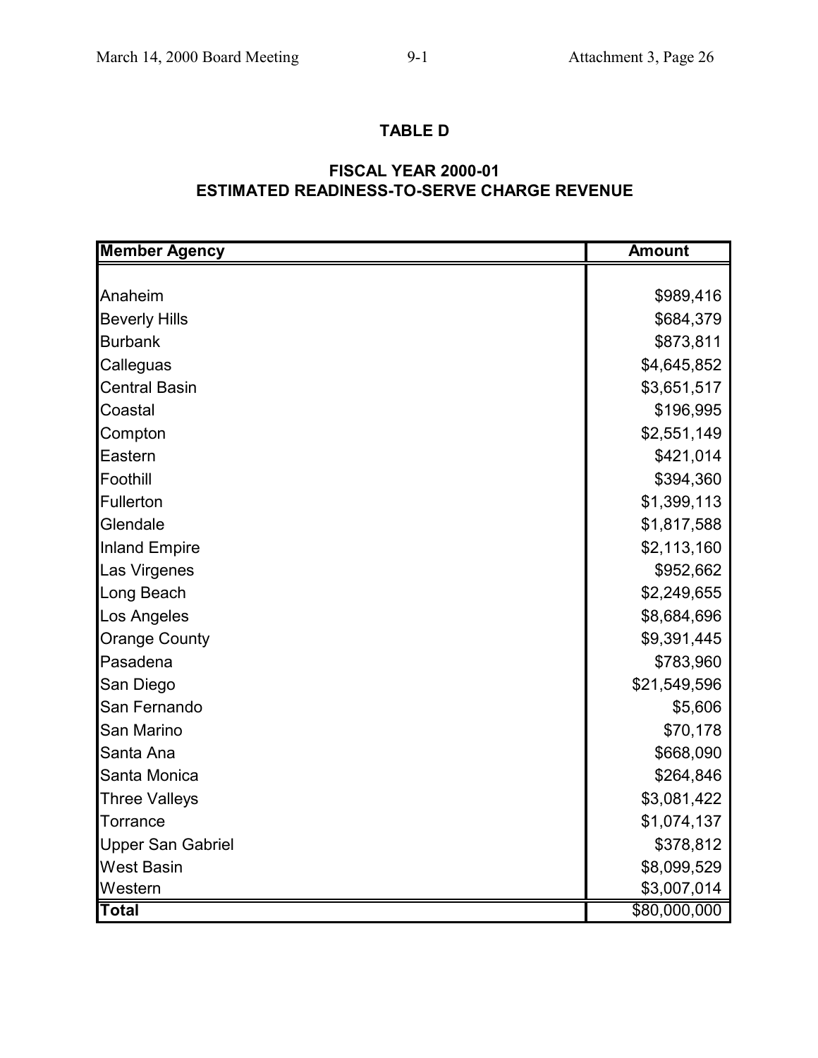## TABLE D

## FISCAL YEAR 2000-01
## ESTIMATED READINESS-TO-SERVE CHARGE REVENUE

| Member Agency | Amount |
|---|---:|
| Anaheim | $989,416 |
| Beverly Hills | $684,379 |
| Burbank | $873,811 |
| Calleguas | $4,645,852 |
| Central Basin | $3,651,517 |
| Coastal | $196,995 |
| Compton | $2,551,149 |
| Eastern | $421,014 |
| Foothill | $394,360 |
| Fullerton | $1,399,113 |
| Glendale | $1,817,588 |
| Inland Empire | $2,113,160 |
| Las Virgenes | $952,662 |
| Long Beach | $2,249,655 |
| Los Angeles | $8,684,696 |
| Orange County | $9,391,445 |
| Pasadena | $783,960 |
| San Diego | $21,549,596 |
| San Fernando | $5,606 |
| San Marino | $70,178 |
| Santa Ana | $668,090 |
| Santa Monica | $264,846 |
| Three Valleys | $3,081,422 |
| Torrance | $1,074,137 |
| Upper San Gabriel | $378,812 |
| West Basin | $8,099,529 |
| Western | $3,007,014 |
| **Total** | $80,000,000 |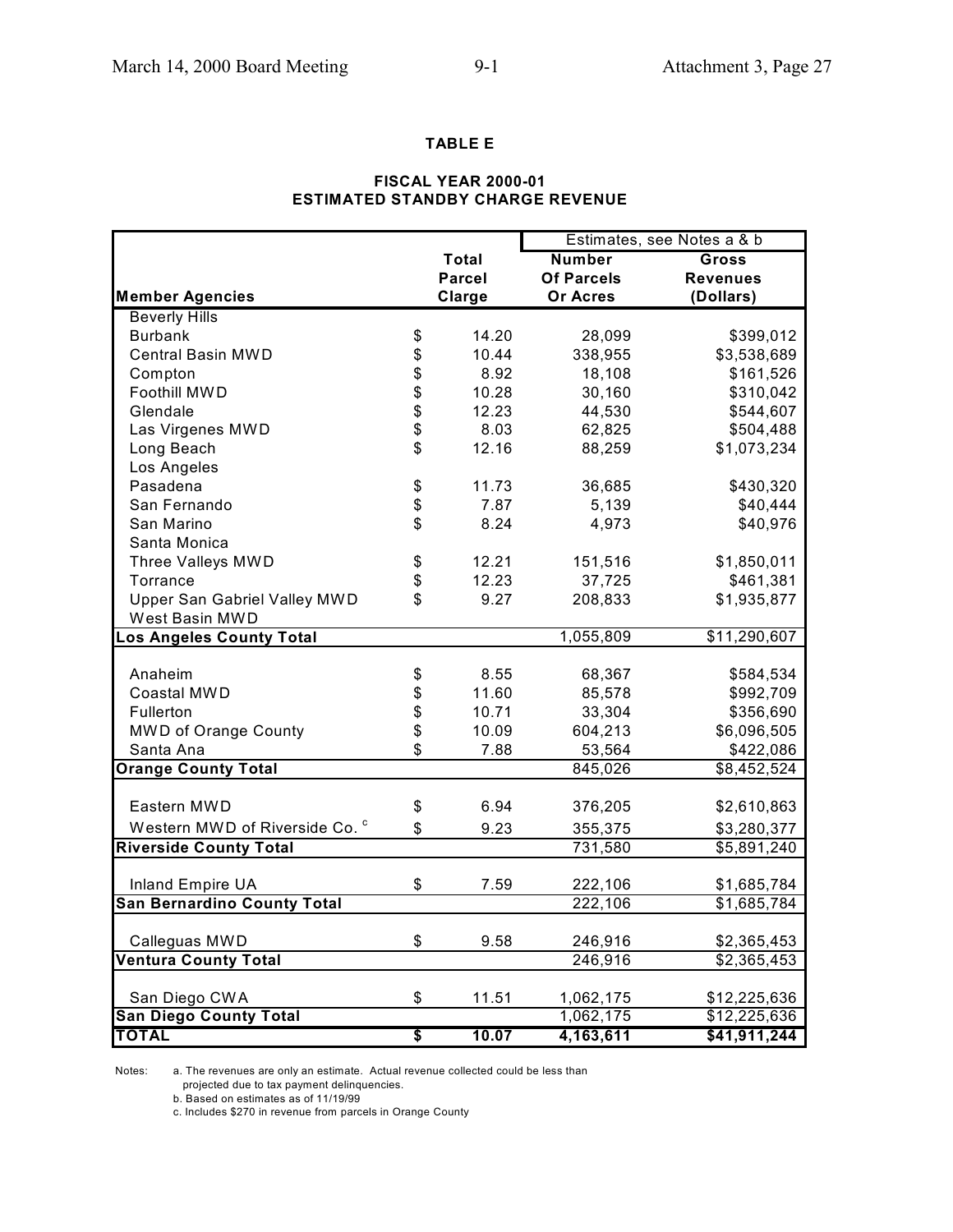**TABLE E**

**FISCAL YEAR 2000-01**
**ESTIMATED STANDBY CHARGE REVENUE**

| Member Agencies | Total Parcel Clarge | Estimates, see Notes a & b Number Of Parcels Or Acres | Gross Revenues (Dollars) |
|---|---|---|---|
| Beverly Hills | | | |
| Burbank | $ 14.20 | 28,099 | $399,012 |
| Central Basin MWD | $ 10.44 | 338,955 | $3,538,689 |
| Compton | $ 8.92 | 18,108 | $161,526 |
| Foothill MWD | $ 10.28 | 30,160 | $310,042 |
| Glendale | $ 12.23 | 44,530 | $544,607 |
| Las Virgenes MWD | $ 8.03 | 62,825 | $504,488 |
| Long Beach | $ 12.16 | 88,259 | $1,073,234 |
| Los Angeles | | | |
| Pasadena | $ 11.73 | 36,685 | $430,320 |
| San Fernando | $ 7.87 | 5,139 | $40,444 |
| San Marino | $ 8.24 | 4,973 | $40,976 |
| Santa Monica | | | |
| Three Valleys MWD | $ 12.21 | 151,516 | $1,850,011 |
| Torrance | $ 12.23 | 37,725 | $461,381 |
| Upper San Gabriel Valley MWD | $ 9.27 | 208,833 | $1,935,877 |
| West Basin MWD | | | |
| **Los Angeles County Total** | | 1,055,809 | $11,290,607 |
| Anaheim | $ 8.55 | 68,367 | $584,534 |
| Coastal MWD | $ 11.60 | 85,578 | $992,709 |
| Fullerton | $ 10.71 | 33,304 | $356,690 |
| MWD of Orange County | $ 10.09 | 604,213 | $6,096,505 |
| Santa Ana | $ 7.88 | 53,564 | $422,086 |
| **Orange County Total** | | 845,026 | $8,452,524 |
| Eastern MWD | $ 6.94 | 376,205 | $2,610,863 |
| Western MWD of Riverside Co. [c] | $ 9.23 | 355,375 | $3,280,377 |
| **Riverside County Total** | | 731,580 | $5,891,240 |
| Inland Empire UA | $ 7.59 | 222,106 | $1,685,784 |
| **San Bernardino County Total** | | 222,106 | $1,685,784 |
| Calleguas MWD | $ 9.58 | 246,916 | $2,365,453 |
| **Ventura County Total** | | 246,916 | $2,365,453 |
| San Diego CWA | $ 11.51 | 1,062,175 | $12,225,636 |
| **San Diego County Total** | | 1,062,175 | $12,225,636 |
| **TOTAL** | **$ 10.07** | **4,163,611** | **$41,911,244** |

Notes:
a. The revenues are only an estimate. Actual revenue collected could be less than projected due to tax payment delinquencies.
b. Based on estimates as of 11/19/99
c. Includes $270 in revenue from parcels in Orange County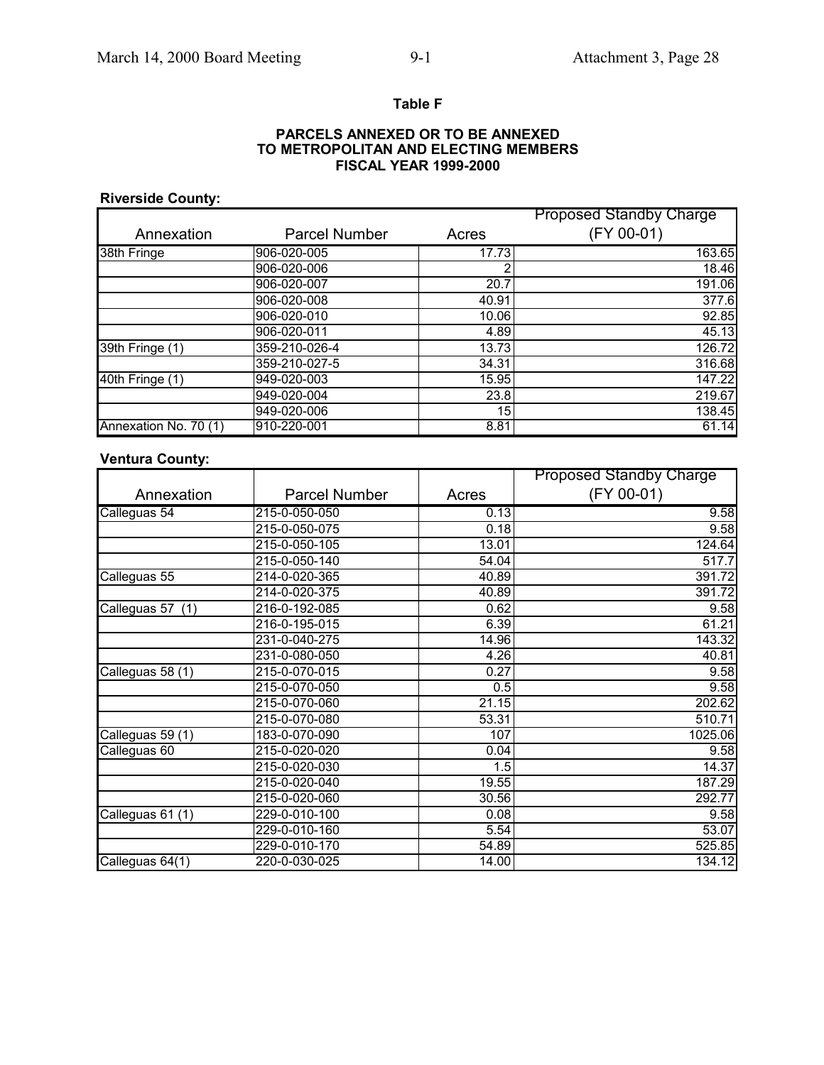**Table F**

**PARCELS ANNEXED OR TO BE ANNEXED
TO METROPOLITAN AND ELECTING MEMBERS
FISCAL YEAR 1999-2000**

**Riverside County:**

| Annexation | Parcel Number | Acres | Proposed Standby Charge (FY 00-01) |
|---|---|---|---|
| 38th Fringe | 906-020-005 | 17.73 | 163.65 |
| | 906-020-006 | 2 | 18.46 |
| | 906-020-007 | 20.7 | 191.06 |
| | 906-020-008 | 40.91 | 377.6 |
| | 906-020-010 | 10.06 | 92.85 |
| | 906-020-011 | 4.89 | 45.13 |
| 39th Fringe (1) | 359-210-026-4 | 13.73 | 126.72 |
| | 359-210-027-5 | 34.31 | 316.68 |
| 40th Fringe (1) | 949-020-003 | 15.95 | 147.22 |
| | 949-020-004 | 23.8 | 219.67 |
| | 949-020-006 | 15 | 138.45 |
| Annexation No. 70 (1) | 910-220-001 | 8.81 | 61.14 |

**Ventura County:**

| Annexation | Parcel Number | Acres | Proposed Standby Charge (FY 00-01) |
|---|---|---|---|
| Calleguas 54 | 215-0-050-050 | 0.13 | 9.58 |
| | 215-0-050-075 | 0.18 | 9.58 |
| | 215-0-050-105 | 13.01 | 124.64 |
| | 215-0-050-140 | 54.04 | 517.7 |
| Calleguas 55 | 214-0-020-365 | 40.89 | 391.72 |
| | 214-0-020-375 | 40.89 | 391.72 |
| Calleguas 57 (1) | 216-0-192-085 | 0.62 | 9.58 |
| | 216-0-195-015 | 6.39 | 61.21 |
| | 231-0-040-275 | 14.96 | 143.32 |
| | 231-0-080-050 | 4.26 | 40.81 |
| Calleguas 58 (1) | 215-0-070-015 | 0.27 | 9.58 |
| | 215-0-070-050 | 0.5 | 9.58 |
| | 215-0-070-060 | 21.15 | 202.62 |
| | 215-0-070-080 | 53.31 | 510.71 |
| Calleguas 59 (1) | 183-0-070-090 | 107 | 1025.06 |
| Calleguas 60 | 215-0-020-020 | 0.04 | 9.58 |
| | 215-0-020-030 | 1.5 | 14.37 |
| | 215-0-020-040 | 19.55 | 187.29 |
| | 215-0-020-060 | 30.56 | 292.77 |
| Calleguas 61 (1) | 229-0-010-100 | 0.08 | 9.58 |
| | 229-0-010-160 | 5.54 | 53.07 |
| | 229-0-010-170 | 54.89 | 525.85 |
| Calleguas 64(1) | 220-0-030-025 | 14.00 | 134.12 |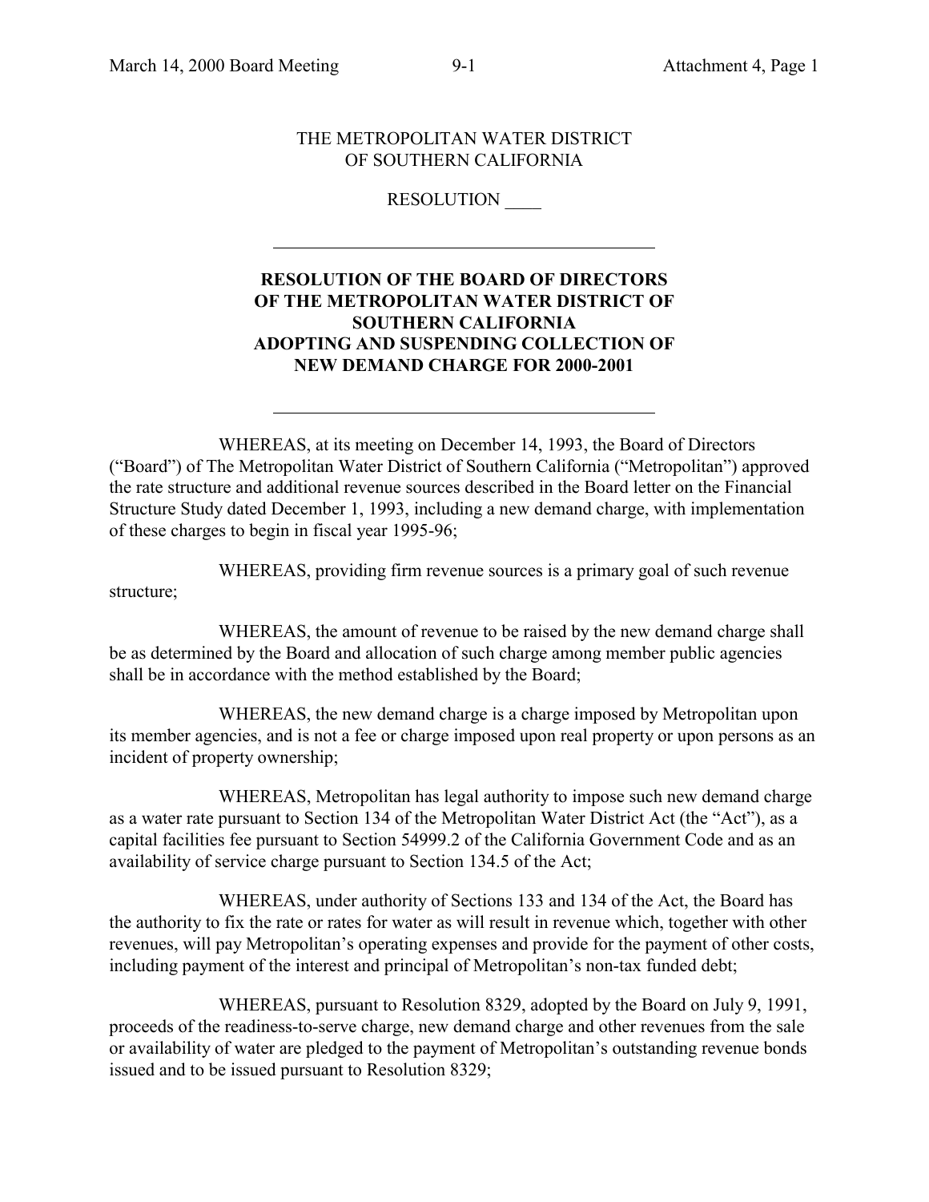THE METROPOLITAN WATER DISTRICT
OF SOUTHERN CALIFORNIA

RESOLUTION ____

---

**RESOLUTION OF THE BOARD OF DIRECTORS OF THE METROPOLITAN WATER DISTRICT OF SOUTHERN CALIFORNIA ADOPTING AND SUSPENDING COLLECTION OF NEW DEMAND CHARGE FOR 2000-2001**

---

WHEREAS, at its meeting on December 14, 1993, the Board of Directors ("Board") of The Metropolitan Water District of Southern California ("Metropolitan") approved the rate structure and additional revenue sources described in the Board letter on the Financial Structure Study dated December 1, 1993, including a new demand charge, with implementation of these charges to begin in fiscal year 1995-96;

WHEREAS, providing firm revenue sources is a primary goal of such revenue structure;

WHEREAS, the amount of revenue to be raised by the new demand charge shall be as determined by the Board and allocation of such charge among member public agencies shall be in accordance with the method established by the Board;

WHEREAS, the new demand charge is a charge imposed by Metropolitan upon its member agencies, and is not a fee or charge imposed upon real property or upon persons as an incident of property ownership;

WHEREAS, Metropolitan has legal authority to impose such new demand charge as a water rate pursuant to Section 134 of the Metropolitan Water District Act (the "Act"), as a capital facilities fee pursuant to Section 54999.2 of the California Government Code and as an availability of service charge pursuant to Section 134.5 of the Act;

WHEREAS, under authority of Sections 133 and 134 of the Act, the Board has the authority to fix the rate or rates for water as will result in revenue which, together with other revenues, will pay Metropolitan's operating expenses and provide for the payment of other costs, including payment of the interest and principal of Metropolitan's non-tax funded debt;

WHEREAS, pursuant to Resolution 8329, adopted by the Board on July 9, 1991, proceeds of the readiness-to-serve charge, new demand charge and other revenues from the sale or availability of water are pledged to the payment of Metropolitan's outstanding revenue bonds issued and to be issued pursuant to Resolution 8329;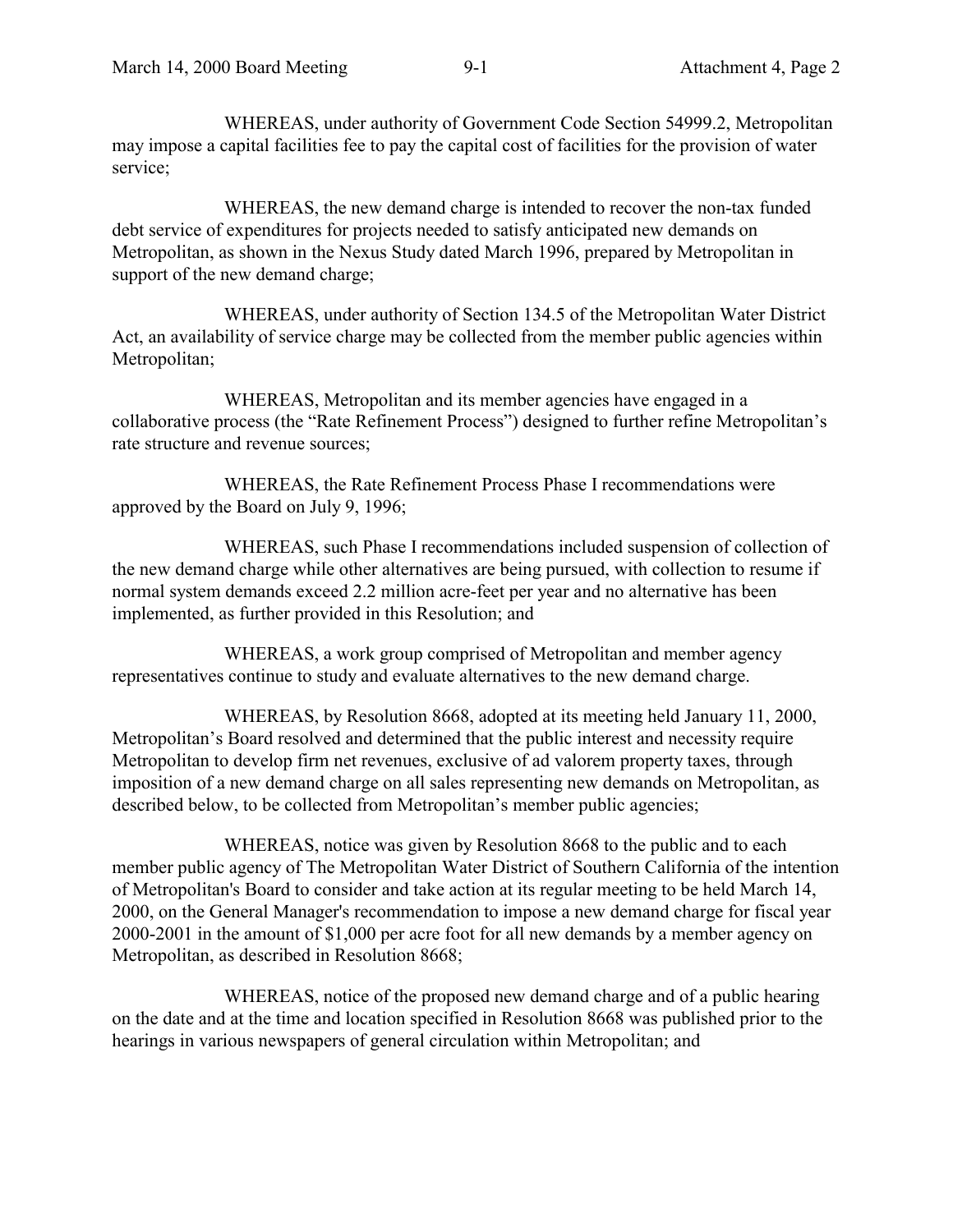WHEREAS, under authority of Government Code Section 54999.2, Metropolitan may impose a capital facilities fee to pay the capital cost of facilities for the provision of water service;

WHEREAS, the new demand charge is intended to recover the non-tax funded debt service of expenditures for projects needed to satisfy anticipated new demands on Metropolitan, as shown in the Nexus Study dated March 1996, prepared by Metropolitan in support of the new demand charge;

WHEREAS, under authority of Section 134.5 of the Metropolitan Water District Act, an availability of service charge may be collected from the member public agencies within Metropolitan;

WHEREAS, Metropolitan and its member agencies have engaged in a collaborative process (the "Rate Refinement Process") designed to further refine Metropolitan's rate structure and revenue sources;

WHEREAS, the Rate Refinement Process Phase I recommendations were approved by the Board on July 9, 1996;

WHEREAS, such Phase I recommendations included suspension of collection of the new demand charge while other alternatives are being pursued, with collection to resume if normal system demands exceed 2.2 million acre-feet per year and no alternative has been implemented, as further provided in this Resolution; and

WHEREAS, a work group comprised of Metropolitan and member agency representatives continue to study and evaluate alternatives to the new demand charge.

WHEREAS, by Resolution 8668, adopted at its meeting held January 11, 2000, Metropolitan's Board resolved and determined that the public interest and necessity require Metropolitan to develop firm net revenues, exclusive of ad valorem property taxes, through imposition of a new demand charge on all sales representing new demands on Metropolitan, as described below, to be collected from Metropolitan's member public agencies;

WHEREAS, notice was given by Resolution 8668 to the public and to each member public agency of The Metropolitan Water District of Southern California of the intention of Metropolitan's Board to consider and take action at its regular meeting to be held March 14, 2000, on the General Manager's recommendation to impose a new demand charge for fiscal year 2000-2001 in the amount of $1,000 per acre foot for all new demands by a member agency on Metropolitan, as described in Resolution 8668;

WHEREAS, notice of the proposed new demand charge and of a public hearing on the date and at the time and location specified in Resolution 8668 was published prior to the hearings in various newspapers of general circulation within Metropolitan; and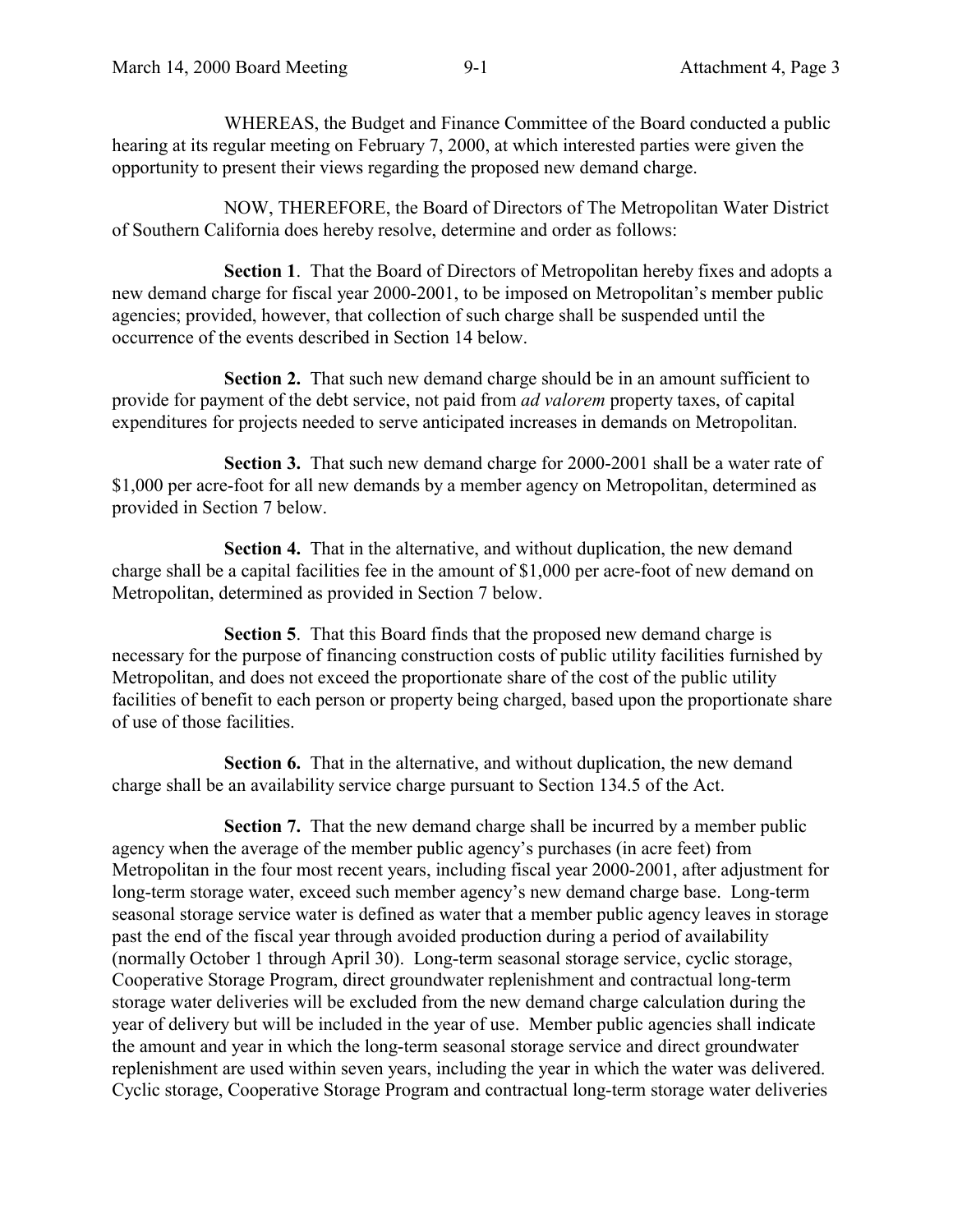WHEREAS, the Budget and Finance Committee of the Board conducted a public hearing at its regular meeting on February 7, 2000, at which interested parties were given the opportunity to present their views regarding the proposed new demand charge.

NOW, THEREFORE, the Board of Directors of The Metropolitan Water District of Southern California does hereby resolve, determine and order as follows:

**Section 1**. That the Board of Directors of Metropolitan hereby fixes and adopts a new demand charge for fiscal year 2000-2001, to be imposed on Metropolitan's member public agencies; provided, however, that collection of such charge shall be suspended until the occurrence of the events described in Section 14 below.

**Section 2.** That such new demand charge should be in an amount sufficient to provide for payment of the debt service, not paid from *ad valorem* property taxes, of capital expenditures for projects needed to serve anticipated increases in demands on Metropolitan.

**Section 3.** That such new demand charge for 2000-2001 shall be a water rate of $1,000 per acre-foot for all new demands by a member agency on Metropolitan, determined as provided in Section 7 below.

**Section 4.** That in the alternative, and without duplication, the new demand charge shall be a capital facilities fee in the amount of $1,000 per acre-foot of new demand on Metropolitan, determined as provided in Section 7 below.

**Section 5**. That this Board finds that the proposed new demand charge is necessary for the purpose of financing construction costs of public utility facilities furnished by Metropolitan, and does not exceed the proportionate share of the cost of the public utility facilities of benefit to each person or property being charged, based upon the proportionate share of use of those facilities.

**Section 6.** That in the alternative, and without duplication, the new demand charge shall be an availability service charge pursuant to Section 134.5 of the Act.

**Section 7.** That the new demand charge shall be incurred by a member public agency when the average of the member public agency's purchases (in acre feet) from Metropolitan in the four most recent years, including fiscal year 2000-2001, after adjustment for long-term storage water, exceed such member agency's new demand charge base. Long-term seasonal storage service water is defined as water that a member public agency leaves in storage past the end of the fiscal year through avoided production during a period of availability (normally October 1 through April 30). Long-term seasonal storage service, cyclic storage, Cooperative Storage Program, direct groundwater replenishment and contractual long-term storage water deliveries will be excluded from the new demand charge calculation during the year of delivery but will be included in the year of use. Member public agencies shall indicate the amount and year in which the long-term seasonal storage service and direct groundwater replenishment are used within seven years, including the year in which the water was delivered. Cyclic storage, Cooperative Storage Program and contractual long-term storage water deliveries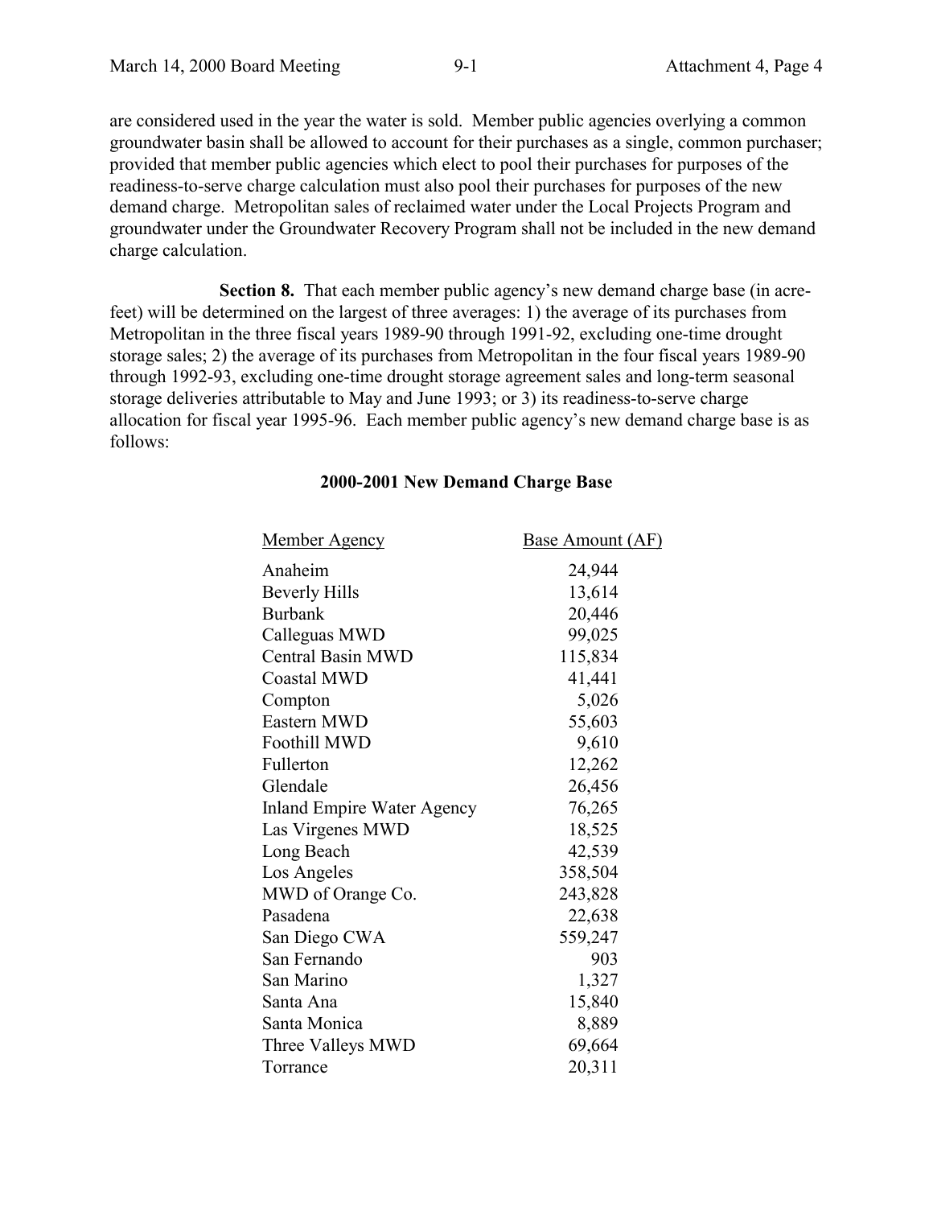are considered used in the year the water is sold. Member public agencies overlying a common groundwater basin shall be allowed to account for their purchases as a single, common purchaser; provided that member public agencies which elect to pool their purchases for purposes of the readiness-to-serve charge calculation must also pool their purchases for purposes of the new demand charge. Metropolitan sales of reclaimed water under the Local Projects Program and groundwater under the Groundwater Recovery Program shall not be included in the new demand charge calculation.

**Section 8.** That each member public agency's new demand charge base (in acre-feet) will be determined on the largest of three averages: 1) the average of its purchases from Metropolitan in the three fiscal years 1989-90 through 1991-92, excluding one-time drought storage sales; 2) the average of its purchases from Metropolitan in the four fiscal years 1989-90 through 1992-93, excluding one-time drought storage agreement sales and long-term seasonal storage deliveries attributable to May and June 1993; or 3) its readiness-to-serve charge allocation for fiscal year 1995-96. Each member public agency's new demand charge base is as follows:

**2000-2001 New Demand Charge Base**

| Member Agency | Base Amount (AF) |
|---|---|
| Anaheim | 24,944 |
| Beverly Hills | 13,614 |
| Burbank | 20,446 |
| Calleguas MWD | 99,025 |
| Central Basin MWD | 115,834 |
| Coastal MWD | 41,441 |
| Compton | 5,026 |
| Eastern MWD | 55,603 |
| Foothill MWD | 9,610 |
| Fullerton | 12,262 |
| Glendale | 26,456 |
| Inland Empire Water Agency | 76,265 |
| Las Virgenes MWD | 18,525 |
| Long Beach | 42,539 |
| Los Angeles | 358,504 |
| MWD of Orange Co. | 243,828 |
| Pasadena | 22,638 |
| San Diego CWA | 559,247 |
| San Fernando | 903 |
| San Marino | 1,327 |
| Santa Ana | 15,840 |
| Santa Monica | 8,889 |
| Three Valleys MWD | 69,664 |
| Torrance | 20,311 |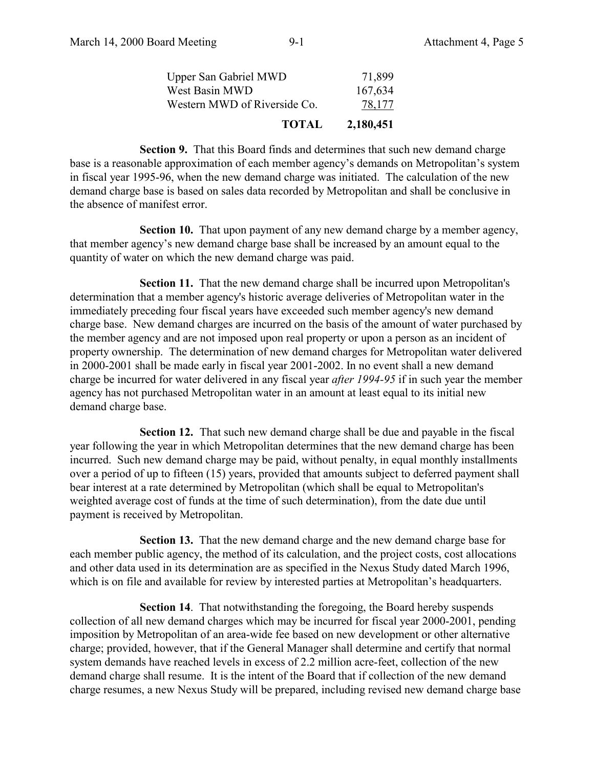| | |
|---|---|
| Upper San Gabriel MWD | 71,899 |
| West Basin MWD | 167,634 |
| Western MWD of Riverside Co. | 78,177 |
| **TOTAL** | **2,180,451** |

**Section 9.** That this Board finds and determines that such new demand charge base is a reasonable approximation of each member agency's demands on Metropolitan's system in fiscal year 1995-96, when the new demand charge was initiated. The calculation of the new demand charge base is based on sales data recorded by Metropolitan and shall be conclusive in the absence of manifest error.

**Section 10.** That upon payment of any new demand charge by a member agency, that member agency's new demand charge base shall be increased by an amount equal to the quantity of water on which the new demand charge was paid.

**Section 11.** That the new demand charge shall be incurred upon Metropolitan's determination that a member agency's historic average deliveries of Metropolitan water in the immediately preceding four fiscal years have exceeded such member agency's new demand charge base. New demand charges are incurred on the basis of the amount of water purchased by the member agency and are not imposed upon real property or upon a person as an incident of property ownership. The determination of new demand charges for Metropolitan water delivered in 2000-2001 shall be made early in fiscal year 2001-2002. In no event shall a new demand charge be incurred for water delivered in any fiscal year *after 1994-95* if in such year the member agency has not purchased Metropolitan water in an amount at least equal to its initial new demand charge base.

**Section 12.** That such new demand charge shall be due and payable in the fiscal year following the year in which Metropolitan determines that the new demand charge has been incurred. Such new demand charge may be paid, without penalty, in equal monthly installments over a period of up to fifteen (15) years, provided that amounts subject to deferred payment shall bear interest at a rate determined by Metropolitan (which shall be equal to Metropolitan's weighted average cost of funds at the time of such determination), from the date due until payment is received by Metropolitan.

**Section 13.** That the new demand charge and the new demand charge base for each member public agency, the method of its calculation, and the project costs, cost allocations and other data used in its determination are as specified in the Nexus Study dated March 1996, which is on file and available for review by interested parties at Metropolitan's headquarters.

**Section 14**. That notwithstanding the foregoing, the Board hereby suspends collection of all new demand charges which may be incurred for fiscal year 2000-2001, pending imposition by Metropolitan of an area-wide fee based on new development or other alternative charge; provided, however, that if the General Manager shall determine and certify that normal system demands have reached levels in excess of 2.2 million acre-feet, collection of the new demand charge shall resume. It is the intent of the Board that if collection of the new demand charge resumes, a new Nexus Study will be prepared, including revised new demand charge base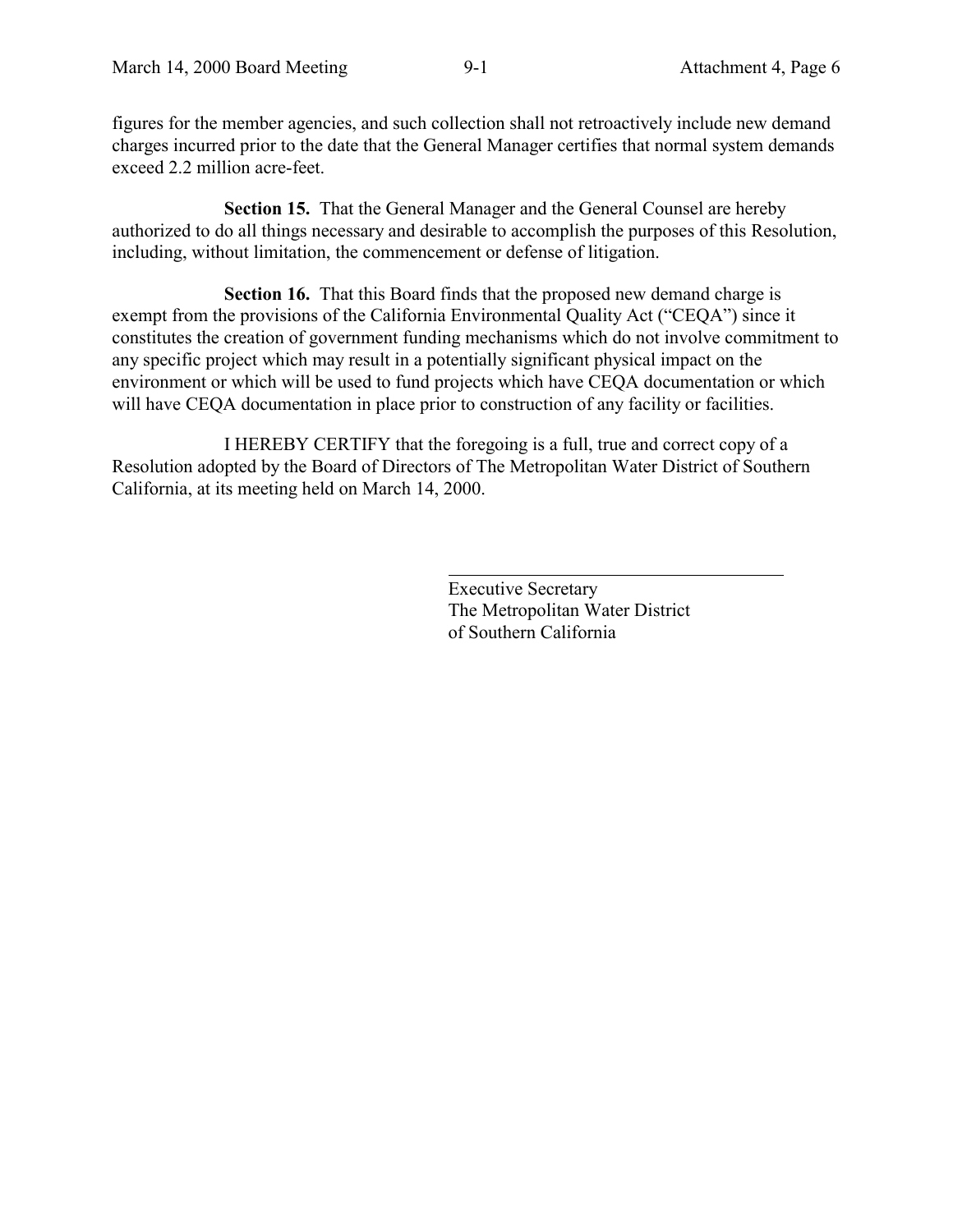figures for the member agencies, and such collection shall not retroactively include new demand charges incurred prior to the date that the General Manager certifies that normal system demands exceed 2.2 million acre-feet.

**Section 15.** That the General Manager and the General Counsel are hereby authorized to do all things necessary and desirable to accomplish the purposes of this Resolution, including, without limitation, the commencement or defense of litigation.

**Section 16.** That this Board finds that the proposed new demand charge is exempt from the provisions of the California Environmental Quality Act ("CEQA") since it constitutes the creation of government funding mechanisms which do not involve commitment to any specific project which may result in a potentially significant physical impact on the environment or which will be used to fund projects which have CEQA documentation or which will have CEQA documentation in place prior to construction of any facility or facilities.

I HEREBY CERTIFY that the foregoing is a full, true and correct copy of a Resolution adopted by the Board of Directors of The Metropolitan Water District of Southern California, at its meeting held on March 14, 2000.

\_\_\_\_\_\_\_\_\_\_\_\_\_\_\_\_\_\_\_\_\_\_\_\_\_\_\_\_\_\_\_\_\_\_\_\_

Executive Secretary  
The Metropolitan Water District  
of Southern California